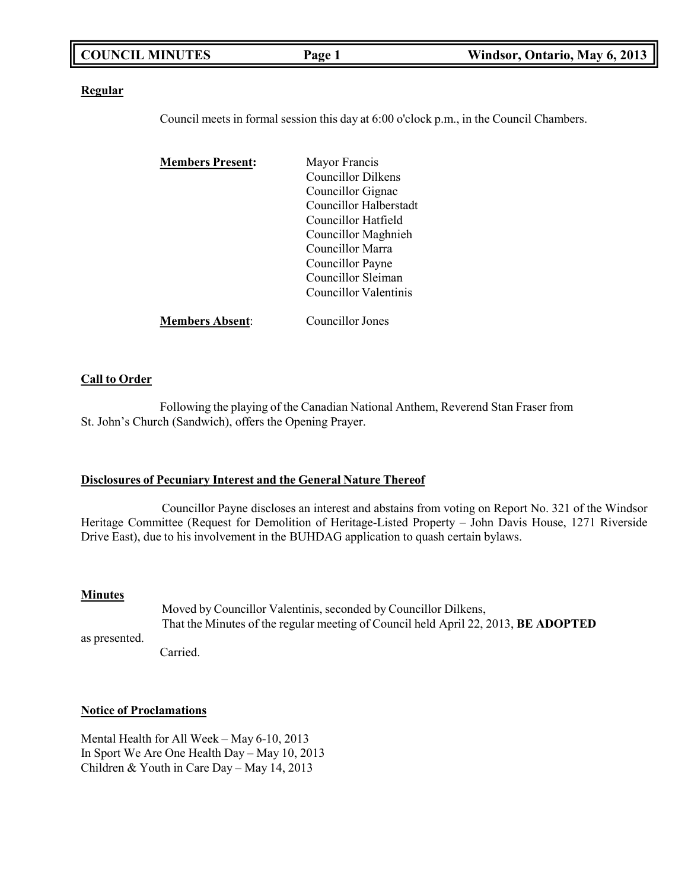# COUNCIL MINUTES

**Windsor, Ontario, May 6, 2013**

## Regular

Council meets in formal session this day at 6:00 o'clock p.m., in the Council Chambers.

**Members Present:**

- Mayor Francis
- Councillor Dilkens
- Councillor Gignac
- Councillor Halberstadt
- Councillor Hatfield
- Councillor Maghnieh
- Councillor Marra
- Councillor Payne
- Councillor Sleiman
- Councillor Valentinis

**Members Absent**: Councillor Jones

## Call to Order

Following the playing of the Canadian National Anthem, Reverend Stan Fraser from St. John's Church (Sandwich), offers the Opening Prayer.

## Disclosures of Pecuniary Interest and the General Nature Thereof

Councillor Payne discloses an interest and abstains from voting on Report No. 321 of the Windsor Heritage Committee (Request for Demolition of Heritage-Listed Property – John Davis House, 1271 Riverside Drive East), due to his involvement in the BUHDAG application to quash certain bylaws.

## Minutes

Moved by Councillor Valentinis, seconded by Councillor Dilkens,

That the Minutes of the regular meeting of Council held April 22, 2013, **BE ADOPTED** as presented.

Carried.

## Notice of Proclamations

Mental Health for All Week – May 6-10, 2013
In Sport We Are One Health Day – May 10, 2013
Children & Youth in Care Day – May 14, 2013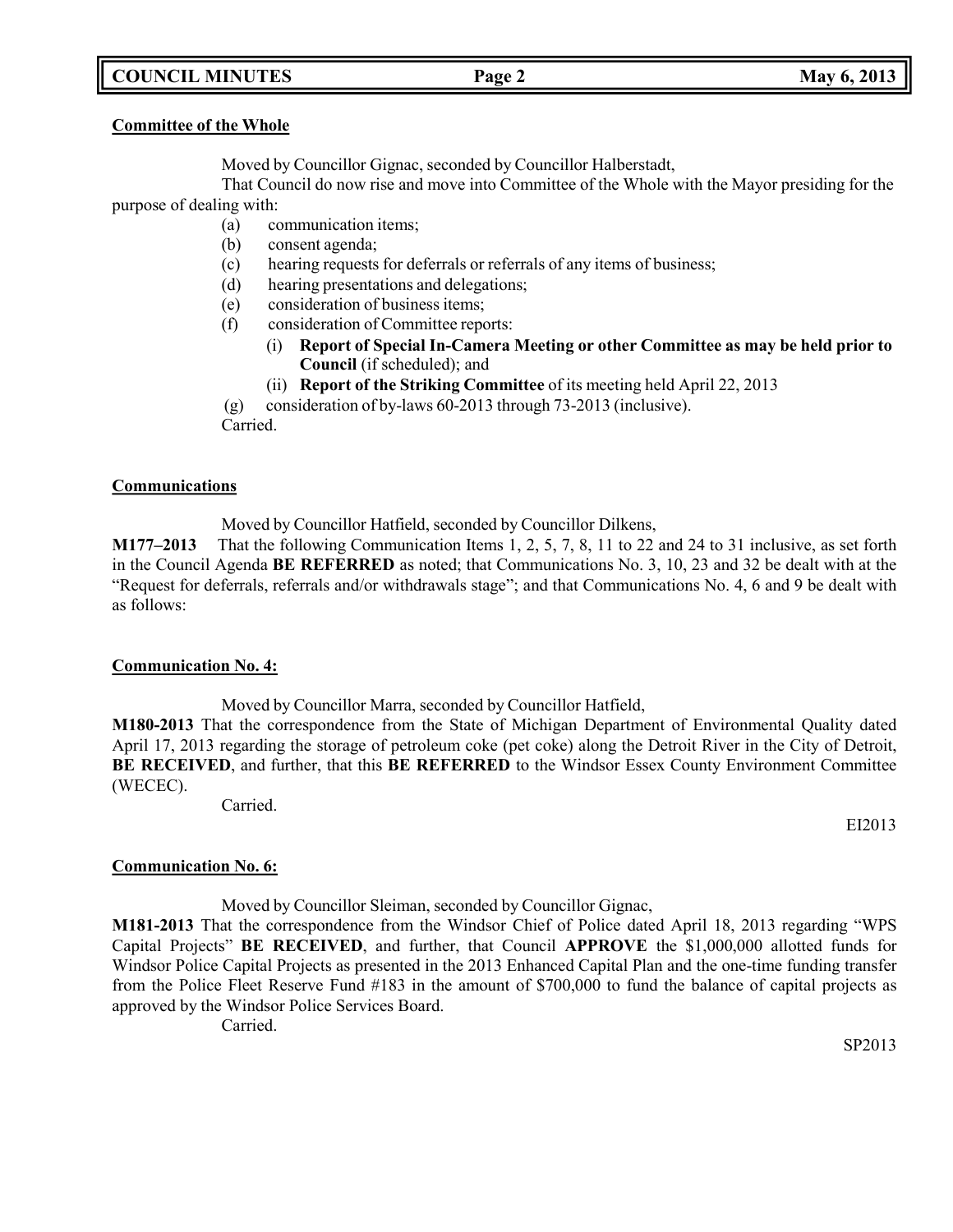**Committee of the Whole**

Moved by Councillor Gignac, seconded by Councillor Halberstadt,

That Council do now rise and move into Committee of the Whole with the Mayor presiding for the purpose of dealing with:

(a) communication items;
(b) consent agenda;
(c) hearing requests for deferrals or referrals of any items of business;
(d) hearing presentations and delegations;
(e) consideration of business items;
(f) consideration of Committee reports:
  (i) **Report of Special In-Camera Meeting or other Committee as may be held prior to Council** (if scheduled); and
  (ii) **Report of the Striking Committee** of its meeting held April 22, 2013
(g) consideration of by-laws 60-2013 through 73-2013 (inclusive).

Carried.

**Communications**

Moved by Councillor Hatfield, seconded by Councillor Dilkens,

**M177–2013** That the following Communication Items 1, 2, 5, 7, 8, 11 to 22 and 24 to 31 inclusive, as set forth in the Council Agenda **BE REFERRED** as noted; that Communications No. 3, 10, 23 and 32 be dealt with at the "Request for deferrals, referrals and/or withdrawals stage"; and that Communications No. 4, 6 and 9 be dealt with as follows:

**Communication No. 4:**

Moved by Councillor Marra, seconded by Councillor Hatfield,

**M180-2013** That the correspondence from the State of Michigan Department of Environmental Quality dated April 17, 2013 regarding the storage of petroleum coke (pet coke) along the Detroit River in the City of Detroit, **BE RECEIVED**, and further, that this **BE REFERRED** to the Windsor Essex County Environment Committee (WECEC).

Carried.

EI2013

**Communication No. 6:**

Moved by Councillor Sleiman, seconded by Councillor Gignac,

**M181-2013** That the correspondence from the Windsor Chief of Police dated April 18, 2013 regarding "WPS Capital Projects" **BE RECEIVED**, and further, that Council **APPROVE** the $1,000,000 allotted funds for Windsor Police Capital Projects as presented in the 2013 Enhanced Capital Plan and the one-time funding transfer from the Police Fleet Reserve Fund #183 in the amount of $700,000 to fund the balance of capital projects as approved by the Windsor Police Services Board.

Carried.

SP2013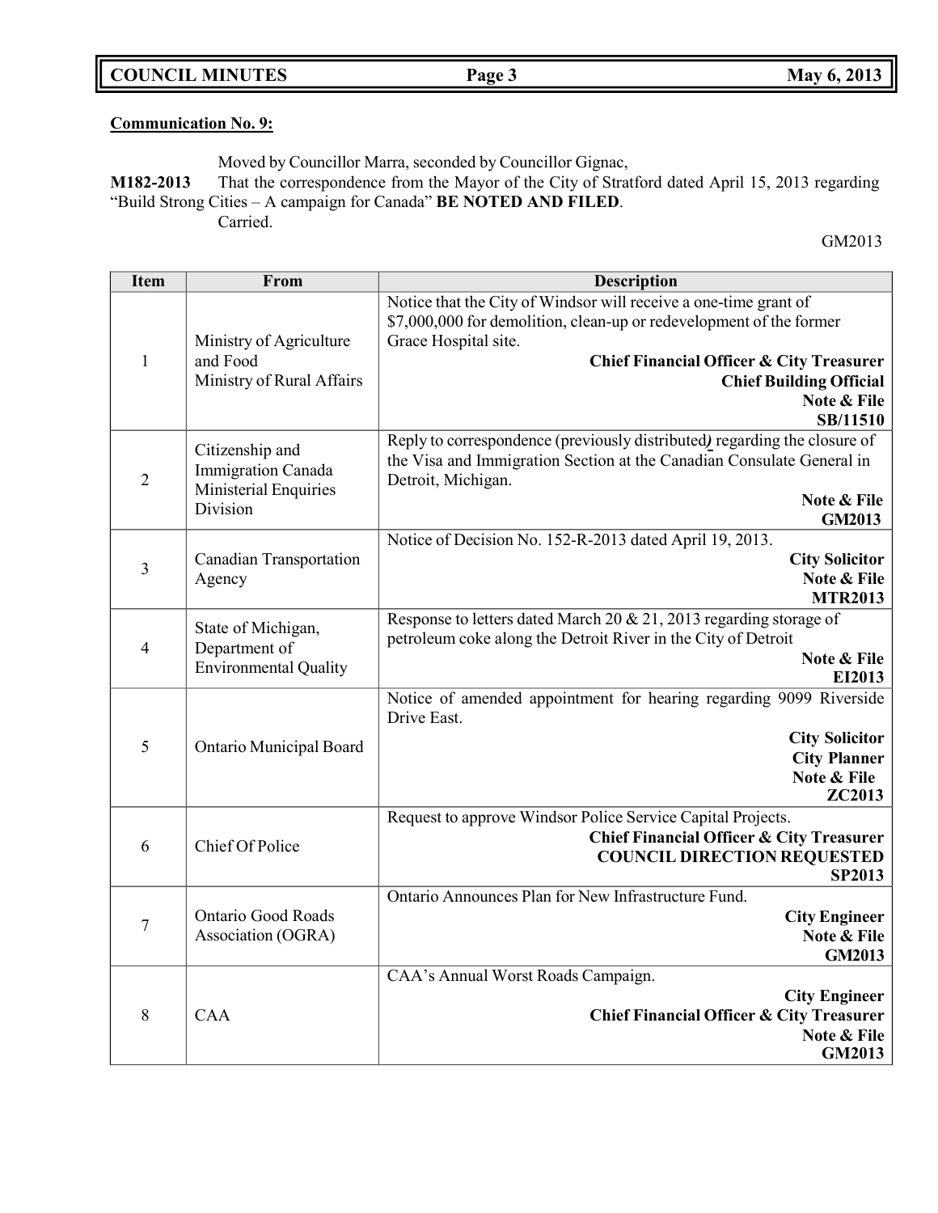**Communication No. 9:**

Moved by Councillor Marra, seconded by Councillor Gignac,

**M182-2013** That the correspondence from the Mayor of the City of Stratford dated April 15, 2013 regarding "Build Strong Cities – A campaign for Canada" **BE NOTED AND FILED**.

Carried.

GM2013

| Item | From | Description |
|---|---|---|
| 1 | Ministry of Agriculture and Food<br>Ministry of Rural Affairs | Notice that the City of Windsor will receive a one-time grant of $7,000,000 for demolition, clean-up or redevelopment of the former Grace Hospital site.<br>**Chief Financial Officer & City Treasurer**<br>**Chief Building Official**<br>**Note & File**<br>**SB/11510** |
| 2 | Citizenship and Immigration Canada Ministerial Enquiries Division | Reply to correspondence (previously distributed) regarding the closure of the Visa and Immigration Section at the Canadian Consulate General in Detroit, Michigan.<br>**Note & File**<br>**GM2013** |
| 3 | Canadian Transportation Agency | Notice of Decision No. 152-R-2013 dated April 19, 2013.<br>**City Solicitor**<br>**Note & File**<br>**MTR2013** |
| 4 | State of Michigan, Department of Environmental Quality | Response to letters dated March 20 & 21, 2013 regarding storage of petroleum coke along the Detroit River in the City of Detroit<br>**Note & File**<br>**EI2013** |
| 5 | Ontario Municipal Board | Notice of amended appointment for hearing regarding 9099 Riverside Drive East.<br>**City Solicitor**<br>**City Planner**<br>**Note & File**<br>**ZC2013** |
| 6 | Chief Of Police | Request to approve Windsor Police Service Capital Projects.<br>**Chief Financial Officer & City Treasurer**<br>**COUNCIL DIRECTION REQUESTED**<br>**SP2013** |
| 7 | Ontario Good Roads Association (OGRA) | Ontario Announces Plan for New Infrastructure Fund.<br>**City Engineer**<br>**Note & File**<br>**GM2013** |
| 8 | CAA | CAA's Annual Worst Roads Campaign.<br>**City Engineer**<br>**Chief Financial Officer & City Treasurer**<br>**Note & File**<br>**GM2013** |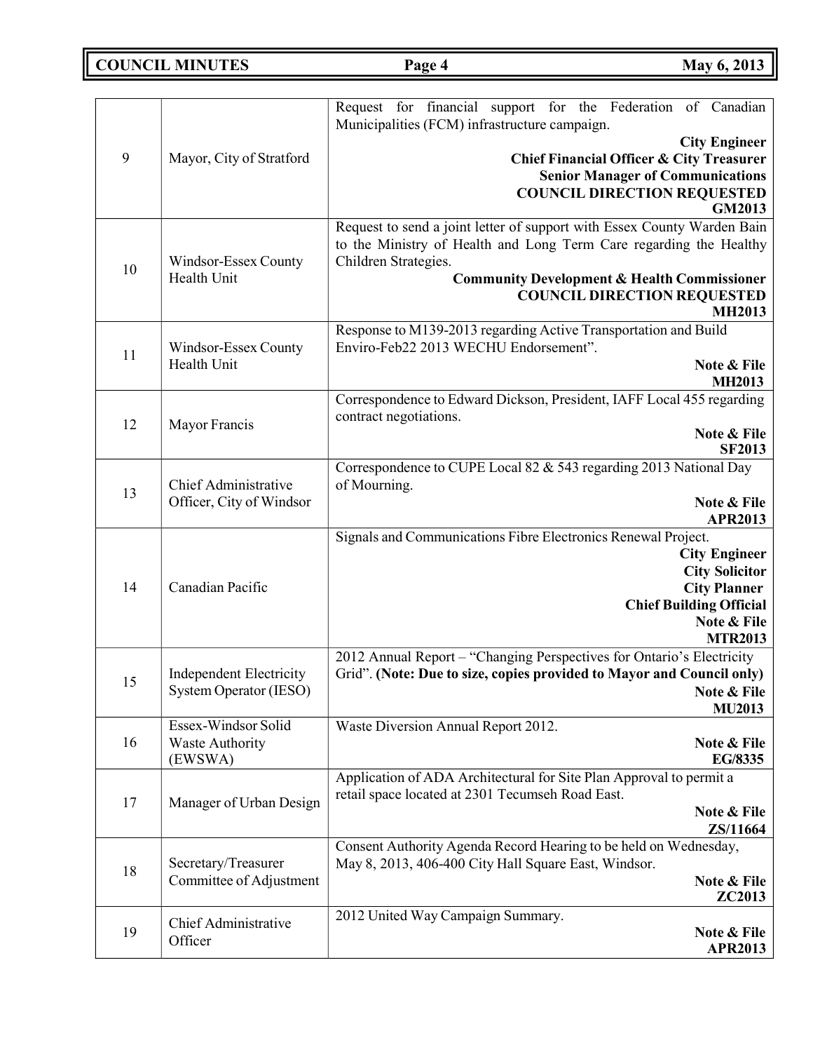| | | |
|---|---|---|
| 9 | Mayor, City of Stratford | Request for financial support for the Federation of Canadian Municipalities (FCM) infrastructure campaign.<br>**City Engineer**<br>**Chief Financial Officer & City Treasurer**<br>**Senior Manager of Communications**<br>**COUNCIL DIRECTION REQUESTED**<br>**GM2013** |
| 10 | Windsor-Essex County Health Unit | Request to send a joint letter of support with Essex County Warden Bain to the Ministry of Health and Long Term Care regarding the Healthy Children Strategies.<br>**Community Development & Health Commissioner**<br>**COUNCIL DIRECTION REQUESTED**<br>**MH2013** |
| 11 | Windsor-Essex County Health Unit | Response to M139-2013 regarding Active Transportation and Build Enviro-Feb22 2013 WECHU Endorsement".<br>**Note & File**<br>**MH2013** |
| 12 | Mayor Francis | Correspondence to Edward Dickson, President, IAFF Local 455 regarding contract negotiations.<br>**Note & File**<br>**SF2013** |
| 13 | Chief Administrative Officer, City of Windsor | Correspondence to CUPE Local 82 & 543 regarding 2013 National Day of Mourning.<br>**Note & File**<br>**APR2013** |
| 14 | Canadian Pacific | Signals and Communications Fibre Electronics Renewal Project.<br>**City Engineer**<br>**City Solicitor**<br>**City Planner**<br>**Chief Building Official**<br>**Note & File**<br>**MTR2013** |
| 15 | Independent Electricity System Operator (IESO) | 2012 Annual Report – "Changing Perspectives for Ontario's Electricity Grid". **(Note: Due to size, copies provided to Mayor and Council only)**<br>**Note & File**<br>**MU2013** |
| 16 | Essex-Windsor Solid Waste Authority (EWSWA) | Waste Diversion Annual Report 2012.<br>**Note & File**<br>**EG/8335** |
| 17 | Manager of Urban Design | Application of ADA Architectural for Site Plan Approval to permit a retail space located at 2301 Tecumseh Road East.<br>**Note & File**<br>**ZS/11664** |
| 18 | Secretary/Treasurer Committee of Adjustment | Consent Authority Agenda Record Hearing to be held on Wednesday, May 8, 2013, 406-400 City Hall Square East, Windsor.<br>**Note & File**<br>**ZC2013** |
| 19 | Chief Administrative Officer | 2012 United Way Campaign Summary.<br>**Note & File**<br>**APR2013** |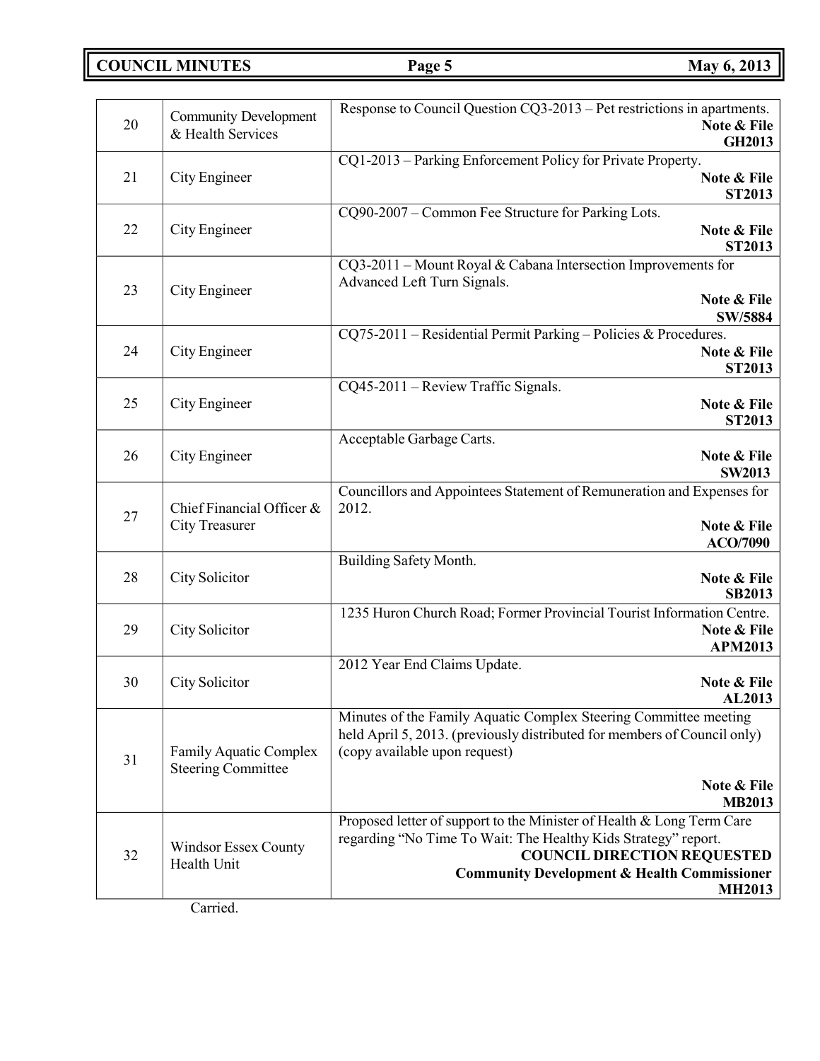| | | |
|---|---|---|
| 20 | Community Development & Health Services | Response to Council Question CQ3-2013 – Pet restrictions in apartments. **Note & File** **GH2013** |
| 21 | City Engineer | CQ1-2013 – Parking Enforcement Policy for Private Property. **Note & File** **ST2013** |
| 22 | City Engineer | CQ90-2007 – Common Fee Structure for Parking Lots. **Note & File** **ST2013** |
| 23 | City Engineer | CQ3-2011 – Mount Royal & Cabana Intersection Improvements for Advanced Left Turn Signals. **Note & File** **SW/5884** |
| 24 | City Engineer | CQ75-2011 – Residential Permit Parking – Policies & Procedures. **Note & File** **ST2013** |
| 25 | City Engineer | CQ45-2011 – Review Traffic Signals. **Note & File** **ST2013** |
| 26 | City Engineer | Acceptable Garbage Carts. **Note & File** **SW2013** |
| 27 | Chief Financial Officer & City Treasurer | Councillors and Appointees Statement of Remuneration and Expenses for 2012. **Note & File** **ACO/7090** |
| 28 | City Solicitor | Building Safety Month. **Note & File** **SB2013** |
| 29 | City Solicitor | 1235 Huron Church Road; Former Provincial Tourist Information Centre. **Note & File** **APM2013** |
| 30 | City Solicitor | 2012 Year End Claims Update. **Note & File** **AL2013** |
| 31 | Family Aquatic Complex Steering Committee | Minutes of the Family Aquatic Complex Steering Committee meeting held April 5, 2013. (previously distributed for members of Council only) (copy available upon request) **Note & File** **MB2013** |
| 32 | Windsor Essex County Health Unit | Proposed letter of support to the Minister of Health & Long Term Care regarding "No Time To Wait: The Healthy Kids Strategy" report. **COUNCIL DIRECTION REQUESTED** **Community Development & Health Commissioner** **MH2013** |

Carried.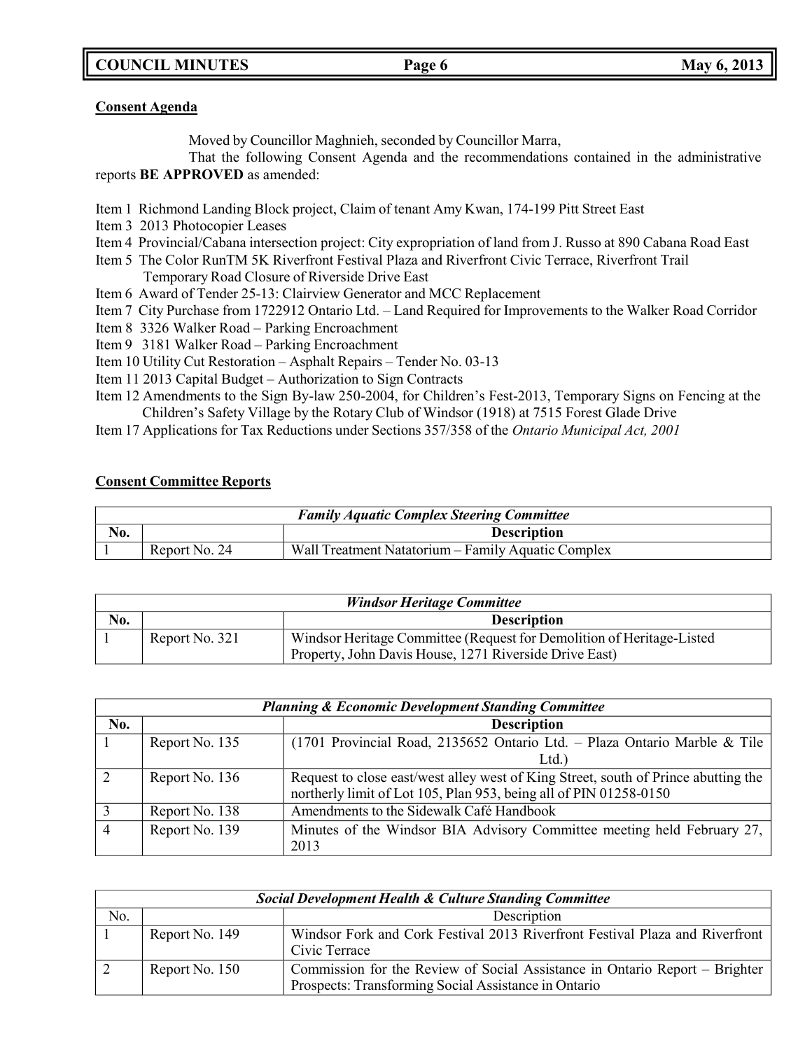**Consent Agenda**

Moved by Councillor Maghnieh, seconded by Councillor Marra,

That the following Consent Agenda and the recommendations contained in the administrative reports **BE APPROVED** as amended:

Item 1 Richmond Landing Block project, Claim of tenant Amy Kwan, 174-199 Pitt Street East
Item 3 2013 Photocopier Leases
Item 4 Provincial/Cabana intersection project: City expropriation of land from J. Russo at 890 Cabana Road East
Item 5 The Color RunTM 5K Riverfront Festival Plaza and Riverfront Civic Terrace, Riverfront Trail Temporary Road Closure of Riverside Drive East
Item 6 Award of Tender 25-13: Clairview Generator and MCC Replacement
Item 7 City Purchase from 1722912 Ontario Ltd. – Land Required for Improvements to the Walker Road Corridor
Item 8 3326 Walker Road – Parking Encroachment
Item 9 3181 Walker Road – Parking Encroachment
Item 10 Utility Cut Restoration – Asphalt Repairs – Tender No. 03-13
Item 11 2013 Capital Budget – Authorization to Sign Contracts
Item 12 Amendments to the Sign By-law 250-2004, for Children's Fest-2013, Temporary Signs on Fencing at the Children's Safety Village by the Rotary Club of Windsor (1918) at 7515 Forest Glade Drive
Item 17 Applications for Tax Reductions under Sections 357/358 of the *Ontario Municipal Act, 2001*

**Consent Committee Reports**

| ***Family Aquatic Complex Steering Committee*** | | |
|---|---|---|
| **No.** | | **Description** |
| 1 | Report No. 24 | Wall Treatment Natatorium – Family Aquatic Complex |

| ***Windsor Heritage Committee*** | | |
|---|---|---|
| **No.** | | **Description** |
| 1 | Report No. 321 | Windsor Heritage Committee (Request for Demolition of Heritage-Listed Property, John Davis House, 1271 Riverside Drive East) |

| ***Planning & Economic Development Standing Committee*** | | |
|---|---|---|
| **No.** | | **Description** |
| 1 | Report No. 135 | (1701 Provincial Road, 2135652 Ontario Ltd. – Plaza Ontario Marble & Tile Ltd.) |
| 2 | Report No. 136 | Request to close east/west alley west of King Street, south of Prince abutting the northerly limit of Lot 105, Plan 953, being all of PIN 01258-0150 |
| 3 | Report No. 138 | Amendments to the Sidewalk Café Handbook |
| 4 | Report No. 139 | Minutes of the Windsor BIA Advisory Committee meeting held February 27, 2013 |

| ***Social Development Health & Culture Standing Committee*** | | |
|---|---|---|
| No. | | Description |
| 1 | Report No. 149 | Windsor Fork and Cork Festival 2013 Riverfront Festival Plaza and Riverfront Civic Terrace |
| 2 | Report No. 150 | Commission for the Review of Social Assistance in Ontario Report – Brighter Prospects: Transforming Social Assistance in Ontario |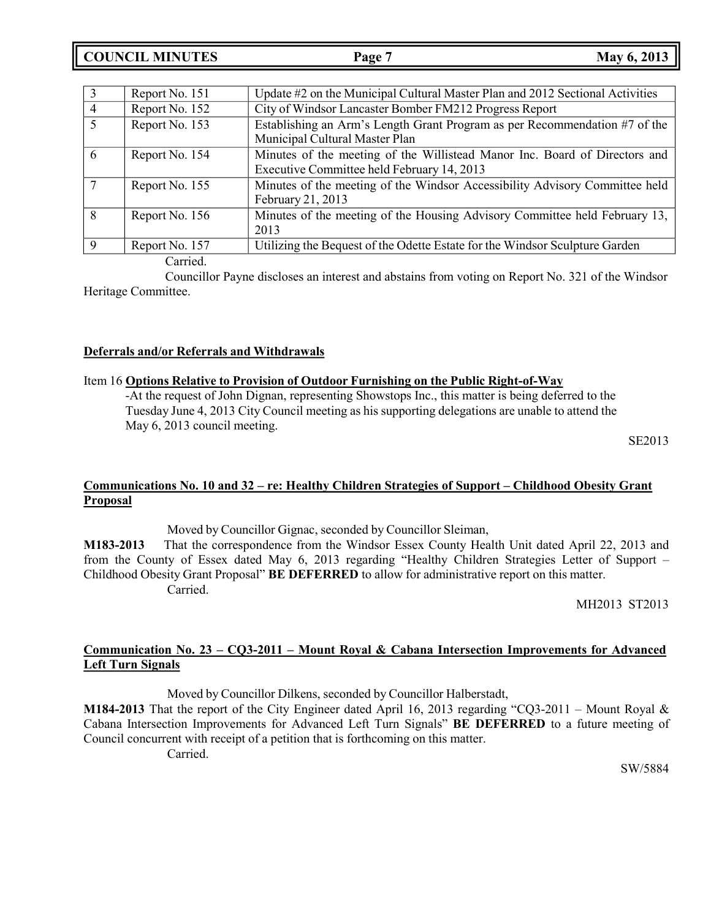| 3 | Report No. 151 | Update #2 on the Municipal Cultural Master Plan and 2012 Sectional Activities |
|---|---|---|
| 4 | Report No. 152 | City of Windsor Lancaster Bomber FM212 Progress Report |
| 5 | Report No. 153 | Establishing an Arm's Length Grant Program as per Recommendation #7 of the Municipal Cultural Master Plan |
| 6 | Report No. 154 | Minutes of the meeting of the Willistead Manor Inc. Board of Directors and Executive Committee held February 14, 2013 |
| 7 | Report No. 155 | Minutes of the meeting of the Windsor Accessibility Advisory Committee held February 21, 2013 |
| 8 | Report No. 156 | Minutes of the meeting of the Housing Advisory Committee held February 13, 2013 |
| 9 | Report No. 157 | Utilizing the Bequest of the Odette Estate for the Windsor Sculpture Garden |

Carried.

Councillor Payne discloses an interest and abstains from voting on Report No. 321 of the Windsor Heritage Committee.

**Deferrals and/or Referrals and Withdrawals**

Item 16 **Options Relative to Provision of Outdoor Furnishing on the Public Right-of-Way**

-At the request of John Dignan, representing Showstops Inc., this matter is being deferred to the Tuesday June 4, 2013 City Council meeting as his supporting delegations are unable to attend the May 6, 2013 council meeting.

SE2013

**Communications No. 10 and 32 – re: Healthy Children Strategies of Support – Childhood Obesity Grant Proposal**

Moved by Councillor Gignac, seconded by Councillor Sleiman,

**M183-2013** That the correspondence from the Windsor Essex County Health Unit dated April 22, 2013 and from the County of Essex dated May 6, 2013 regarding "Healthy Children Strategies Letter of Support – Childhood Obesity Grant Proposal" **BE DEFERRED** to allow for administrative report on this matter.

Carried.

MH2013 ST2013

**Communication No. 23 – CQ3-2011 – Mount Royal & Cabana Intersection Improvements for Advanced Left Turn Signals**

Moved by Councillor Dilkens, seconded by Councillor Halberstadt,

**M184-2013** That the report of the City Engineer dated April 16, 2013 regarding "CQ3-2011 – Mount Royal & Cabana Intersection Improvements for Advanced Left Turn Signals" **BE DEFERRED** to a future meeting of Council concurrent with receipt of a petition that is forthcoming on this matter.

Carried.

SW/5884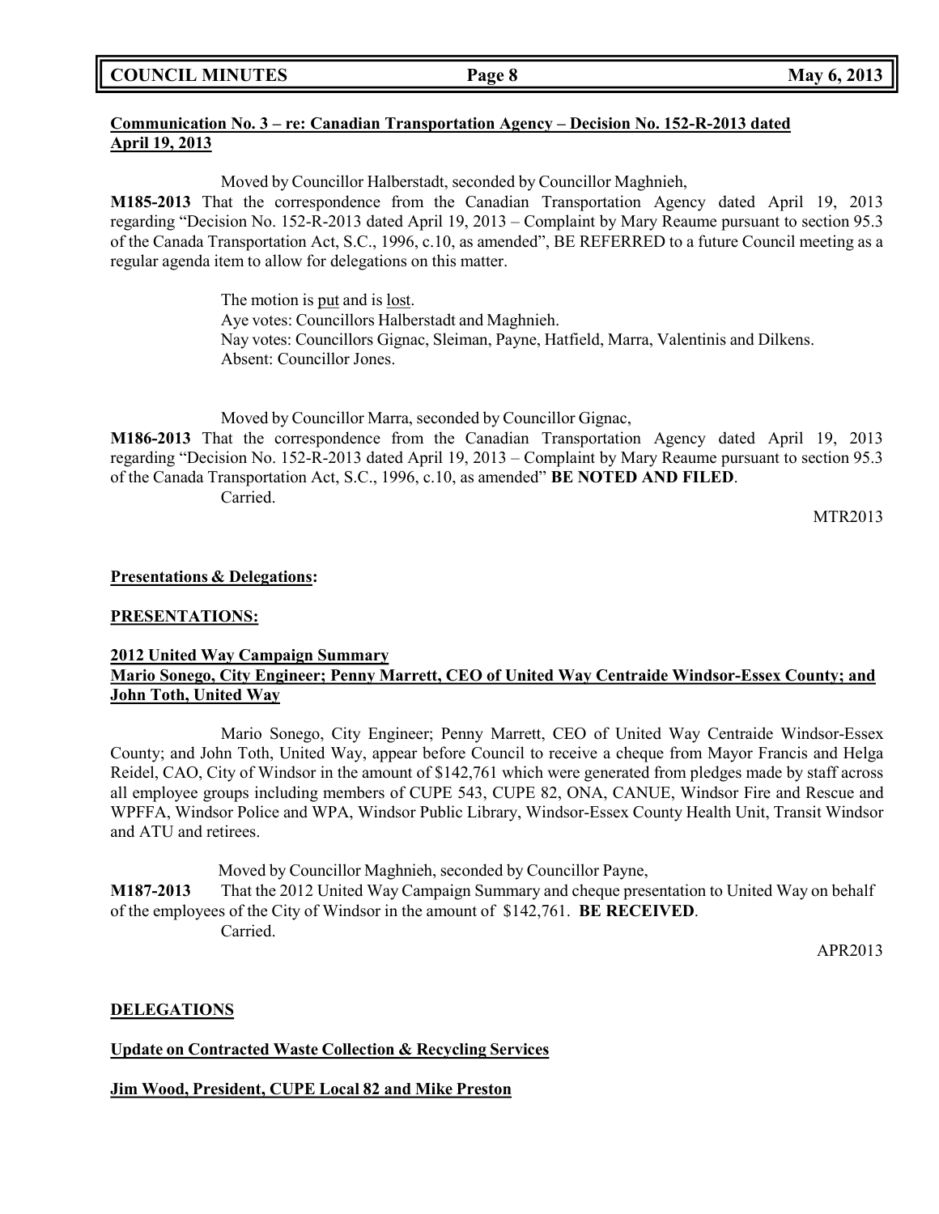**Communication No. 3 – re: Canadian Transportation Agency – Decision No. 152-R-2013 dated April 19, 2013**

Moved by Councillor Halberstadt, seconded by Councillor Maghnieh,

**M185-2013** That the correspondence from the Canadian Transportation Agency dated April 19, 2013 regarding "Decision No. 152-R-2013 dated April 19, 2013 – Complaint by Mary Reaume pursuant to section 95.3 of the Canada Transportation Act, S.C., 1996, c.10, as amended", BE REFERRED to a future Council meeting as a regular agenda item to allow for delegations on this matter.

The motion is put and is lost.
Aye votes: Councillors Halberstadt and Maghnieh.
Nay votes: Councillors Gignac, Sleiman, Payne, Hatfield, Marra, Valentinis and Dilkens.
Absent: Councillor Jones.

Moved by Councillor Marra, seconded by Councillor Gignac,

**M186-2013** That the correspondence from the Canadian Transportation Agency dated April 19, 2013 regarding "Decision No. 152-R-2013 dated April 19, 2013 – Complaint by Mary Reaume pursuant to section 95.3 of the Canada Transportation Act, S.C., 1996, c.10, as amended" **BE NOTED AND FILED**.
Carried.

MTR2013

**Presentations & Delegations:**

**PRESENTATIONS:**

**2012 United Way Campaign Summary**
**Mario Sonego, City Engineer; Penny Marrett, CEO of United Way Centraide Windsor-Essex County; and John Toth, United Way**

Mario Sonego, City Engineer; Penny Marrett, CEO of United Way Centraide Windsor-Essex County; and John Toth, United Way, appear before Council to receive a cheque from Mayor Francis and Helga Reidel, CAO, City of Windsor in the amount of $142,761 which were generated from pledges made by staff across all employee groups including members of CUPE 543, CUPE 82, ONA, CANUE, Windsor Fire and Rescue and WPFFA, Windsor Police and WPA, Windsor Public Library, Windsor-Essex County Health Unit, Transit Windsor and ATU and retirees.

Moved by Councillor Maghnieh, seconded by Councillor Payne,

**M187-2013** That the 2012 United Way Campaign Summary and cheque presentation to United Way on behalf of the employees of the City of Windsor in the amount of $142,761. **BE RECEIVED**.
Carried.

APR2013

**DELEGATIONS**

**Update on Contracted Waste Collection & Recycling Services**

**Jim Wood, President, CUPE Local 82 and Mike Preston**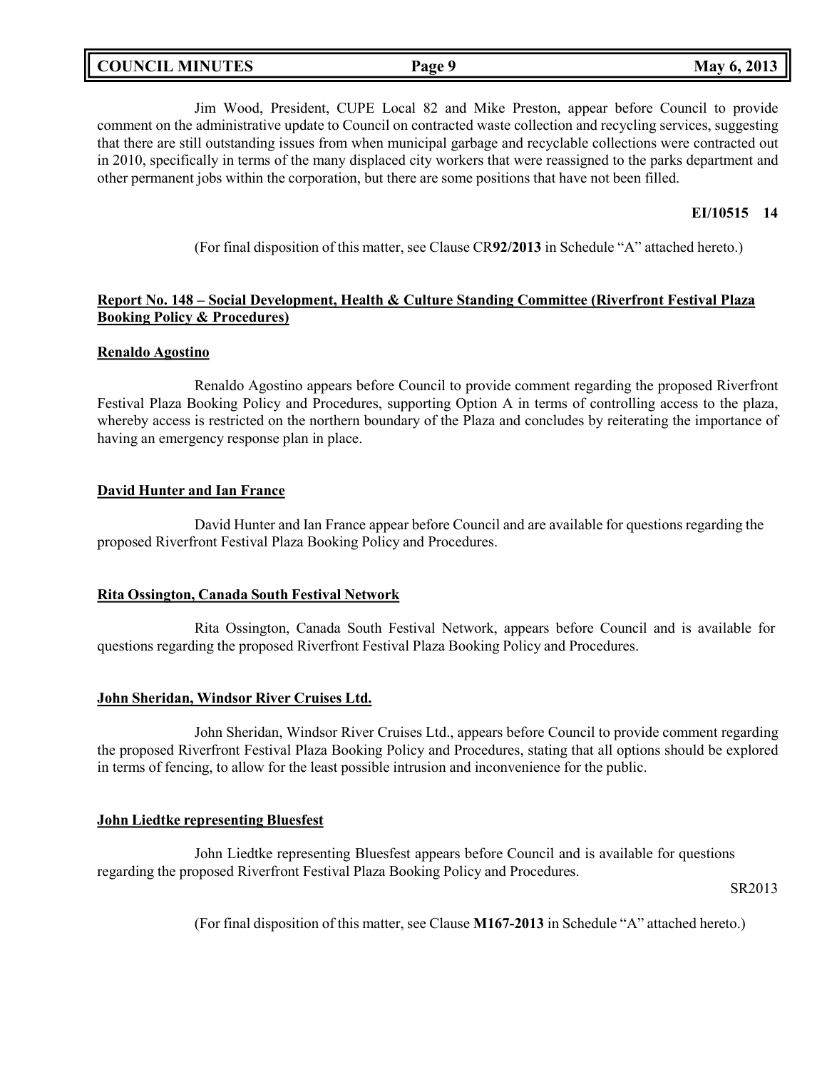Jim Wood, President, CUPE Local 82 and Mike Preston, appear before Council to provide comment on the administrative update to Council on contracted waste collection and recycling services, suggesting that there are still outstanding issues from when municipal garbage and recyclable collections were contracted out in 2010, specifically in terms of the many displaced city workers that were reassigned to the parks department and other permanent jobs within the corporation, but there are some positions that have not been filled.

**EI/10515 14**

(For final disposition of this matter, see Clause CR**92/2013** in Schedule "A" attached hereto.)

**Report No. 148 – Social Development, Health & Culture Standing Committee (Riverfront Festival Plaza Booking Policy & Procedures)**

**Renaldo Agostino**

Renaldo Agostino appears before Council to provide comment regarding the proposed Riverfront Festival Plaza Booking Policy and Procedures, supporting Option A in terms of controlling access to the plaza, whereby access is restricted on the northern boundary of the Plaza and concludes by reiterating the importance of having an emergency response plan in place.

**David Hunter and Ian France**

David Hunter and Ian France appear before Council and are available for questions regarding the proposed Riverfront Festival Plaza Booking Policy and Procedures.

**Rita Ossington, Canada South Festival Network**

Rita Ossington, Canada South Festival Network, appears before Council and is available for questions regarding the proposed Riverfront Festival Plaza Booking Policy and Procedures.

**John Sheridan, Windsor River Cruises Ltd.**

John Sheridan, Windsor River Cruises Ltd., appears before Council to provide comment regarding the proposed Riverfront Festival Plaza Booking Policy and Procedures, stating that all options should be explored in terms of fencing, to allow for the least possible intrusion and inconvenience for the public.

**John Liedtke representing Bluesfest**

John Liedtke representing Bluesfest appears before Council and is available for questions regarding the proposed Riverfront Festival Plaza Booking Policy and Procedures.

SR2013

(For final disposition of this matter, see Clause **M167-2013** in Schedule "A" attached hereto.)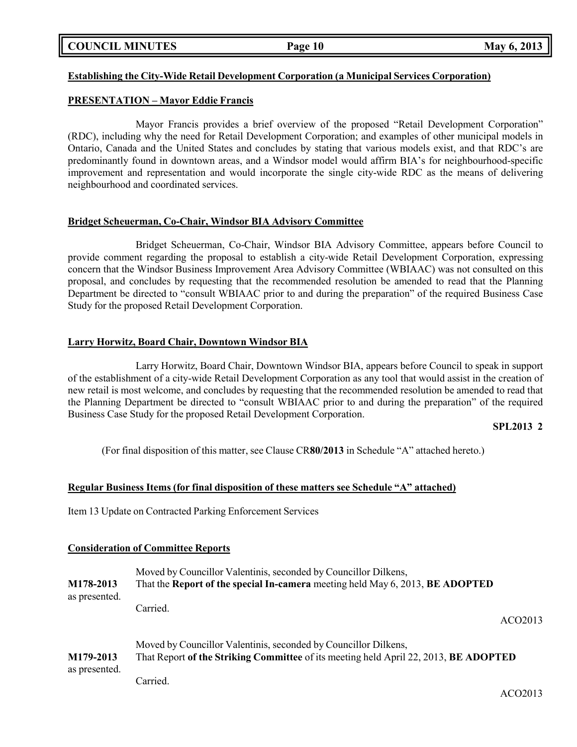**Establishing the City-Wide Retail Development Corporation (a Municipal Services Corporation)**

**PRESENTATION – Mayor Eddie Francis**

Mayor Francis provides a brief overview of the proposed "Retail Development Corporation" (RDC), including why the need for Retail Development Corporation; and examples of other municipal models in Ontario, Canada and the United States and concludes by stating that various models exist, and that RDC's are predominantly found in downtown areas, and a Windsor model would affirm BIA's for neighbourhood-specific improvement and representation and would incorporate the single city-wide RDC as the means of delivering neighbourhood and coordinated services.

**Bridget Scheuerman, Co-Chair, Windsor BIA Advisory Committee**

Bridget Scheuerman, Co-Chair, Windsor BIA Advisory Committee, appears before Council to provide comment regarding the proposal to establish a city-wide Retail Development Corporation, expressing concern that the Windsor Business Improvement Area Advisory Committee (WBIAAC) was not consulted on this proposal, and concludes by requesting that the recommended resolution be amended to read that the Planning Department be directed to "consult WBIAAC prior to and during the preparation" of the required Business Case Study for the proposed Retail Development Corporation.

**Larry Horwitz, Board Chair, Downtown Windsor BIA**

Larry Horwitz, Board Chair, Downtown Windsor BIA, appears before Council to speak in support of the establishment of a city-wide Retail Development Corporation as any tool that would assist in the creation of new retail is most welcome, and concludes by requesting that the recommended resolution be amended to read that the Planning Department be directed to "consult WBIAAC prior to and during the preparation" of the required Business Case Study for the proposed Retail Development Corporation.

**SPL2013 2**

(For final disposition of this matter, see Clause CR**80/2013** in Schedule "A" attached hereto.)

**Regular Business Items (for final disposition of these matters see Schedule "A" attached)**

Item 13 Update on Contracted Parking Enforcement Services

**Consideration of Committee Reports**

Moved by Councillor Valentinis, seconded by Councillor Dilkens,

**M178-2013** That the **Report of the special In-camera** meeting held May 6, 2013, **BE ADOPTED** as presented.

Carried.

ACO2013

Moved by Councillor Valentinis, seconded by Councillor Dilkens,

**M179-2013** That Report **of the Striking Committee** of its meeting held April 22, 2013, **BE ADOPTED** as presented.

Carried.

ACO2013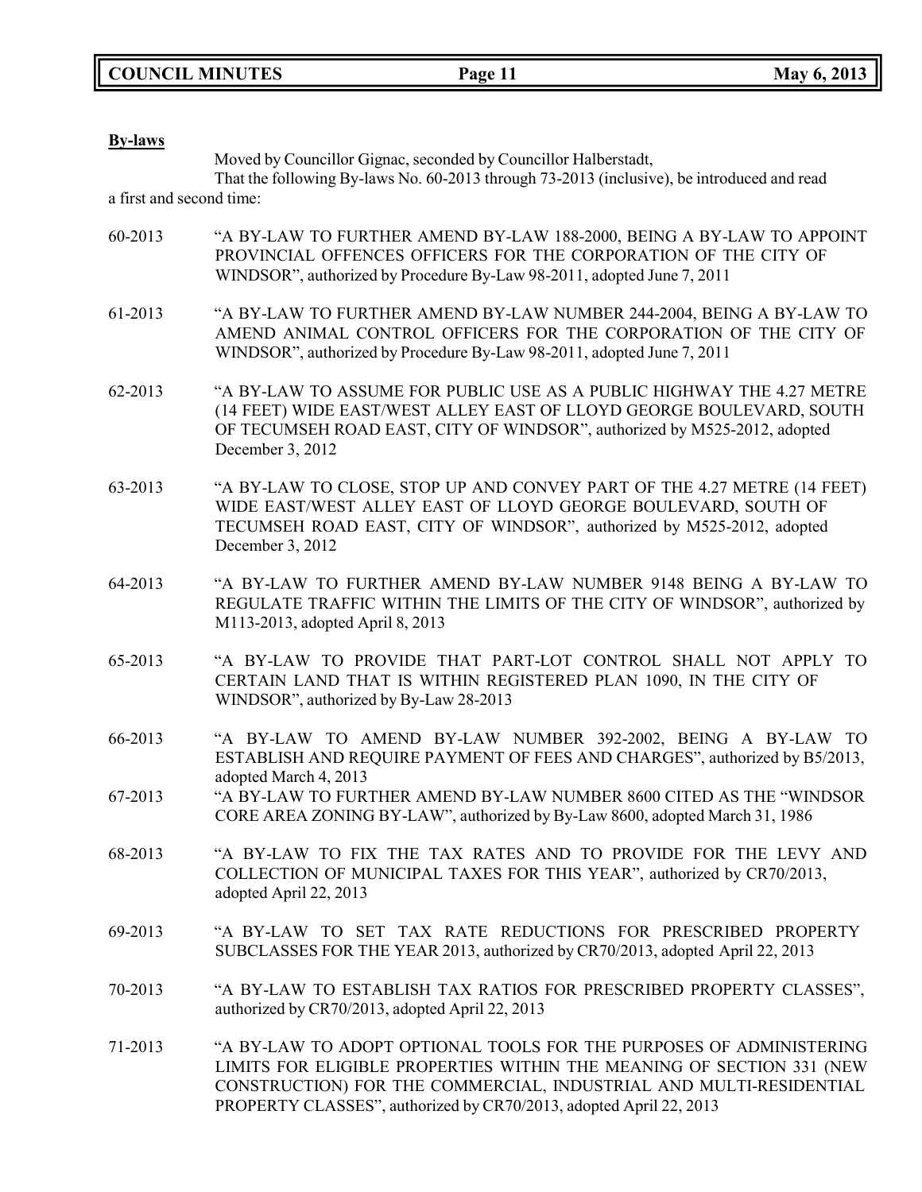**By-laws**

Moved by Councillor Gignac, seconded by Councillor Halberstadt,

That the following By-laws No. 60-2013 through 73-2013 (inclusive), be introduced and read a first and second time:

60-2013 "A BY-LAW TO FURTHER AMEND BY-LAW 188-2000, BEING A BY-LAW TO APPOINT PROVINCIAL OFFENCES OFFICERS FOR THE CORPORATION OF THE CITY OF WINDSOR", authorized by Procedure By-Law 98-2011, adopted June 7, 2011

61-2013 "A BY-LAW TO FURTHER AMEND BY-LAW NUMBER 244-2004, BEING A BY-LAW TO AMEND ANIMAL CONTROL OFFICERS FOR THE CORPORATION OF THE CITY OF WINDSOR", authorized by Procedure By-Law 98-2011, adopted June 7, 2011

62-2013 "A BY-LAW TO ASSUME FOR PUBLIC USE AS A PUBLIC HIGHWAY THE 4.27 METRE (14 FEET) WIDE EAST/WEST ALLEY EAST OF LLOYD GEORGE BOULEVARD, SOUTH OF TECUMSEH ROAD EAST, CITY OF WINDSOR", authorized by M525-2012, adopted December 3, 2012

63-2013 "A BY-LAW TO CLOSE, STOP UP AND CONVEY PART OF THE 4.27 METRE (14 FEET) WIDE EAST/WEST ALLEY EAST OF LLOYD GEORGE BOULEVARD, SOUTH OF TECUMSEH ROAD EAST, CITY OF WINDSOR", authorized by M525-2012, adopted December 3, 2012

64-2013 "A BY-LAW TO FURTHER AMEND BY-LAW NUMBER 9148 BEING A BY-LAW TO REGULATE TRAFFIC WITHIN THE LIMITS OF THE CITY OF WINDSOR", authorized by M113-2013, adopted April 8, 2013

65-2013 "A BY-LAW TO PROVIDE THAT PART-LOT CONTROL SHALL NOT APPLY TO CERTAIN LAND THAT IS WITHIN REGISTERED PLAN 1090, IN THE CITY OF WINDSOR", authorized by By-Law 28-2013

66-2013 "A BY-LAW TO AMEND BY-LAW NUMBER 392-2002, BEING A BY-LAW TO ESTABLISH AND REQUIRE PAYMENT OF FEES AND CHARGES", authorized by B5/2013, adopted March 4, 2013

67-2013 "A BY-LAW TO FURTHER AMEND BY-LAW NUMBER 8600 CITED AS THE "WINDSOR CORE AREA ZONING BY-LAW", authorized by By-Law 8600, adopted March 31, 1986

68-2013 "A BY-LAW TO FIX THE TAX RATES AND TO PROVIDE FOR THE LEVY AND COLLECTION OF MUNICIPAL TAXES FOR THIS YEAR", authorized by CR70/2013, adopted April 22, 2013

69-2013 "A BY-LAW TO SET TAX RATE REDUCTIONS FOR PRESCRIBED PROPERTY SUBCLASSES FOR THE YEAR 2013, authorized by CR70/2013, adopted April 22, 2013

70-2013 "A BY-LAW TO ESTABLISH TAX RATIOS FOR PRESCRIBED PROPERTY CLASSES", authorized by CR70/2013, adopted April 22, 2013

71-2013 "A BY-LAW TO ADOPT OPTIONAL TOOLS FOR THE PURPOSES OF ADMINISTERING LIMITS FOR ELIGIBLE PROPERTIES WITHIN THE MEANING OF SECTION 331 (NEW CONSTRUCTION) FOR THE COMMERCIAL, INDUSTRIAL AND MULTI-RESIDENTIAL PROPERTY CLASSES", authorized by CR70/2013, adopted April 22, 2013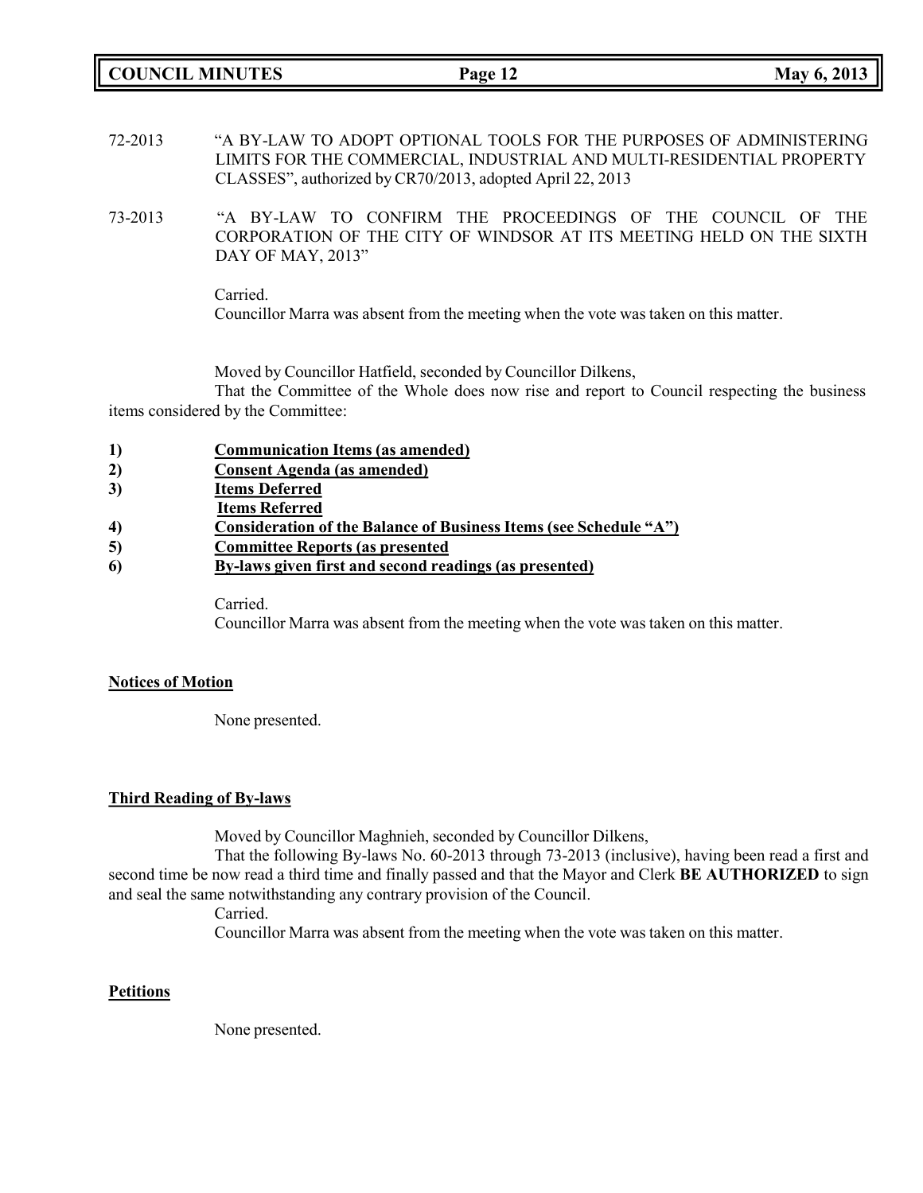72-2013 "A BY-LAW TO ADOPT OPTIONAL TOOLS FOR THE PURPOSES OF ADMINISTERING LIMITS FOR THE COMMERCIAL, INDUSTRIAL AND MULTI-RESIDENTIAL PROPERTY CLASSES", authorized by CR70/2013, adopted April 22, 2013

73-2013 "A BY-LAW TO CONFIRM THE PROCEEDINGS OF THE COUNCIL OF THE CORPORATION OF THE CITY OF WINDSOR AT ITS MEETING HELD ON THE SIXTH DAY OF MAY, 2013"

Carried.
Councillor Marra was absent from the meeting when the vote was taken on this matter.

Moved by Councillor Hatfield, seconded by Councillor Dilkens,
That the Committee of the Whole does now rise and report to Council respecting the business items considered by the Committee:

1) **Communication Items (as amended)**
2) **Consent Agenda (as amended)**
3) **Items Deferred**
   **Items Referred**
4) **Consideration of the Balance of Business Items (see Schedule "A")**
5) **Committee Reports (as presented**
6) **By-laws given first and second readings (as presented)**

Carried.
Councillor Marra was absent from the meeting when the vote was taken on this matter.

**Notices of Motion**

None presented.

**Third Reading of By-laws**

Moved by Councillor Maghnieh, seconded by Councillor Dilkens,
That the following By-laws No. 60-2013 through 73-2013 (inclusive), having been read a first and second time be now read a third time and finally passed and that the Mayor and Clerk **BE AUTHORIZED** to sign and seal the same notwithstanding any contrary provision of the Council.
Carried.
Councillor Marra was absent from the meeting when the vote was taken on this matter.

**Petitions**

None presented.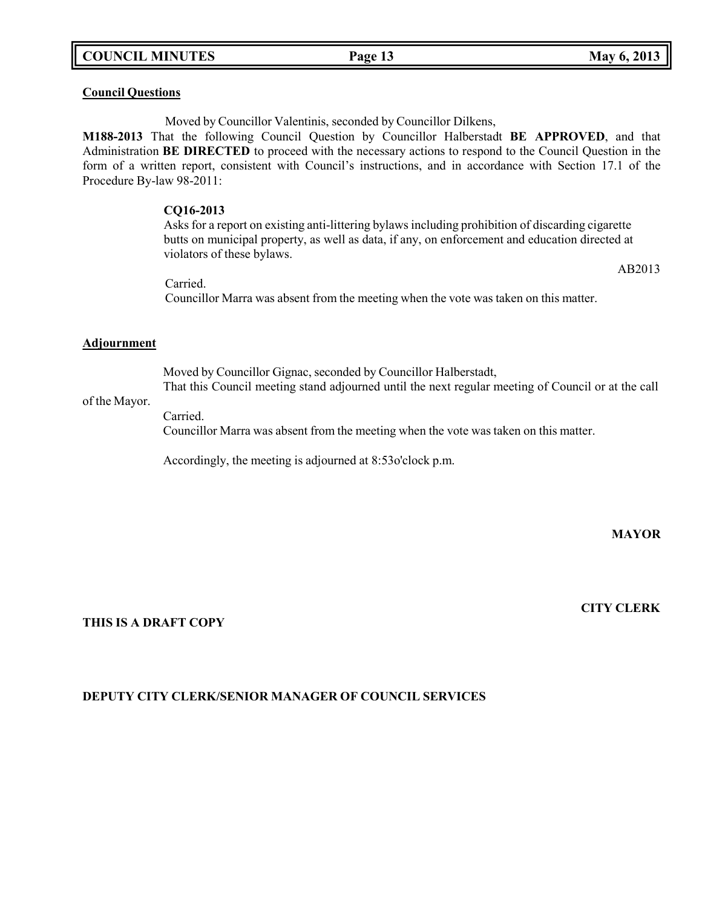**Council Questions**

Moved by Councillor Valentinis, seconded by Councillor Dilkens,

**M188-2013** That the following Council Question by Councillor Halberstadt **BE APPROVED**, and that Administration **BE DIRECTED** to proceed with the necessary actions to respond to the Council Question in the form of a written report, consistent with Council's instructions, and in accordance with Section 17.1 of the Procedure By-law 98-2011:

**CQ16-2013**

Asks for a report on existing anti-littering bylaws including prohibition of discarding cigarette butts on municipal property, as well as data, if any, on enforcement and education directed at violators of these bylaws.

AB2013

Carried.

Councillor Marra was absent from the meeting when the vote was taken on this matter.

**Adjournment**

Moved by Councillor Gignac, seconded by Councillor Halberstadt,

That this Council meeting stand adjourned until the next regular meeting of Council or at the call of the Mayor.

Carried.

Councillor Marra was absent from the meeting when the vote was taken on this matter.

Accordingly, the meeting is adjourned at 8:53o'clock p.m.

**MAYOR**

**CITY CLERK**

**THIS IS A DRAFT COPY**

**DEPUTY CITY CLERK/SENIOR MANAGER OF COUNCIL SERVICES**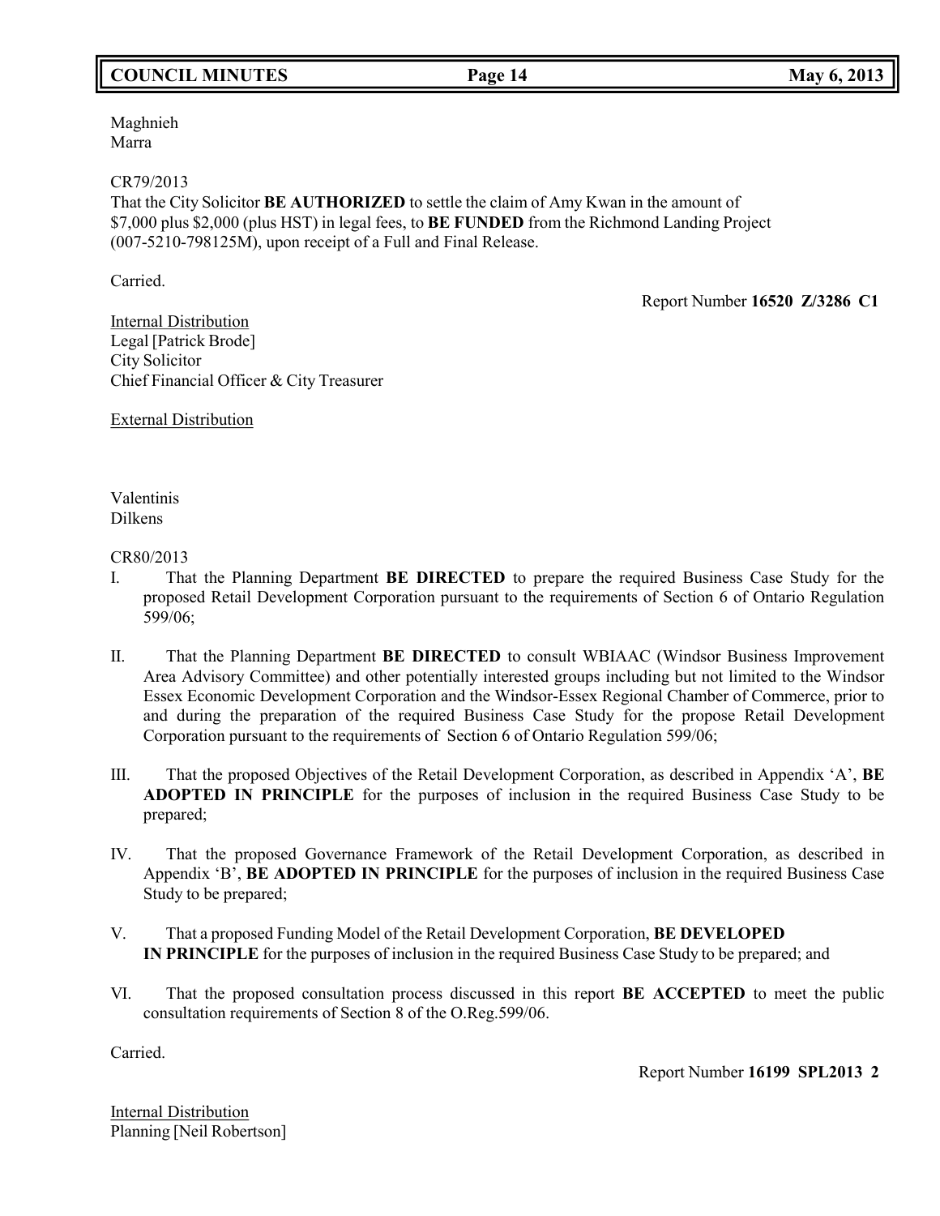Maghnieh
Marra

CR79/2013
That the City Solicitor **BE AUTHORIZED** to settle the claim of Amy Kwan in the amount of $7,000 plus $2,000 (plus HST) in legal fees, to **BE FUNDED** from the Richmond Landing Project (007-5210-798125M), upon receipt of a Full and Final Release.

Carried.

Report Number **16520 Z/3286 C1**

Internal Distribution
Legal [Patrick Brode]
City Solicitor
Chief Financial Officer & City Treasurer

External Distribution

Valentinis
Dilkens

CR80/2013

I. That the Planning Department **BE DIRECTED** to prepare the required Business Case Study for the proposed Retail Development Corporation pursuant to the requirements of Section 6 of Ontario Regulation 599/06;

II. That the Planning Department **BE DIRECTED** to consult WBIAAC (Windsor Business Improvement Area Advisory Committee) and other potentially interested groups including but not limited to the Windsor Essex Economic Development Corporation and the Windsor-Essex Regional Chamber of Commerce, prior to and during the preparation of the required Business Case Study for the propose Retail Development Corporation pursuant to the requirements of Section 6 of Ontario Regulation 599/06;

III. That the proposed Objectives of the Retail Development Corporation, as described in Appendix 'A', **BE ADOPTED IN PRINCIPLE** for the purposes of inclusion in the required Business Case Study to be prepared;

IV. That the proposed Governance Framework of the Retail Development Corporation, as described in Appendix 'B', **BE ADOPTED IN PRINCIPLE** for the purposes of inclusion in the required Business Case Study to be prepared;

V. That a proposed Funding Model of the Retail Development Corporation, **BE DEVELOPED IN PRINCIPLE** for the purposes of inclusion in the required Business Case Study to be prepared; and

VI. That the proposed consultation process discussed in this report **BE ACCEPTED** to meet the public consultation requirements of Section 8 of the O.Reg.599/06.

Carried.

Report Number **16199 SPL2013 2**

Internal Distribution
Planning [Neil Robertson]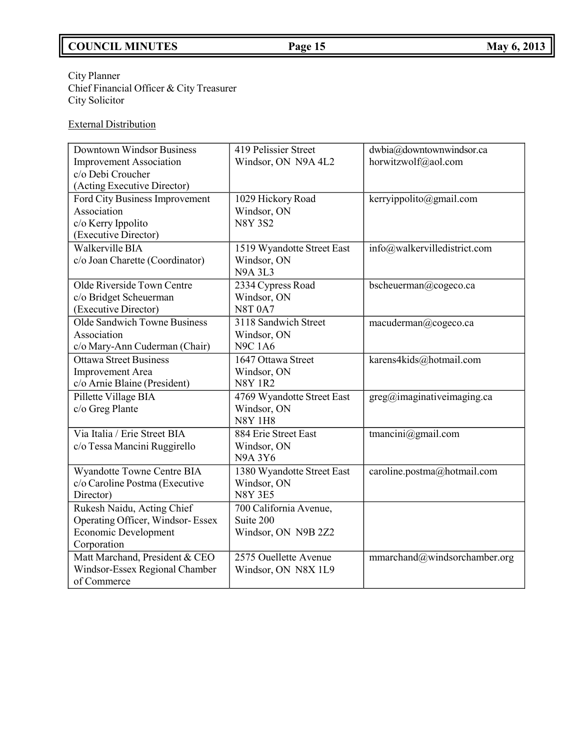City Planner
Chief Financial Officer & City Treasurer
City Solicitor

External Distribution

| | | |
|---|---|---|
| Downtown Windsor Business Improvement Association c/o Debi Croucher (Acting Executive Director) | 419 Pelissier Street Windsor, ON N9A 4L2 | dwbia@downtownwindsor.ca horwitzwolf@aol.com |
| Ford City Business Improvement Association c/o Kerry Ippolito (Executive Director) | 1029 Hickory Road Windsor, ON N8Y 3S2 | kerryippolito@gmail.com |
| Walkerville BIA c/o Joan Charette (Coordinator) | 1519 Wyandotte Street East Windsor, ON N9A 3L3 | info@walkervilledistrict.com |
| Olde Riverside Town Centre c/o Bridget Scheuerman (Executive Director) | 2334 Cypress Road Windsor, ON N8T 0A7 | bscheuerman@cogeco.ca |
| Olde Sandwich Towne Business Association c/o Mary-Ann Cuderman (Chair) | 3118 Sandwich Street Windsor, ON N9C 1A6 | macuderman@cogeco.ca |
| Ottawa Street Business Improvement Area c/o Arnie Blaine (President) | 1647 Ottawa Street Windsor, ON N8Y 1R2 | karens4kids@hotmail.com |
| Pillette Village BIA c/o Greg Plante | 4769 Wyandotte Street East Windsor, ON N8Y 1H8 | greg@imaginativeimaging.ca |
| Via Italia / Erie Street BIA c/o Tessa Mancini Ruggirello | 884 Erie Street East Windsor, ON N9A 3Y6 | tmancini@gmail.com |
| Wyandotte Towne Centre BIA c/o Caroline Postma (Executive Director) | 1380 Wyandotte Street East Windsor, ON N8Y 3E5 | caroline.postma@hotmail.com |
| Rukesh Naidu, Acting Chief Operating Officer, Windsor- Essex Economic Development Corporation | 700 California Avenue, Suite 200 Windsor, ON N9B 2Z2 | |
| Matt Marchand, President & CEO Windsor-Essex Regional Chamber of Commerce | 2575 Ouellette Avenue Windsor, ON N8X 1L9 | mmarchand@windsorchamber.org |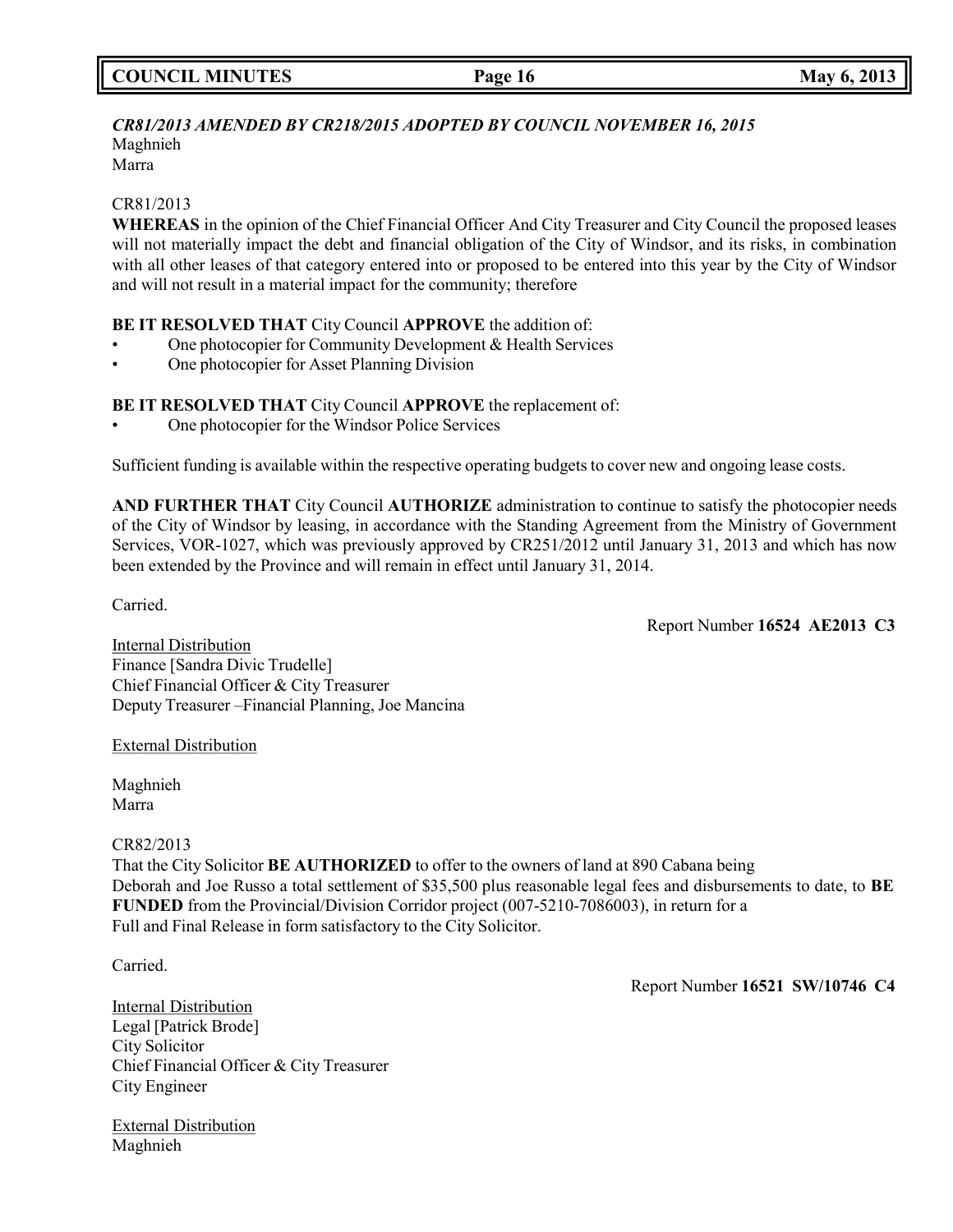***CR81/2013 AMENDED BY CR218/2015 ADOPTED BY COUNCIL NOVEMBER 16, 2015***
Maghnieh
Marra

CR81/2013
**WHEREAS** in the opinion of the Chief Financial Officer And City Treasurer and City Council the proposed leases will not materially impact the debt and financial obligation of the City of Windsor, and its risks, in combination with all other leases of that category entered into or proposed to be entered into this year by the City of Windsor and will not result in a material impact for the community; therefore

**BE IT RESOLVED THAT** City Council **APPROVE** the addition of:

- One photocopier for Community Development & Health Services
- One photocopier for Asset Planning Division

**BE IT RESOLVED THAT** City Council **APPROVE** the replacement of:

- One photocopier for the Windsor Police Services

Sufficient funding is available within the respective operating budgets to cover new and ongoing lease costs.

**AND FURTHER THAT** City Council **AUTHORIZE** administration to continue to satisfy the photocopier needs of the City of Windsor by leasing, in accordance with the Standing Agreement from the Ministry of Government Services, VOR-1027, which was previously approved by CR251/2012 until January 31, 2013 and which has now been extended by the Province and will remain in effect until January 31, 2014.

Carried.

Report Number **16524 AE2013 C3**

Internal Distribution
Finance [Sandra Divic Trudelle]
Chief Financial Officer & City Treasurer
Deputy Treasurer –Financial Planning, Joe Mancina

External Distribution

Maghnieh
Marra

CR82/2013
That the City Solicitor **BE AUTHORIZED** to offer to the owners of land at 890 Cabana being Deborah and Joe Russo a total settlement of $35,500 plus reasonable legal fees and disbursements to date, to **BE FUNDED** from the Provincial/Division Corridor project (007-5210-7086003), in return for a Full and Final Release in form satisfactory to the City Solicitor.

Carried.

Report Number **16521 SW/10746 C4**

Internal Distribution
Legal [Patrick Brode]
City Solicitor
Chief Financial Officer & City Treasurer
City Engineer

External Distribution
Maghnieh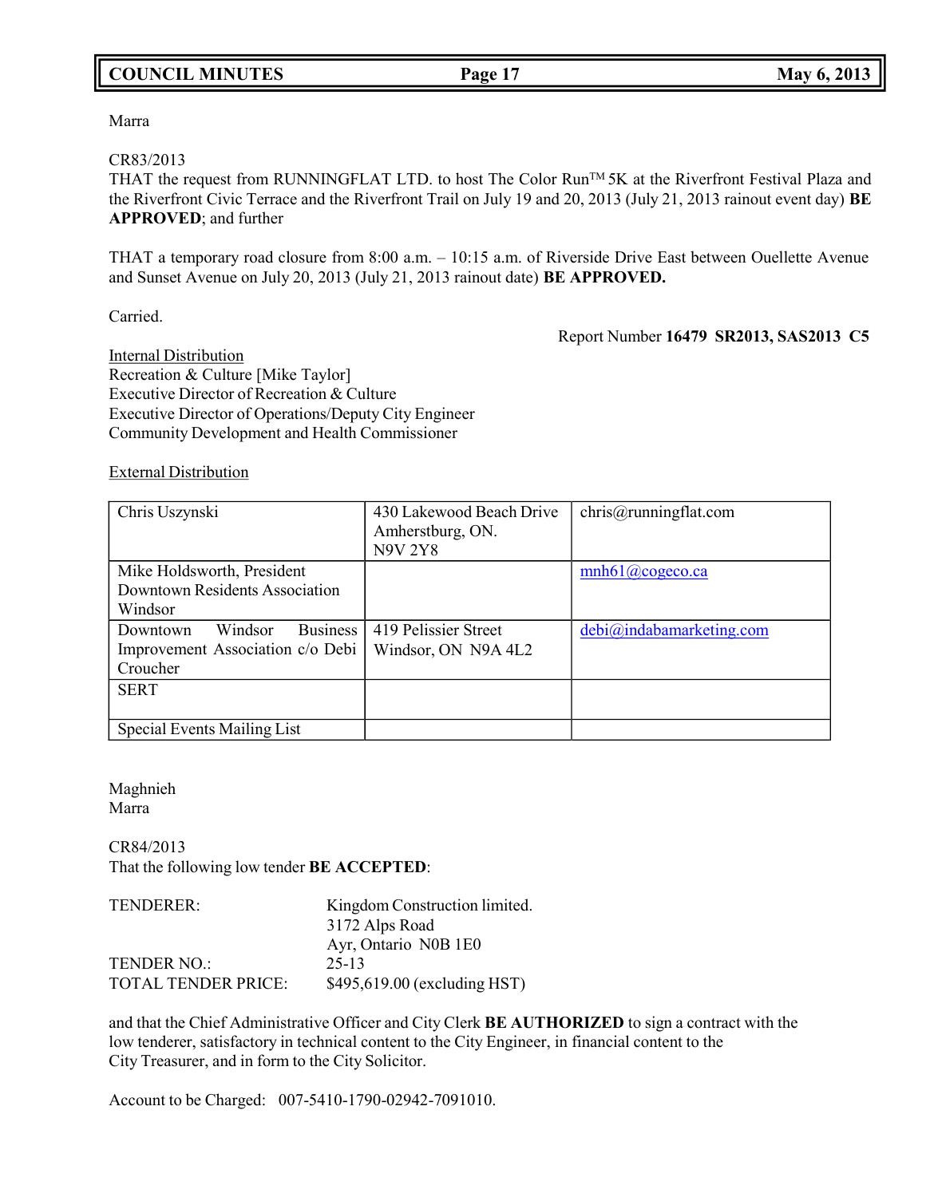Marra

CR83/2013
THAT the request from RUNNINGFLAT LTD. to host The Color Run™ 5K at the Riverfront Festival Plaza and the Riverfront Civic Terrace and the Riverfront Trail on July 19 and 20, 2013 (July 21, 2013 rainout event day) **BE APPROVED**; and further

THAT a temporary road closure from 8:00 a.m. – 10:15 a.m. of Riverside Drive East between Ouellette Avenue and Sunset Avenue on July 20, 2013 (July 21, 2013 rainout date) **BE APPROVED.**

Carried.

Report Number **16479 SR2013, SAS2013 C5**

Internal Distribution
Recreation & Culture [Mike Taylor]
Executive Director of Recreation & Culture
Executive Director of Operations/Deputy City Engineer
Community Development and Health Commissioner

External Distribution

| | | |
|---|---|---|
| Chris Uszynski | 430 Lakewood Beach Drive Amherstburg, ON. N9V 2Y8 | chris@runningflat.com |
| Mike Holdsworth, President Downtown Residents Association Windsor | | mnh61@cogeco.ca |
| Downtown Windsor Business Improvement Association c/o Debi Croucher | 419 Pelissier Street Windsor, ON N9A 4L2 | debi@indabamarketing.com |
| SERT | | |
| Special Events Mailing List | | |

Maghnieh
Marra

CR84/2013
That the following low tender **BE ACCEPTED**:

TENDERER: Kingdom Construction limited.
3172 Alps Road
Ayr, Ontario N0B 1E0
TENDER NO.: 25-13
TOTAL TENDER PRICE: $495,619.00 (excluding HST)

and that the Chief Administrative Officer and City Clerk **BE AUTHORIZED** to sign a contract with the low tenderer, satisfactory in technical content to the City Engineer, in financial content to the City Treasurer, and in form to the City Solicitor.

Account to be Charged: 007-5410-1790-02942-7091010.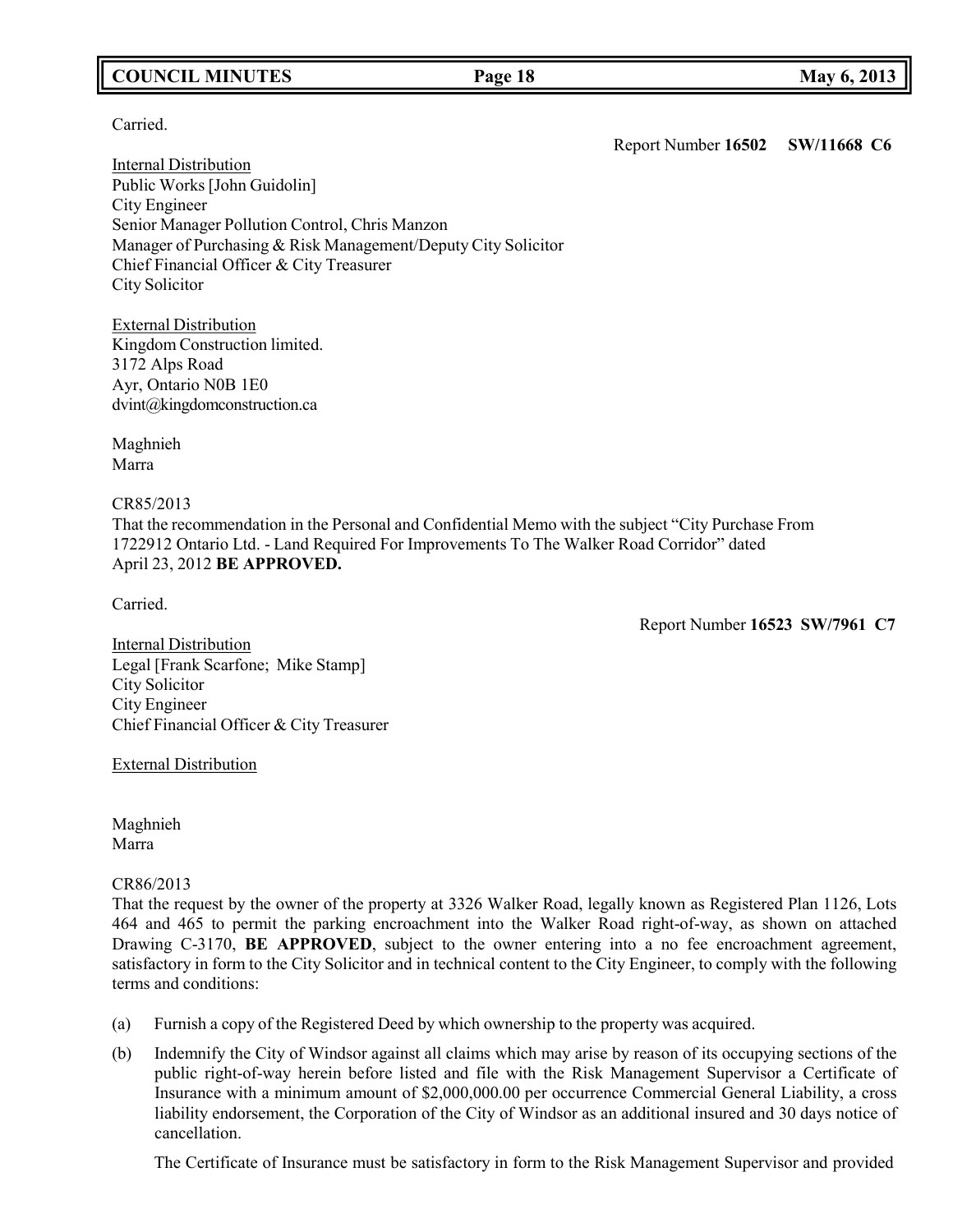Carried.

Report Number **16502** **SW/11668 C6**

Internal Distribution
Public Works [John Guidolin]
City Engineer
Senior Manager Pollution Control, Chris Manzon
Manager of Purchasing & Risk Management/Deputy City Solicitor
Chief Financial Officer & City Treasurer
City Solicitor

External Distribution
Kingdom Construction limited.
3172 Alps Road
Ayr, Ontario N0B 1E0
dvint@kingdomconstruction.ca

Maghnieh
Marra

CR85/2013
That the recommendation in the Personal and Confidential Memo with the subject "City Purchase From 1722912 Ontario Ltd. - Land Required For Improvements To The Walker Road Corridor" dated April 23, 2012 **BE APPROVED.**

Carried.

Report Number **16523** **SW/7961 C7**

Internal Distribution
Legal [Frank Scarfone; Mike Stamp]
City Solicitor
City Engineer
Chief Financial Officer & City Treasurer

External Distribution

Maghnieh
Marra

CR86/2013
That the request by the owner of the property at 3326 Walker Road, legally known as Registered Plan 1126, Lots 464 and 465 to permit the parking encroachment into the Walker Road right-of-way, as shown on attached Drawing C-3170, **BE APPROVED**, subject to the owner entering into a no fee encroachment agreement, satisfactory in form to the City Solicitor and in technical content to the City Engineer, to comply with the following terms and conditions:

(a) Furnish a copy of the Registered Deed by which ownership to the property was acquired.

(b) Indemnify the City of Windsor against all claims which may arise by reason of its occupying sections of the public right-of-way herein before listed and file with the Risk Management Supervisor a Certificate of Insurance with a minimum amount of $2,000,000.00 per occurrence Commercial General Liability, a cross liability endorsement, the Corporation of the City of Windsor as an additional insured and 30 days notice of cancellation.

The Certificate of Insurance must be satisfactory in form to the Risk Management Supervisor and provided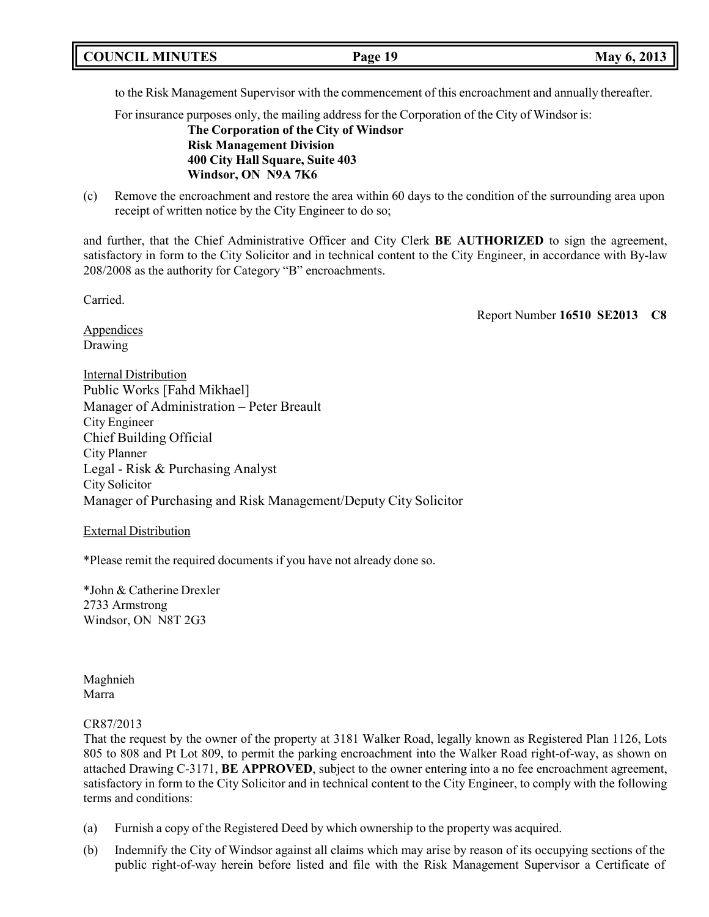to the Risk Management Supervisor with the commencement of this encroachment and annually thereafter.

For insurance purposes only, the mailing address for the Corporation of the City of Windsor is:

**The Corporation of the City of Windsor**
**Risk Management Division**
**400 City Hall Square, Suite 403**
**Windsor, ON N9A 7K6**

(c) Remove the encroachment and restore the area within 60 days to the condition of the surrounding area upon receipt of written notice by the City Engineer to do so;

and further, that the Chief Administrative Officer and City Clerk **BE AUTHORIZED** to sign the agreement, satisfactory in form to the City Solicitor and in technical content to the City Engineer, in accordance with By-law 208/2008 as the authority for Category "B" encroachments.

Carried.

Report Number **16510 SE2013 C8**

Appendices
Drawing

Internal Distribution
Public Works [Fahd Mikhael]
Manager of Administration – Peter Breault
City Engineer
Chief Building Official
City Planner
Legal - Risk & Purchasing Analyst
City Solicitor
Manager of Purchasing and Risk Management/Deputy City Solicitor

External Distribution

*Please remit the required documents if you have not already done so.

*John & Catherine Drexler
2733 Armstrong
Windsor, ON N8T 2G3

Maghnieh
Marra

CR87/2013
That the request by the owner of the property at 3181 Walker Road, legally known as Registered Plan 1126, Lots 805 to 808 and Pt Lot 809, to permit the parking encroachment into the Walker Road right-of-way, as shown on attached Drawing C-3171, **BE APPROVED**, subject to the owner entering into a no fee encroachment agreement, satisfactory in form to the City Solicitor and in technical content to the City Engineer, to comply with the following terms and conditions:

(a) Furnish a copy of the Registered Deed by which ownership to the property was acquired.

(b) Indemnify the City of Windsor against all claims which may arise by reason of its occupying sections of the public right-of-way herein before listed and file with the Risk Management Supervisor a Certificate of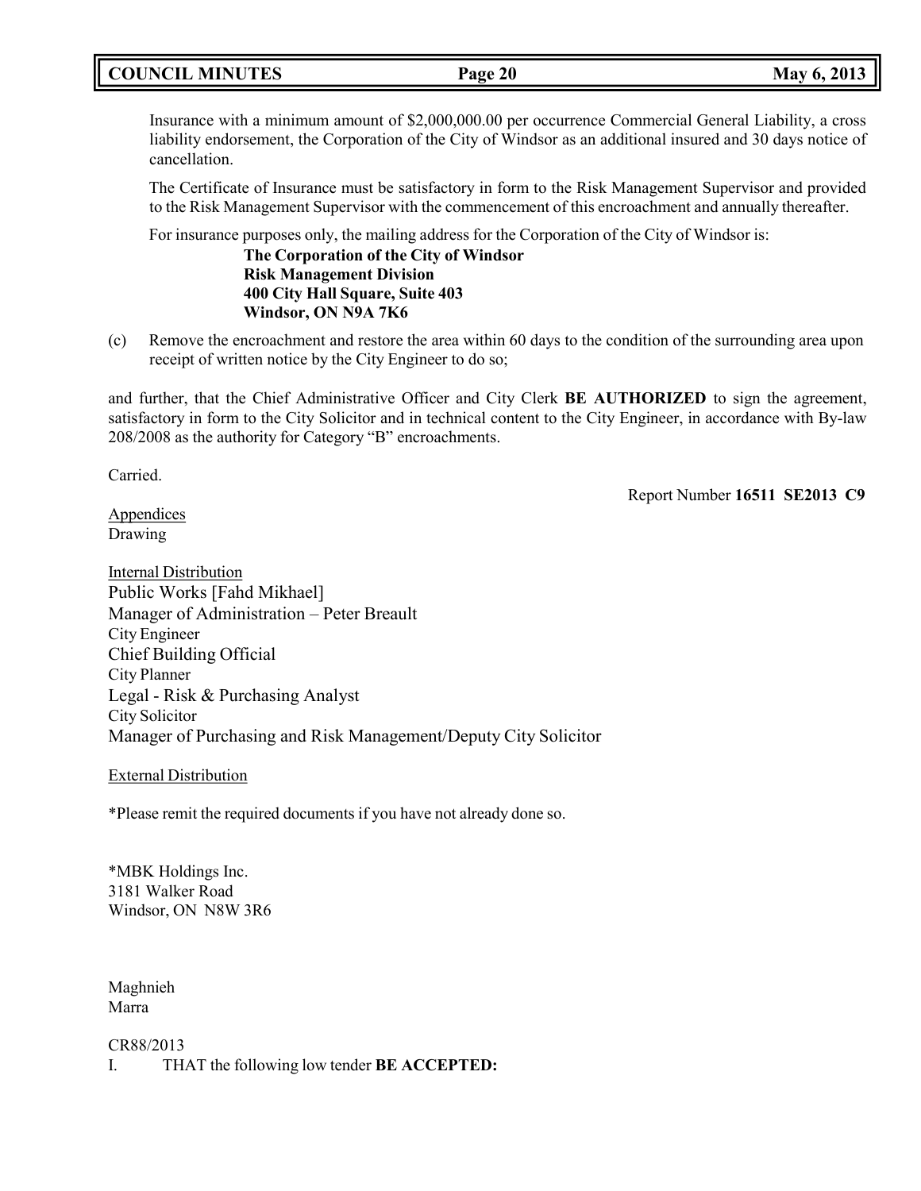Insurance with a minimum amount of $2,000,000.00 per occurrence Commercial General Liability, a cross liability endorsement, the Corporation of the City of Windsor as an additional insured and 30 days notice of cancellation.

The Certificate of Insurance must be satisfactory in form to the Risk Management Supervisor and provided to the Risk Management Supervisor with the commencement of this encroachment and annually thereafter.

For insurance purposes only, the mailing address for the Corporation of the City of Windsor is:

**The Corporation of the City of Windsor**
**Risk Management Division**
**400 City Hall Square, Suite 403**
**Windsor, ON N9A 7K6**

(c) Remove the encroachment and restore the area within 60 days to the condition of the surrounding area upon receipt of written notice by the City Engineer to do so;

and further, that the Chief Administrative Officer and City Clerk **BE AUTHORIZED** to sign the agreement, satisfactory in form to the City Solicitor and in technical content to the City Engineer, in accordance with By-law 208/2008 as the authority for Category "B" encroachments.

Carried.

Report Number **16511 SE2013 C9**

Appendices
Drawing

Internal Distribution
Public Works [Fahd Mikhael]
Manager of Administration – Peter Breault
City Engineer
Chief Building Official
City Planner
Legal - Risk & Purchasing Analyst
City Solicitor
Manager of Purchasing and Risk Management/Deputy City Solicitor

External Distribution

*Please remit the required documents if you have not already done so.

*MBK Holdings Inc.
3181 Walker Road
Windsor, ON N8W 3R6

Maghnieh
Marra

CR88/2013
I. THAT the following low tender **BE ACCEPTED:**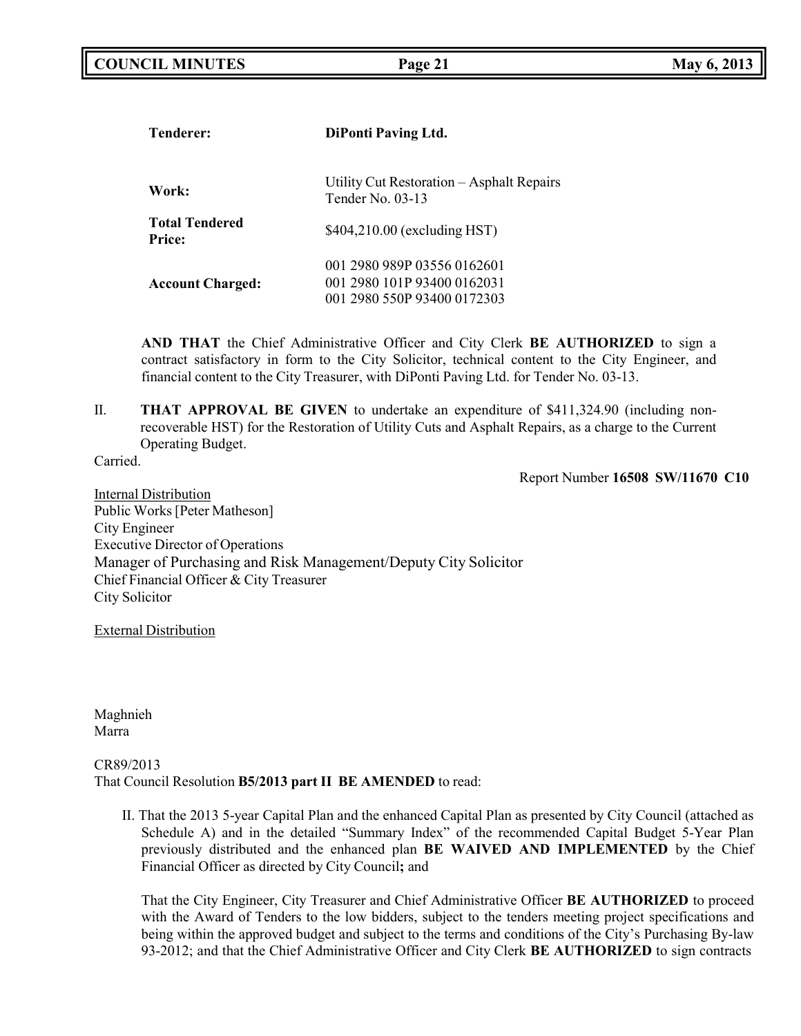| | |
|---|---|
| **Tenderer:** | **DiPonti Paving Ltd.** |
| **Work:** | Utility Cut Restoration – Asphalt Repairs Tender No. 03-13 |
| **Total Tendered Price:** | $404,210.00 (excluding HST) |
| **Account Charged:** | 001 2980 989P 03556 0162601<br>001 2980 101P 93400 0162031<br>001 2980 550P 93400 0172303 |

**AND THAT** the Chief Administrative Officer and City Clerk **BE AUTHORIZED** to sign a contract satisfactory in form to the City Solicitor, technical content to the City Engineer, and financial content to the City Treasurer, with DiPonti Paving Ltd. for Tender No. 03-13.

II. **THAT APPROVAL BE GIVEN** to undertake an expenditure of $411,324.90 (including non-recoverable HST) for the Restoration of Utility Cuts and Asphalt Repairs, as a charge to the Current Operating Budget.

Carried.

Report Number **16508 SW/11670 C10**

Internal Distribution
Public Works [Peter Matheson]
City Engineer
Executive Director of Operations
Manager of Purchasing and Risk Management/Deputy City Solicitor
Chief Financial Officer & City Treasurer
City Solicitor

External Distribution

Maghnieh
Marra

CR89/2013
That Council Resolution **B5/2013 part II BE AMENDED** to read:

II. That the 2013 5-year Capital Plan and the enhanced Capital Plan as presented by City Council (attached as Schedule A) and in the detailed "Summary Index" of the recommended Capital Budget 5-Year Plan previously distributed and the enhanced plan **BE WAIVED AND IMPLEMENTED** by the Chief Financial Officer as directed by City Council**;** and

That the City Engineer, City Treasurer and Chief Administrative Officer **BE AUTHORIZED** to proceed with the Award of Tenders to the low bidders, subject to the tenders meeting project specifications and being within the approved budget and subject to the terms and conditions of the City's Purchasing By-law 93-2012; and that the Chief Administrative Officer and City Clerk **BE AUTHORIZED** to sign contracts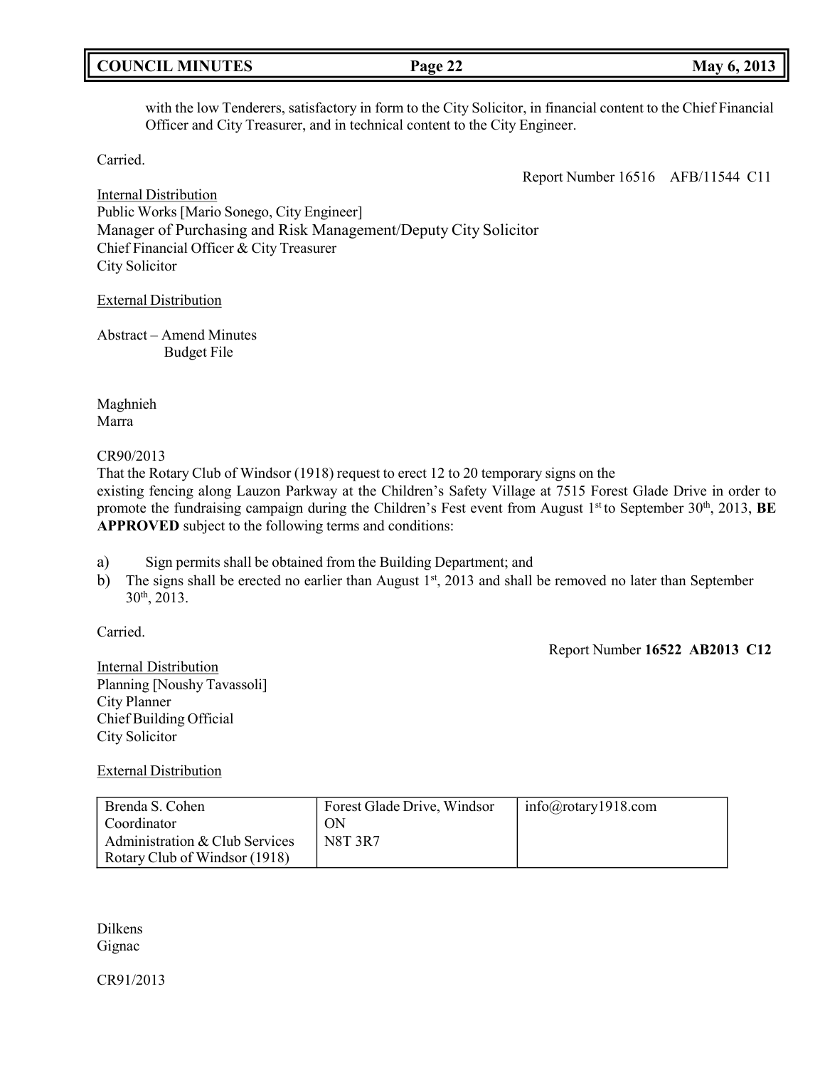with the low Tenderers, satisfactory in form to the City Solicitor, in financial content to the Chief Financial Officer and City Treasurer, and in technical content to the City Engineer.

Carried.

Report Number 16516 AFB/11544 C11

Internal Distribution
Public Works [Mario Sonego, City Engineer]
Manager of Purchasing and Risk Management/Deputy City Solicitor
Chief Financial Officer & City Treasurer
City Solicitor

External Distribution

Abstract – Amend Minutes
Budget File

Maghnieh
Marra

CR90/2013
That the Rotary Club of Windsor (1918) request to erect 12 to 20 temporary signs on the existing fencing along Lauzon Parkway at the Children's Safety Village at 7515 Forest Glade Drive in order to promote the fundraising campaign during the Children's Fest event from August 1st to September 30th, 2013, **BE APPROVED** subject to the following terms and conditions:

a) Sign permits shall be obtained from the Building Department; and
b) The signs shall be erected no earlier than August 1st, 2013 and shall be removed no later than September 30th, 2013.

Carried.

Report Number **16522 AB2013 C12**

Internal Distribution
Planning [Noushy Tavassoli]
City Planner
Chief Building Official
City Solicitor

External Distribution

| | | |
|---|---|---|
| Brenda S. Cohen<br>Coordinator<br>Administration & Club Services<br>Rotary Club of Windsor (1918) | Forest Glade Drive, Windsor<br>ON<br>N8T 3R7 | info@rotary1918.com |

Dilkens
Gignac

CR91/2013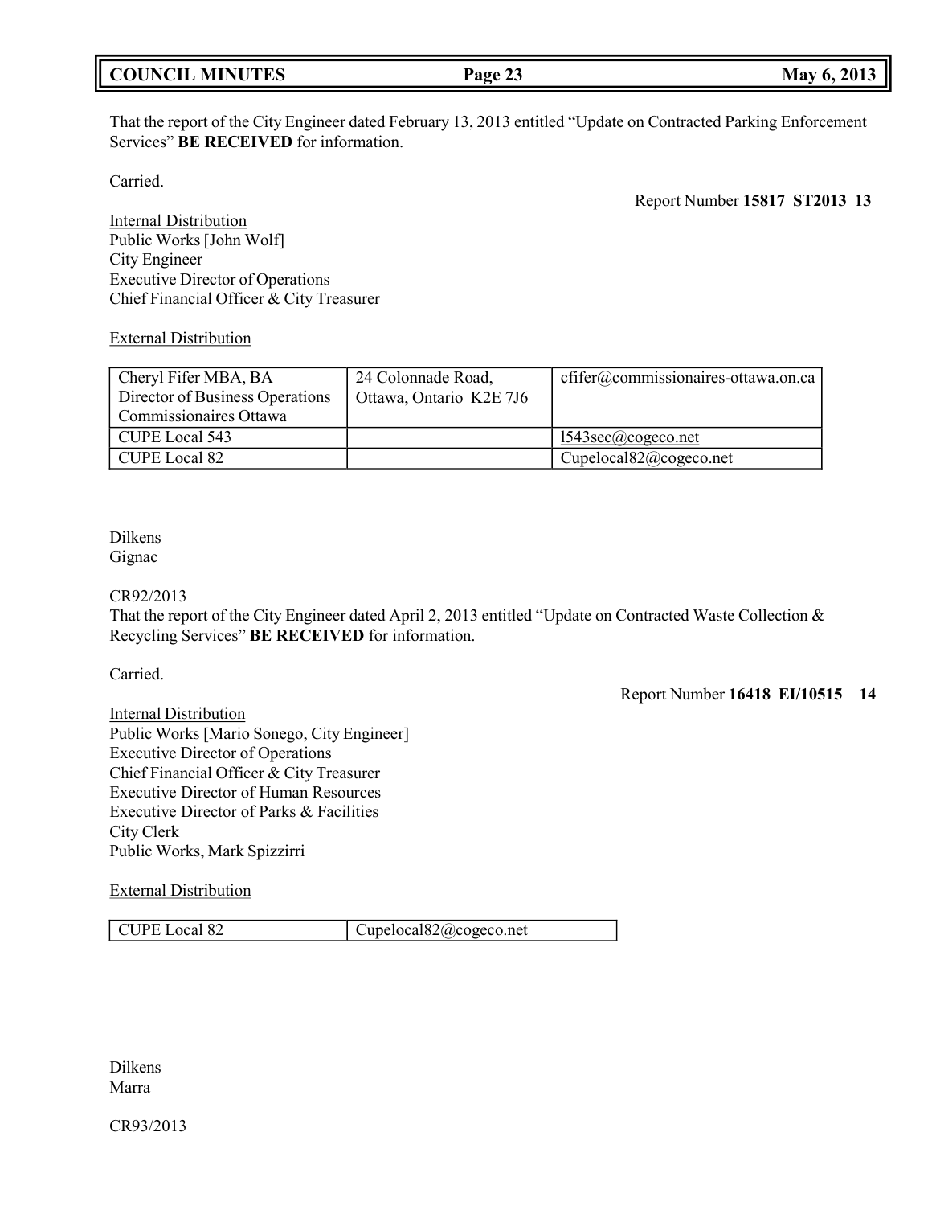That the report of the City Engineer dated February 13, 2013 entitled "Update on Contracted Parking Enforcement Services" **BE RECEIVED** for information.

Carried.

Report Number **15817 ST2013 13**

Internal Distribution
Public Works [John Wolf]
City Engineer
Executive Director of Operations
Chief Financial Officer & City Treasurer

External Distribution

| | | |
|---|---|---|
| Cheryl Fifer MBA, BA<br>Director of Business Operations<br>Commissionaires Ottawa | 24 Colonnade Road,<br>Ottawa, Ontario K2E 7J6 | cfifer@commissionaires-ottawa.on.ca |
| CUPE Local 543 | | l543sec@cogeco.net |
| CUPE Local 82 | | Cupelocal82@cogeco.net |

Dilkens
Gignac

CR92/2013
That the report of the City Engineer dated April 2, 2013 entitled "Update on Contracted Waste Collection & Recycling Services" **BE RECEIVED** for information.

Carried.

Report Number **16418 EI/10515 14**

Internal Distribution
Public Works [Mario Sonego, City Engineer]
Executive Director of Operations
Chief Financial Officer & City Treasurer
Executive Director of Human Resources
Executive Director of Parks & Facilities
City Clerk
Public Works, Mark Spizzirri

External Distribution

| | |
|---|---|
| CUPE Local 82 | Cupelocal82@cogeco.net |

Dilkens
Marra

CR93/2013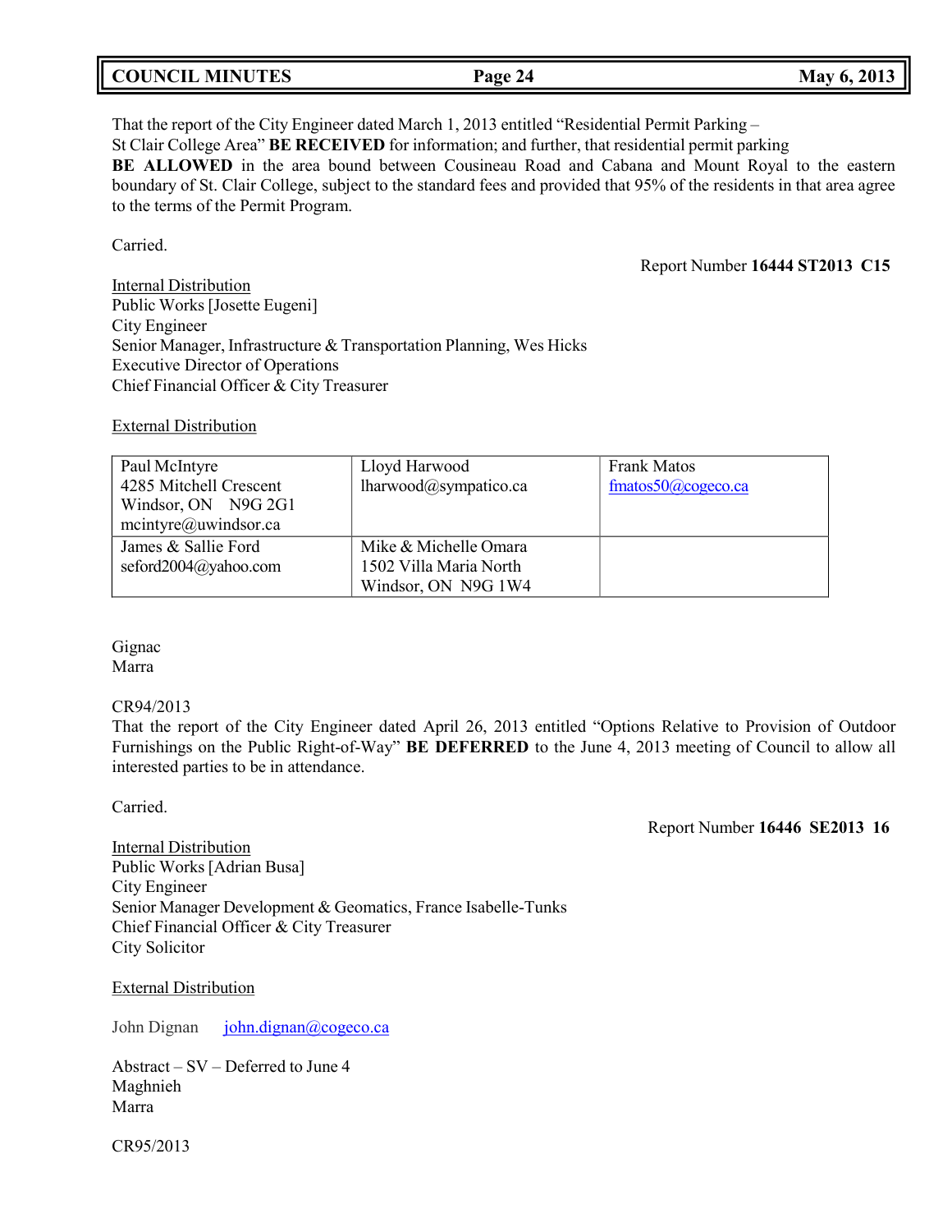That the report of the City Engineer dated March 1, 2013 entitled "Residential Permit Parking – St Clair College Area" **BE RECEIVED** for information; and further, that residential permit parking **BE ALLOWED** in the area bound between Cousineau Road and Cabana and Mount Royal to the eastern boundary of St. Clair College, subject to the standard fees and provided that 95% of the residents in that area agree to the terms of the Permit Program.

Carried.

Report Number **16444 ST2013 C15**

Internal Distribution
Public Works [Josette Eugeni]
City Engineer
Senior Manager, Infrastructure & Transportation Planning, Wes Hicks
Executive Director of Operations
Chief Financial Officer & City Treasurer

External Distribution

| | | |
|---|---|---|
| Paul McIntyre<br>4285 Mitchell Crescent<br>Windsor, ON N9G 2G1<br>mcintyre@uwindsor.ca | Lloyd Harwood<br>lharwood@sympatico.ca | Frank Matos<br>fmatos50@cogeco.ca |
| James & Sallie Ford<br>seford2004@yahoo.com | Mike & Michelle Omara<br>1502 Villa Maria North<br>Windsor, ON N9G 1W4 | |

Gignac
Marra

CR94/2013
That the report of the City Engineer dated April 26, 2013 entitled "Options Relative to Provision of Outdoor Furnishings on the Public Right-of-Way" **BE DEFERRED** to the June 4, 2013 meeting of Council to allow all interested parties to be in attendance.

Carried.

Report Number **16446 SE2013 16**

Internal Distribution
Public Works [Adrian Busa]
City Engineer
Senior Manager Development & Geomatics, France Isabelle-Tunks
Chief Financial Officer & City Treasurer
City Solicitor

External Distribution

John Dignan john.dignan@cogeco.ca

Abstract – SV – Deferred to June 4
Maghnieh
Marra

CR95/2013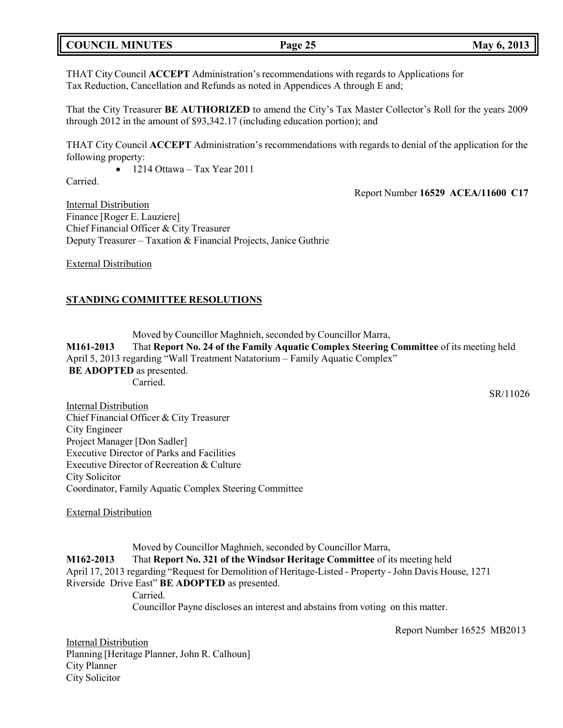THAT City Council **ACCEPT** Administration's recommendations with regards to Applications for Tax Reduction, Cancellation and Refunds as noted in Appendices A through E and;

That the City Treasurer **BE AUTHORIZED** to amend the City's Tax Master Collector's Roll for the years 2009 through 2012 in the amount of $93,342.17 (including education portion); and

THAT City Council **ACCEPT** Administration's recommendations with regards to denial of the application for the following property:

- 1214 Ottawa – Tax Year 2011

Carried.

Report Number **16529 ACEA/11600 C17**

Internal Distribution
Finance [Roger E. Lauziere]
Chief Financial Officer & City Treasurer
Deputy Treasurer – Taxation & Financial Projects, Janice Guthrie

External Distribution

## STANDING COMMITTEE RESOLUTIONS

Moved by Councillor Maghnieh, seconded by Councillor Marra,

**M161-2013** That **Report No. 24 of the Family Aquatic Complex Steering Committee** of its meeting held April 5, 2013 regarding "Wall Treatment Natatorium – Family Aquatic Complex" **BE ADOPTED** as presented.

Carried.

SR/11026

Internal Distribution
Chief Financial Officer & City Treasurer
City Engineer
Project Manager [Don Sadler]
Executive Director of Parks and Facilities
Executive Director of Recreation & Culture
City Solicitor
Coordinator, Family Aquatic Complex Steering Committee

External Distribution

Moved by Councillor Maghnieh, seconded by Councillor Marra,

**M162-2013** That **Report No. 321 of the Windsor Heritage Committee** of its meeting held April 17, 2013 regarding "Request for Demolition of Heritage-Listed - Property - John Davis House, 1271 Riverside Drive East" **BE ADOPTED** as presented.

Carried.

Councillor Payne discloses an interest and abstains from voting on this matter.

Report Number 16525 MB2013

Internal Distribution
Planning [Heritage Planner, John R. Calhoun]
City Planner
City Solicitor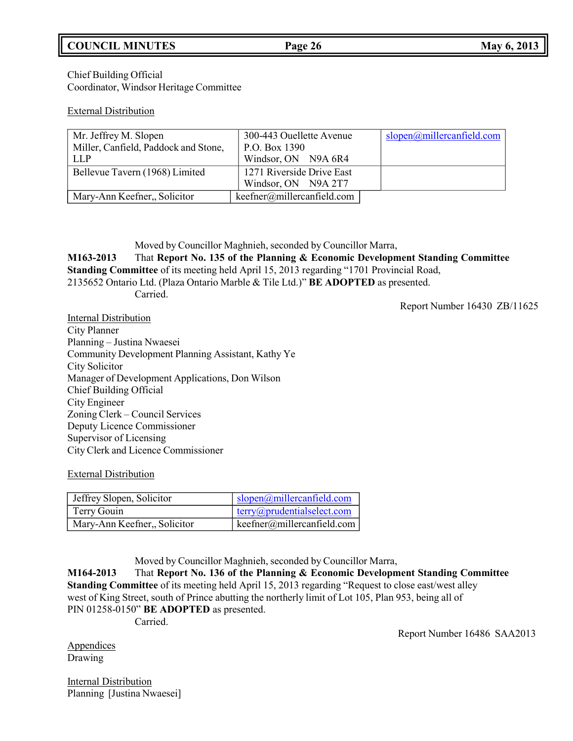Chief Building Official
Coordinator, Windsor Heritage Committee

External Distribution

| | | |
|---|---|---|
| Mr. Jeffrey M. Slopen<br>Miller, Canfield, Paddock and Stone, LLP | 300-443 Ouellette Avenue<br>P.O. Box 1390<br>Windsor, ON N9A 6R4 | slopen@millercanfield.com |
| Bellevue Tavern (1968) Limited | 1271 Riverside Drive East<br>Windsor, ON N9A 2T7 | |
| Mary-Ann Keefner,, Solicitor | keefner@millercanfield.com | |

Moved by Councillor Maghnieh, seconded by Councillor Marra,

**M163-2013** That **Report No. 135 of the Planning & Economic Development Standing Committee Standing Committee** of its meeting held April 15, 2013 regarding "1701 Provincial Road, 2135652 Ontario Ltd. (Plaza Ontario Marble & Tile Ltd.)" **BE ADOPTED** as presented.

Carried.

Report Number 16430 ZB/11625

Internal Distribution
City Planner
Planning – Justina Nwaesei
Community Development Planning Assistant, Kathy Ye
City Solicitor
Manager of Development Applications, Don Wilson
Chief Building Official
City Engineer
Zoning Clerk – Council Services
Deputy Licence Commissioner
Supervisor of Licensing
City Clerk and Licence Commissioner

External Distribution

| | |
|---|---|
| Jeffrey Slopen, Solicitor | slopen@millercanfield.com |
| Terry Gouin | terry@prudentialselect.com |
| Mary-Ann Keefner,, Solicitor | keefner@millercanfield.com |

Moved by Councillor Maghnieh, seconded by Councillor Marra,

**M164-2013** That **Report No. 136 of the Planning & Economic Development Standing Committee Standing Committee** of its meeting held April 15, 2013 regarding "Request to close east/west alley west of King Street, south of Prince abutting the northerly limit of Lot 105, Plan 953, being all of PIN 01258-0150" **BE ADOPTED** as presented.

Carried.

Report Number 16486 SAA2013

Appendices
Drawing

Internal Distribution
Planning [Justina Nwaesei]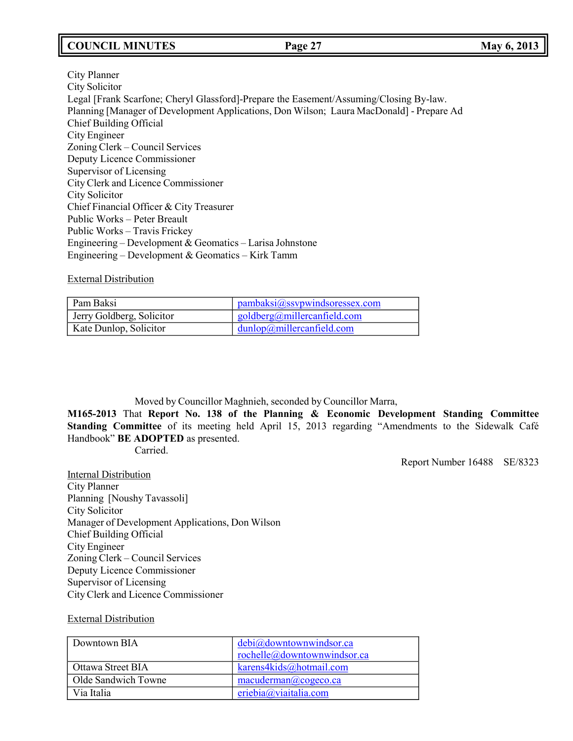City Planner
City Solicitor
Legal [Frank Scarfone; Cheryl Glassford]-Prepare the Easement/Assuming/Closing By-law.
Planning [Manager of Development Applications, Don Wilson; Laura MacDonald] - Prepare Ad
Chief Building Official
City Engineer
Zoning Clerk – Council Services
Deputy Licence Commissioner
Supervisor of Licensing
City Clerk and Licence Commissioner
City Solicitor
Chief Financial Officer & City Treasurer
Public Works – Peter Breault
Public Works – Travis Frickey
Engineering – Development & Geomatics – Larisa Johnstone
Engineering – Development & Geomatics – Kirk Tamm

External Distribution

| | |
|---|---|
| Pam Baksi | pambaksi@ssvpwindsoressex.com |
| Jerry Goldberg, Solicitor | goldberg@millercanfield.com |
| Kate Dunlop, Solicitor | dunlop@millercanfield.com |

Moved by Councillor Maghnieh, seconded by Councillor Marra,

**M165-2013** That **Report No. 138 of the Planning & Economic Development Standing Committee Standing Committee** of its meeting held April 15, 2013 regarding "Amendments to the Sidewalk Café Handbook" **BE ADOPTED** as presented.

Carried.

Report Number 16488 SE/8323

Internal Distribution
City Planner
Planning [Noushy Tavassoli]
City Solicitor
Manager of Development Applications, Don Wilson
Chief Building Official
City Engineer
Zoning Clerk – Council Services
Deputy Licence Commissioner
Supervisor of Licensing
City Clerk and Licence Commissioner

External Distribution

| | |
|---|---|
| Downtown BIA | debi@downtownwindsor.ca<br>rochelle@downtownwindsor.ca |
| Ottawa Street BIA | karens4kids@hotmail.com |
| Olde Sandwich Towne | macuderman@cogeco.ca |
| Via Italia | eriebia@viaitalia.com |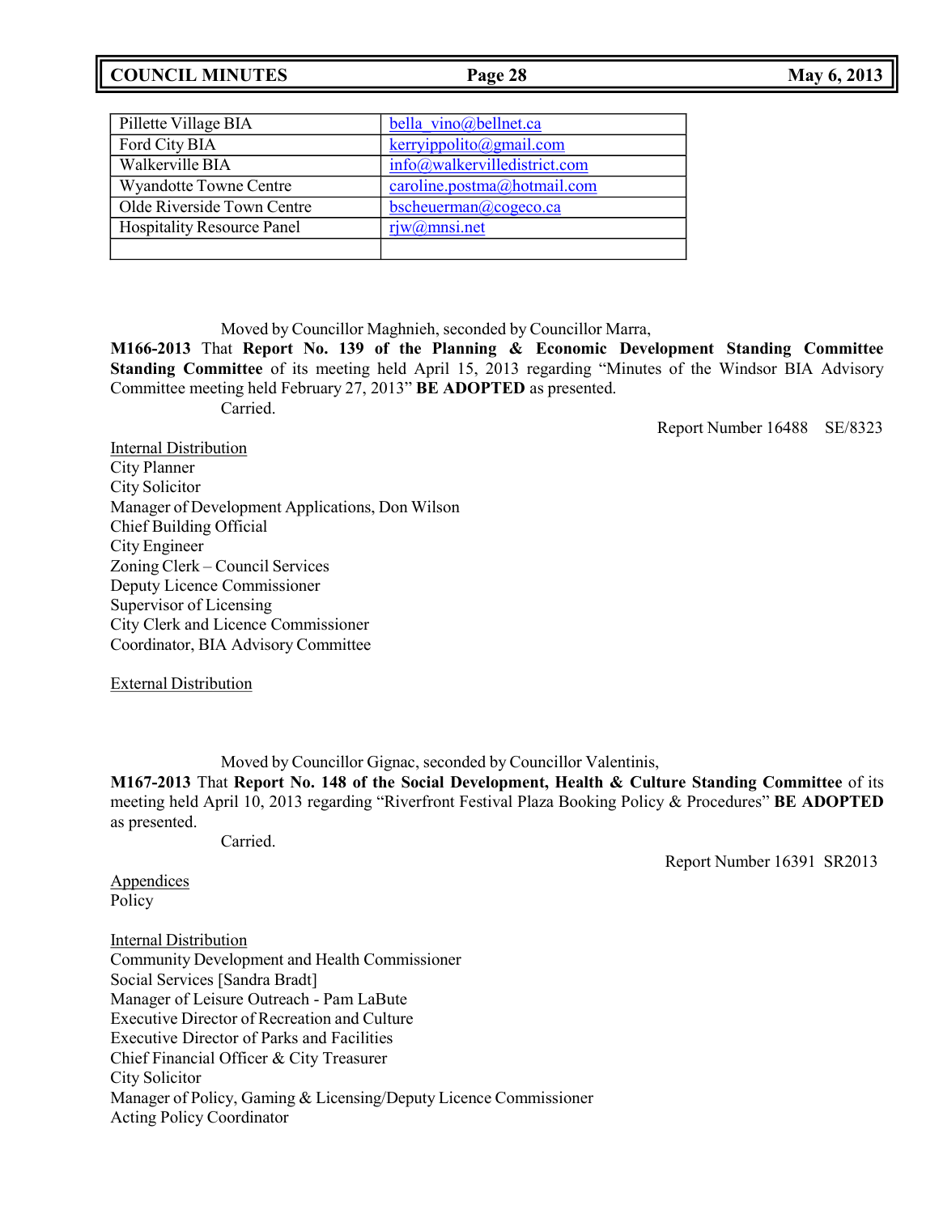| | |
|---|---|
| Pillette Village BIA | bella_vino@bellnet.ca |
| Ford City BIA | kerryippolito@gmail.com |
| Walkerville BIA | info@walkervilledistrict.com |
| Wyandotte Towne Centre | caroline.postma@hotmail.com |
| Olde Riverside Town Centre | bscheuerman@cogeco.ca |
| Hospitality Resource Panel | rjw@mnsi.net |
| | |

Moved by Councillor Maghnieh, seconded by Councillor Marra,

**M166-2013** That **Report No. 139 of the Planning & Economic Development Standing Committee Standing Committee** of its meeting held April 15, 2013 regarding "Minutes of the Windsor BIA Advisory Committee meeting held February 27, 2013" **BE ADOPTED** as presented.

Carried.

Report Number 16488 SE/8323

Internal Distribution
City Planner
City Solicitor
Manager of Development Applications, Don Wilson
Chief Building Official
City Engineer
Zoning Clerk – Council Services
Deputy Licence Commissioner
Supervisor of Licensing
City Clerk and Licence Commissioner
Coordinator, BIA Advisory Committee

External Distribution

Moved by Councillor Gignac, seconded by Councillor Valentinis,

**M167-2013** That **Report No. 148 of the Social Development, Health & Culture Standing Committee** of its meeting held April 10, 2013 regarding "Riverfront Festival Plaza Booking Policy & Procedures" **BE ADOPTED** as presented.

Carried.

Report Number 16391 SR2013

Appendices
Policy

Internal Distribution
Community Development and Health Commissioner
Social Services [Sandra Bradt]
Manager of Leisure Outreach - Pam LaBute
Executive Director of Recreation and Culture
Executive Director of Parks and Facilities
Chief Financial Officer & City Treasurer
City Solicitor
Manager of Policy, Gaming & Licensing/Deputy Licence Commissioner
Acting Policy Coordinator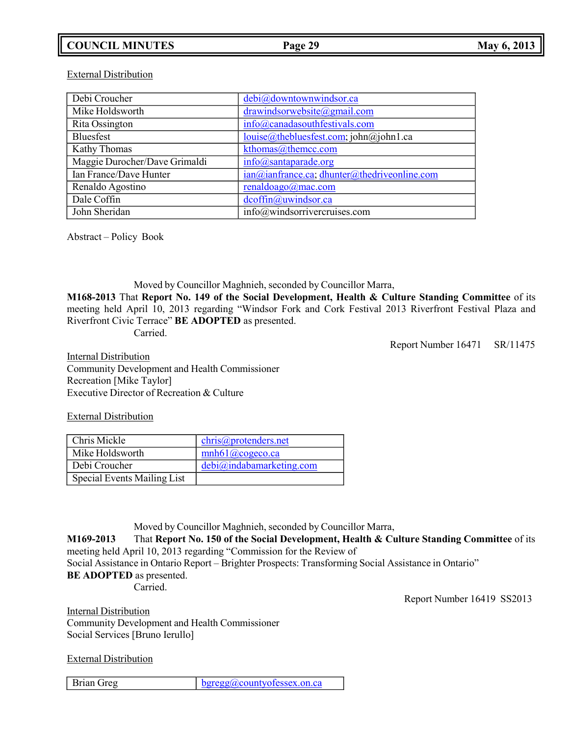External Distribution

| | |
|---|---|
| Debi Croucher | debi@downtownwindsor.ca |
| Mike Holdsworth | drawindsorwebsite@gmail.com |
| Rita Ossington | info@canadasouthfestivals.com |
| Bluesfest | louise@thebluesfest.com; john@john1.ca |
| Kathy Thomas | kthomas@themcc.com |
| Maggie Durocher/Dave Grimaldi | info@santaparade.org |
| Ian France/Dave Hunter | ian@ianfrance.ca; dhunter@thedriveonline.com |
| Renaldo Agostino | renaldoago@mac.com |
| Dale Coffin | dcoffin@uwindsor.ca |
| John Sheridan | info@windsorrivercruises.com |

Abstract – Policy Book

Moved by Councillor Maghnieh, seconded by Councillor Marra,

**M168-2013** That **Report No. 149 of the Social Development, Health & Culture Standing Committee** of its meeting held April 10, 2013 regarding "Windsor Fork and Cork Festival 2013 Riverfront Festival Plaza and Riverfront Civic Terrace" **BE ADOPTED** as presented.

Carried.

Report Number 16471 SR/11475

Internal Distribution
Community Development and Health Commissioner
Recreation [Mike Taylor]
Executive Director of Recreation & Culture

External Distribution

| | |
|---|---|
| Chris Mickle | chris@protenders.net |
| Mike Holdsworth | mnh61@cogeco.ca |
| Debi Croucher | debi@indabamarketing.com |
| Special Events Mailing List | |

Moved by Councillor Maghnieh, seconded by Councillor Marra,

**M169-2013** That **Report No. 150 of the Social Development, Health & Culture Standing Committee** of its meeting held April 10, 2013 regarding "Commission for the Review of Social Assistance in Ontario Report – Brighter Prospects: Transforming Social Assistance in Ontario" **BE ADOPTED** as presented.

Carried.

Report Number 16419 SS2013

Internal Distribution
Community Development and Health Commissioner
Social Services [Bruno Ierullo]

External Distribution

| | |
|---|---|
| Brian Greg | bgregg@countyofessex.on.ca |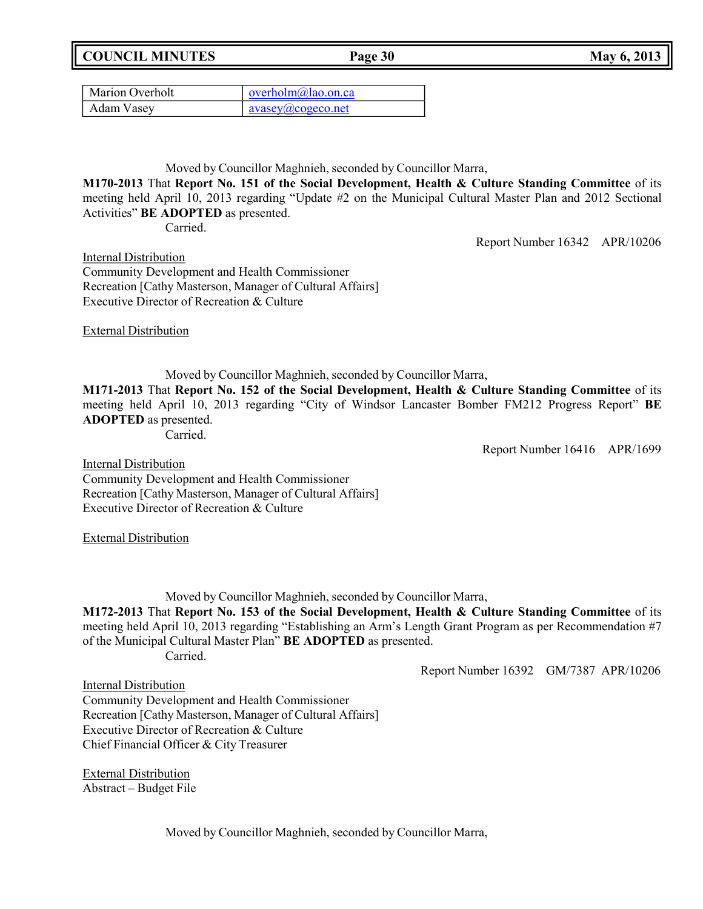| Marion Overholt | overholm@lao.on.ca |
|---|---|
| Adam Vasey | avasey@cogeco.net |

Moved by Councillor Maghnieh, seconded by Councillor Marra,

**M170-2013** That **Report No. 151 of the Social Development, Health & Culture Standing Committee** of its meeting held April 10, 2013 regarding "Update #2 on the Municipal Cultural Master Plan and 2012 Sectional Activities" **BE ADOPTED** as presented.

Carried.

Report Number 16342 APR/10206

Internal Distribution
Community Development and Health Commissioner
Recreation [Cathy Masterson, Manager of Cultural Affairs]
Executive Director of Recreation & Culture

External Distribution

Moved by Councillor Maghnieh, seconded by Councillor Marra,

**M171-2013** That **Report No. 152 of the Social Development, Health & Culture Standing Committee** of its meeting held April 10, 2013 regarding "City of Windsor Lancaster Bomber FM212 Progress Report" **BE ADOPTED** as presented.

Carried.

Report Number 16416 APR/1699

Internal Distribution
Community Development and Health Commissioner
Recreation [Cathy Masterson, Manager of Cultural Affairs]
Executive Director of Recreation & Culture

External Distribution

Moved by Councillor Maghnieh, seconded by Councillor Marra,

**M172-2013** That **Report No. 153 of the Social Development, Health & Culture Standing Committee** of its meeting held April 10, 2013 regarding "Establishing an Arm's Length Grant Program as per Recommendation #7 of the Municipal Cultural Master Plan" **BE ADOPTED** as presented.

Carried.

Report Number 16392 GM/7387 APR/10206

Internal Distribution
Community Development and Health Commissioner
Recreation [Cathy Masterson, Manager of Cultural Affairs]
Executive Director of Recreation & Culture
Chief Financial Officer & City Treasurer

External Distribution
Abstract – Budget File

Moved by Councillor Maghnieh, seconded by Councillor Marra,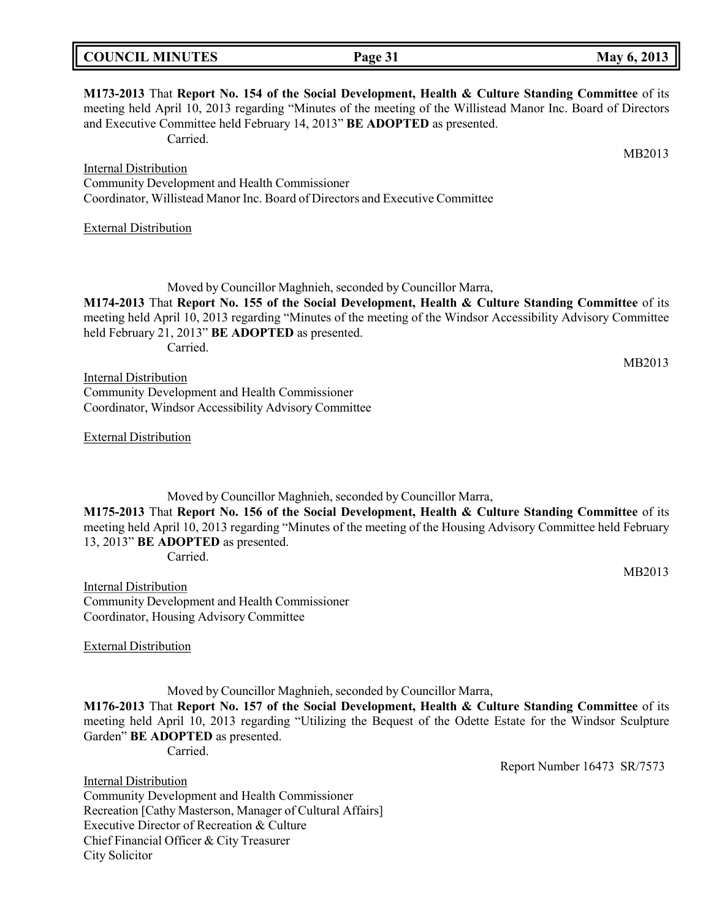**M173-2013** That **Report No. 154 of the Social Development, Health & Culture Standing Committee** of its meeting held April 10, 2013 regarding "Minutes of the meeting of the Willistead Manor Inc. Board of Directors and Executive Committee held February 14, 2013" **BE ADOPTED** as presented.

Carried.

MB2013

Internal Distribution
Community Development and Health Commissioner
Coordinator, Willistead Manor Inc. Board of Directors and Executive Committee

External Distribution

Moved by Councillor Maghnieh, seconded by Councillor Marra,

**M174-2013** That **Report No. 155 of the Social Development, Health & Culture Standing Committee** of its meeting held April 10, 2013 regarding "Minutes of the meeting of the Windsor Accessibility Advisory Committee held February 21, 2013" **BE ADOPTED** as presented.

Carried.

MB2013

Internal Distribution
Community Development and Health Commissioner
Coordinator, Windsor Accessibility Advisory Committee

External Distribution

Moved by Councillor Maghnieh, seconded by Councillor Marra,

**M175-2013** That **Report No. 156 of the Social Development, Health & Culture Standing Committee** of its meeting held April 10, 2013 regarding "Minutes of the meeting of the Housing Advisory Committee held February 13, 2013" **BE ADOPTED** as presented.

Carried.

MB2013

Internal Distribution
Community Development and Health Commissioner
Coordinator, Housing Advisory Committee

External Distribution

Moved by Councillor Maghnieh, seconded by Councillor Marra,

**M176-2013** That **Report No. 157 of the Social Development, Health & Culture Standing Committee** of its meeting held April 10, 2013 regarding "Utilizing the Bequest of the Odette Estate for the Windsor Sculpture Garden" **BE ADOPTED** as presented.

Carried.

Report Number 16473 SR/7573

Internal Distribution
Community Development and Health Commissioner
Recreation [Cathy Masterson, Manager of Cultural Affairs]
Executive Director of Recreation & Culture
Chief Financial Officer & City Treasurer
City Solicitor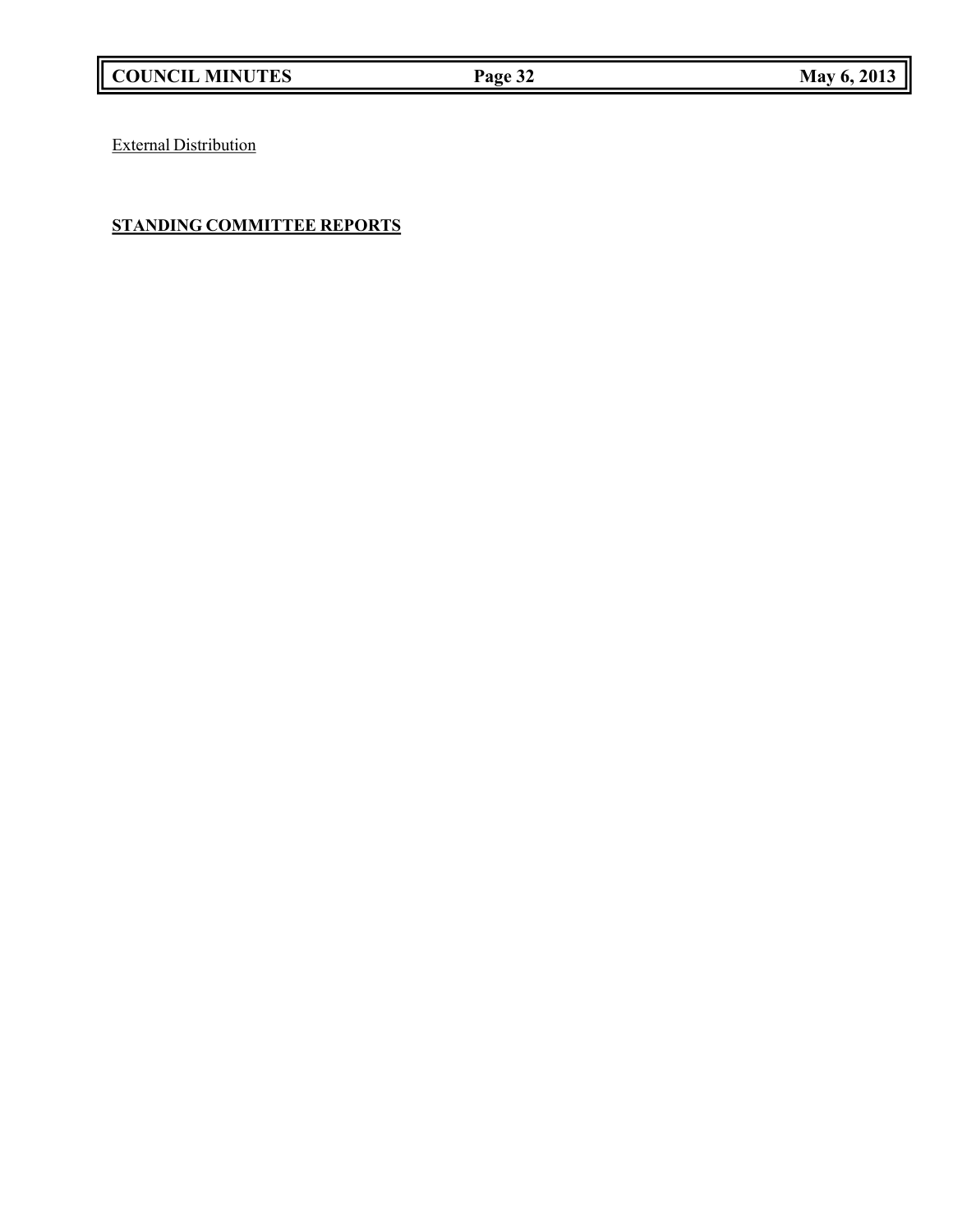External Distribution

**STANDING COMMITTEE REPORTS**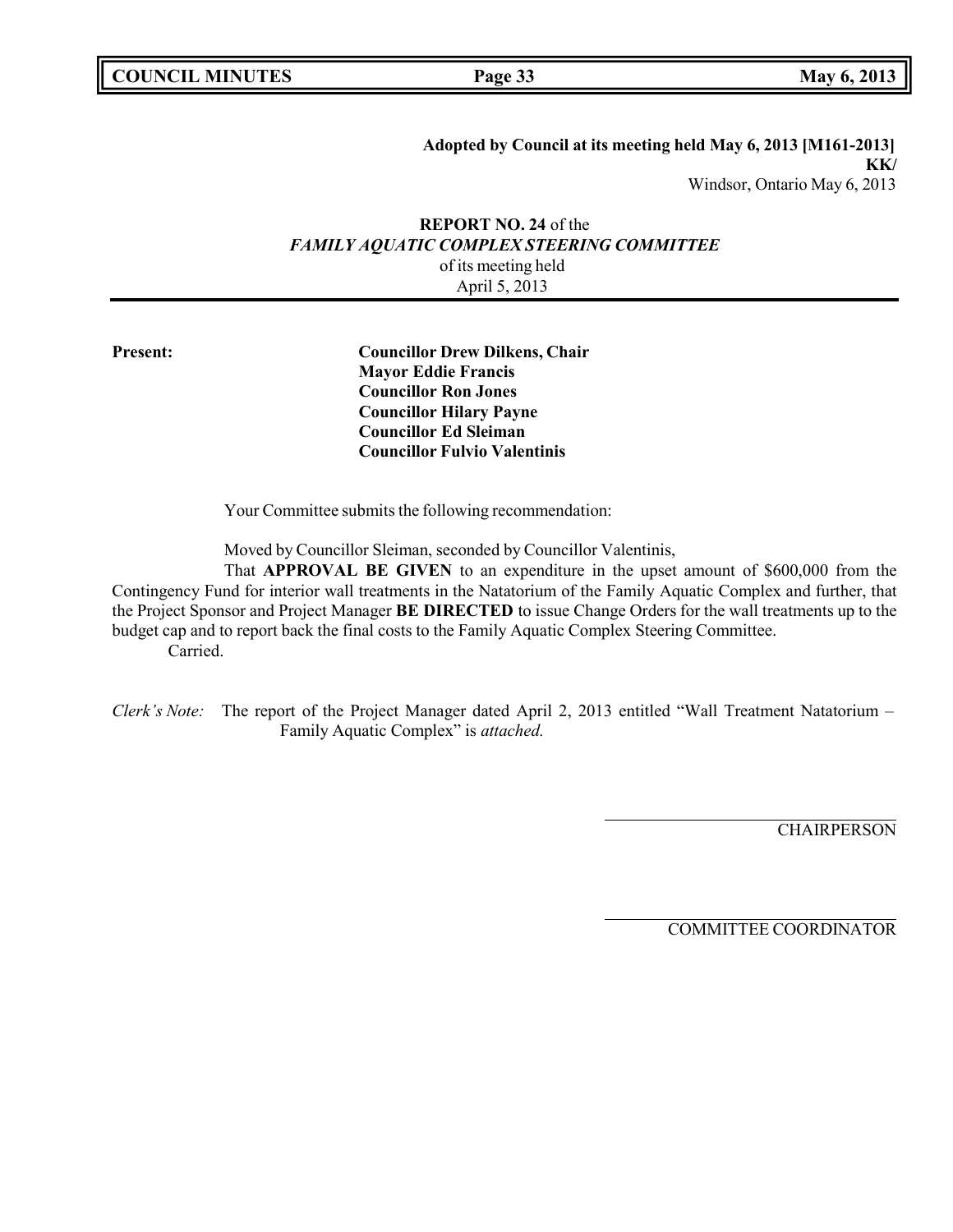**Adopted by Council at its meeting held May 6, 2013 [M161-2013]**
**KK/**
Windsor, Ontario May 6, 2013

**REPORT NO. 24** of the
***FAMILY AQUATIC COMPLEX STEERING COMMITTEE***
of its meeting held
April 5, 2013

**Present:**

**Councillor Drew Dilkens, Chair**
**Mayor Eddie Francis**
**Councillor Ron Jones**
**Councillor Hilary Payne**
**Councillor Ed Sleiman**
**Councillor Fulvio Valentinis**

Your Committee submits the following recommendation:

Moved by Councillor Sleiman, seconded by Councillor Valentinis,

That **APPROVAL BE GIVEN** to an expenditure in the upset amount of $600,000 from the Contingency Fund for interior wall treatments in the Natatorium of the Family Aquatic Complex and further, that the Project Sponsor and Project Manager **BE DIRECTED** to issue Change Orders for the wall treatments up to the budget cap and to report back the final costs to the Family Aquatic Complex Steering Committee.

Carried.

*Clerk's Note:* The report of the Project Manager dated April 2, 2013 entitled "Wall Treatment Natatorium – Family Aquatic Complex" is *attached.*

CHAIRPERSON

COMMITTEE COORDINATOR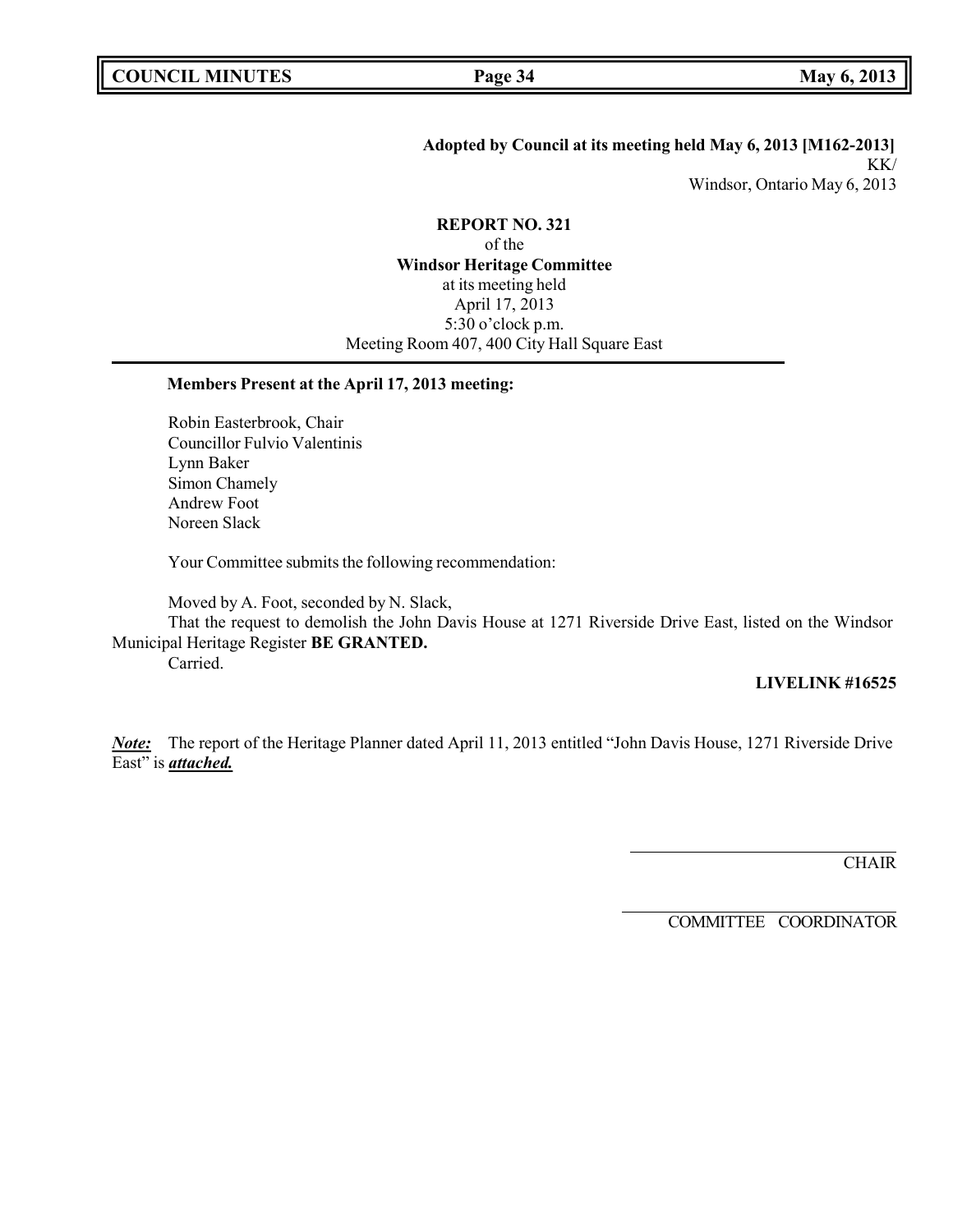**Adopted by Council at its meeting held May 6, 2013 [M162-2013]**
KK/
Windsor, Ontario May 6, 2013

**REPORT NO. 321**
of the
**Windsor Heritage Committee**
at its meeting held
April 17, 2013
5:30 o'clock p.m.
Meeting Room 407, 400 City Hall Square East

---

**Members Present at the April 17, 2013 meeting:**

Robin Easterbrook, Chair
Councillor Fulvio Valentinis
Lynn Baker
Simon Chamely
Andrew Foot
Noreen Slack

Your Committee submits the following recommendation:

Moved by A. Foot, seconded by N. Slack,
That the request to demolish the John Davis House at 1271 Riverside Drive East, listed on the Windsor Municipal Heritage Register **BE GRANTED.**
Carried.

**LIVELINK #16525**

***Note:*** The report of the Heritage Planner dated April 11, 2013 entitled "John Davis House, 1271 Riverside Drive East" is ***attached.***

CHAIR

COMMITTEE COORDINATOR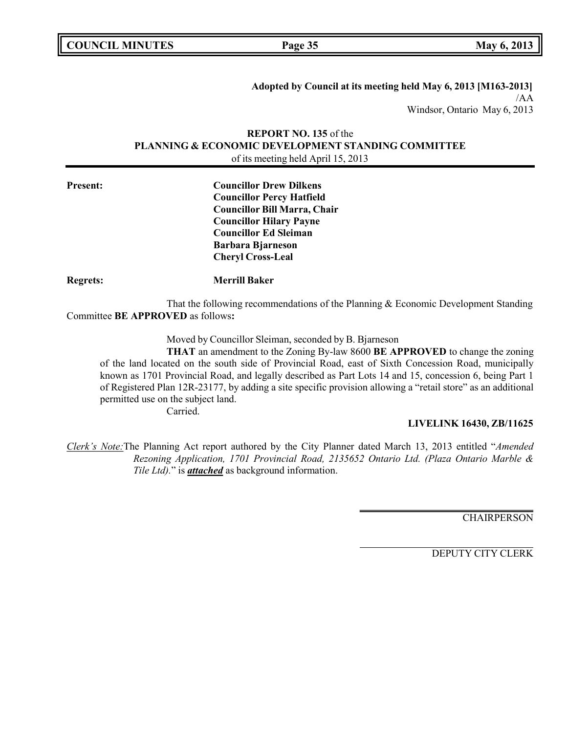**Adopted by Council at its meeting held May 6, 2013 [M163-2013]**
/AA
Windsor, Ontario May 6, 2013

**REPORT NO. 135** of the
**PLANNING & ECONOMIC DEVELOPMENT STANDING COMMITTEE**
of its meeting held April 15, 2013

**Present:**
**Councillor Drew Dilkens**
**Councillor Percy Hatfield**
**Councillor Bill Marra, Chair**
**Councillor Hilary Payne**
**Councillor Ed Sleiman**
**Barbara Bjarneson**
**Cheryl Cross-Leal**

**Regrets:** **Merrill Baker**

That the following recommendations of the Planning & Economic Development Standing Committee **BE APPROVED** as follows**:**

Moved by Councillor Sleiman, seconded by B. Bjarneson

**THAT** an amendment to the Zoning By-law 8600 **BE APPROVED** to change the zoning of the land located on the south side of Provincial Road, east of Sixth Concession Road, municipally known as 1701 Provincial Road, and legally described as Part Lots 14 and 15, concession 6, being Part 1 of Registered Plan 12R-23177, by adding a site specific provision allowing a "retail store" as an additional permitted use on the subject land.

Carried.

**LIVELINK 16430, ZB/11625**

_Clerk's Note:_ The Planning Act report authored by the City Planner dated March 13, 2013 entitled "*Amended Rezoning Application, 1701 Provincial Road, 2135652 Ontario Ltd. (Plaza Ontario Marble & Tile Ltd).*" is ***attached*** as background information.

CHAIRPERSON

DEPUTY CITY CLERK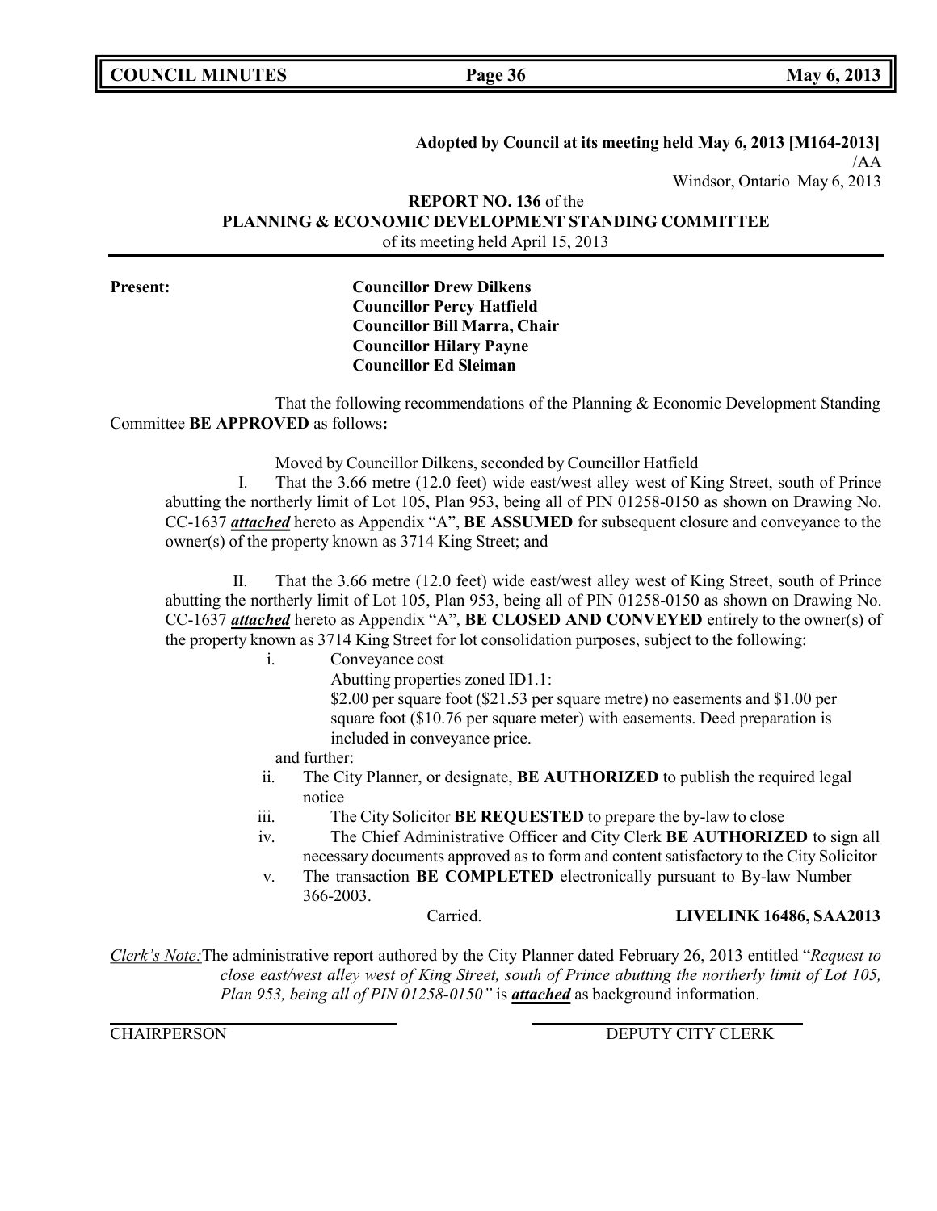**Adopted by Council at its meeting held May 6, 2013 [M164-2013]**
/AA
Windsor, Ontario May 6, 2013

**REPORT NO. 136** of the
**PLANNING & ECONOMIC DEVELOPMENT STANDING COMMITTEE**
of its meeting held April 15, 2013

**Present:**
**Councillor Drew Dilkens**
**Councillor Percy Hatfield**
**Councillor Bill Marra, Chair**
**Councillor Hilary Payne**
**Councillor Ed Sleiman**

That the following recommendations of the Planning & Economic Development Standing Committee **BE APPROVED** as follows**:**

Moved by Councillor Dilkens, seconded by Councillor Hatfield

I. That the 3.66 metre (12.0 feet) wide east/west alley west of King Street, south of Prince abutting the northerly limit of Lot 105, Plan 953, being all of PIN 01258-0150 as shown on Drawing No. CC-1637 ***attached*** hereto as Appendix "A", **BE ASSUMED** for subsequent closure and conveyance to the owner(s) of the property known as 3714 King Street; and

II. That the 3.66 metre (12.0 feet) wide east/west alley west of King Street, south of Prince abutting the northerly limit of Lot 105, Plan 953, being all of PIN 01258-0150 as shown on Drawing No. CC-1637 ***attached*** hereto as Appendix "A", **BE CLOSED AND CONVEYED** entirely to the owner(s) of the property known as 3714 King Street for lot consolidation purposes, subject to the following:

i. Conveyance cost
Abutting properties zoned ID1.1:
$2.00 per square foot ($21.53 per square metre) no easements and $1.00 per square foot ($10.76 per square meter) with easements. Deed preparation is included in conveyance price.

and further:

ii. The City Planner, or designate, **BE AUTHORIZED** to publish the required legal notice

iii. The City Solicitor **BE REQUESTED** to prepare the by-law to close

iv. The Chief Administrative Officer and City Clerk **BE AUTHORIZED** to sign all necessary documents approved as to form and content satisfactory to the City Solicitor

v. The transaction **BE COMPLETED** electronically pursuant to By-law Number 366-2003.

Carried. **LIVELINK 16486, SAA2013**

*Clerk's Note:* The administrative report authored by the City Planner dated February 26, 2013 entitled "*Request to close east/west alley west of King Street, south of Prince abutting the northerly limit of Lot 105, Plan 953, being all of PIN 01258-0150"* is ***attached*** as background information.

CHAIRPERSON DEPUTY CITY CLERK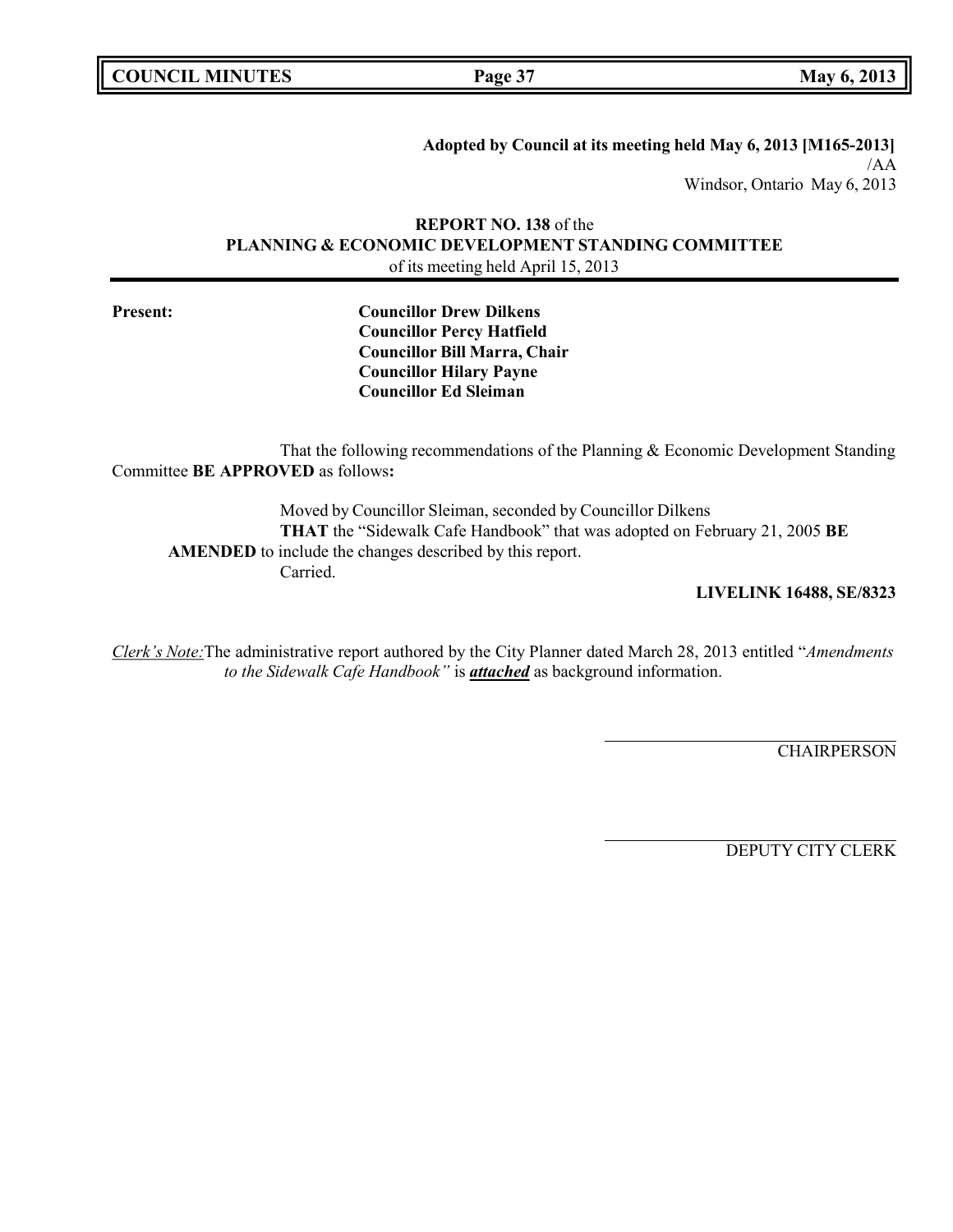**Adopted by Council at its meeting held May 6, 2013 [M165-2013]**
/AA
Windsor, Ontario May 6, 2013

**REPORT NO. 138** of the
**PLANNING & ECONOMIC DEVELOPMENT STANDING COMMITTEE**
of its meeting held April 15, 2013

**Present:**

**Councillor Drew Dilkens**
**Councillor Percy Hatfield**
**Councillor Bill Marra, Chair**
**Councillor Hilary Payne**
**Councillor Ed Sleiman**

That the following recommendations of the Planning & Economic Development Standing Committee **BE APPROVED** as follows**:**

Moved by Councillor Sleiman, seconded by Councillor Dilkens
**THAT** the "Sidewalk Cafe Handbook" that was adopted on February 21, 2005 **BE AMENDED** to include the changes described by this report.
Carried.

**LIVELINK 16488, SE/8323**

*Clerk's Note:* The administrative report authored by the City Planner dated March 28, 2013 entitled "*Amendments to the Sidewalk Cafe Handbook"* is ***attached*** as background information.

CHAIRPERSON

DEPUTY CITY CLERK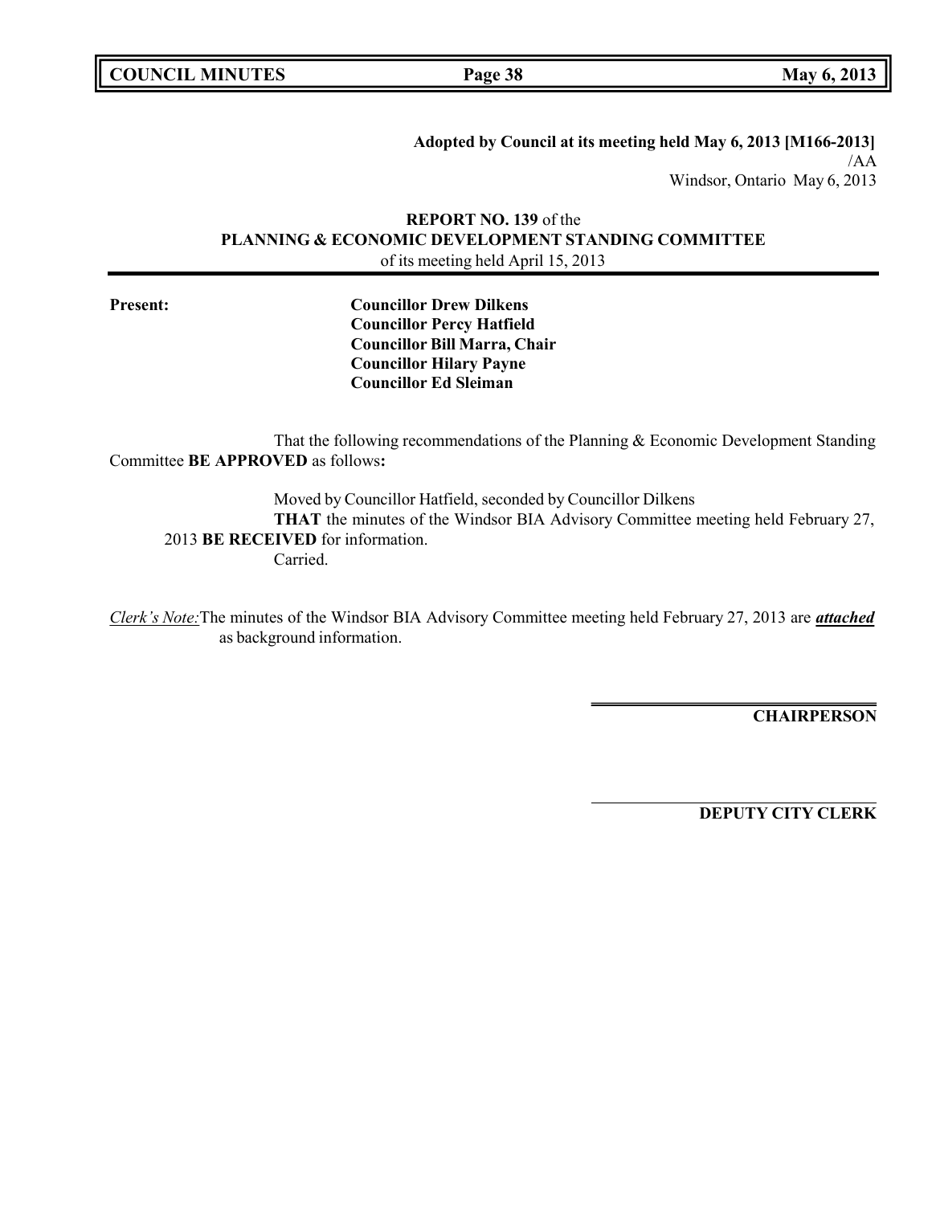**Adopted by Council at its meeting held May 6, 2013 [M166-2013]**
/AA
Windsor, Ontario May 6, 2013

**REPORT NO. 139** of the
**PLANNING & ECONOMIC DEVELOPMENT STANDING COMMITTEE**
of its meeting held April 15, 2013

**Present:**

**Councillor Drew Dilkens**
**Councillor Percy Hatfield**
**Councillor Bill Marra, Chair**
**Councillor Hilary Payne**
**Councillor Ed Sleiman**

That the following recommendations of the Planning & Economic Development Standing Committee **BE APPROVED** as follows**:**

Moved by Councillor Hatfield, seconded by Councillor Dilkens
**THAT** the minutes of the Windsor BIA Advisory Committee meeting held February 27, 2013 **BE RECEIVED** for information.
Carried.

*Clerk's Note:* The minutes of the Windsor BIA Advisory Committee meeting held February 27, 2013 are ***attached*** as background information.

**CHAIRPERSON**

**DEPUTY CITY CLERK**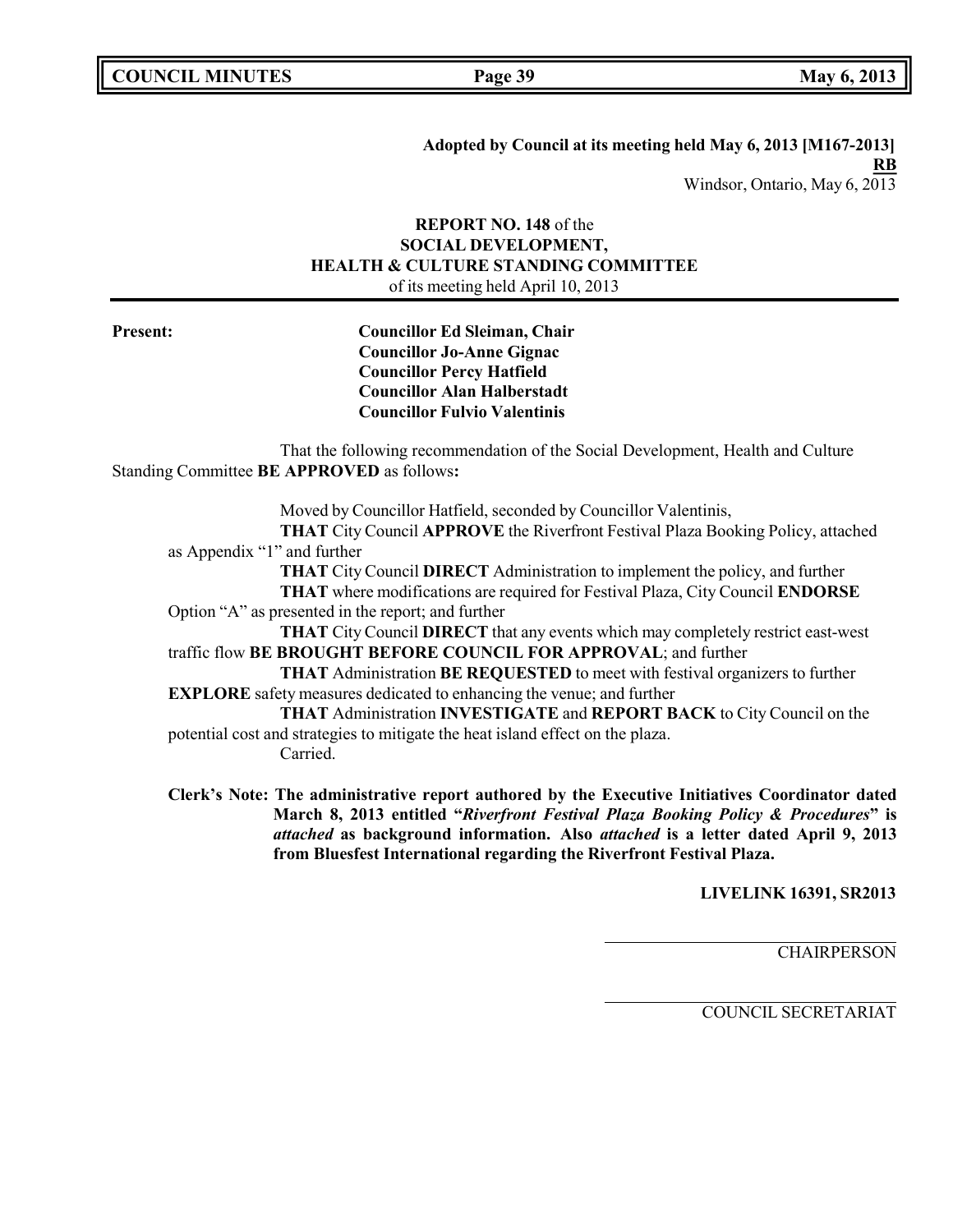**Adopted by Council at its meeting held May 6, 2013 [M167-2013]**
**RB**
Windsor, Ontario, May 6, 2013

**REPORT NO. 148** of the
**SOCIAL DEVELOPMENT,**
**HEALTH & CULTURE STANDING COMMITTEE**
of its meeting held April 10, 2013

---

**Present:**
**Councillor Ed Sleiman, Chair**
**Councillor Jo-Anne Gignac**
**Councillor Percy Hatfield**
**Councillor Alan Halberstadt**
**Councillor Fulvio Valentinis**

That the following recommendation of the Social Development, Health and Culture Standing Committee **BE APPROVED** as follows**:**

Moved by Councillor Hatfield, seconded by Councillor Valentinis,
**THAT** City Council **APPROVE** the Riverfront Festival Plaza Booking Policy, attached as Appendix "1" and further
**THAT** City Council **DIRECT** Administration to implement the policy, and further
**THAT** where modifications are required for Festival Plaza, City Council **ENDORSE** Option "A" as presented in the report; and further
**THAT** City Council **DIRECT** that any events which may completely restrict east-west traffic flow **BE BROUGHT BEFORE COUNCIL FOR APPROVAL**; and further
**THAT** Administration **BE REQUESTED** to meet with festival organizers to further **EXPLORE** safety measures dedicated to enhancing the venue; and further
**THAT** Administration **INVESTIGATE** and **REPORT BACK** to City Council on the potential cost and strategies to mitigate the heat island effect on the plaza.
Carried.

**Clerk's Note: The administrative report authored by the Executive Initiatives Coordinator dated March 8, 2013 entitled "*Riverfront Festival Plaza Booking Policy & Procedures*" is *attached* as background information. Also *attached* is a letter dated April 9, 2013 from Bluesfest International regarding the Riverfront Festival Plaza.**

**LIVELINK 16391, SR2013**

CHAIRPERSON

COUNCIL SECRETARIAT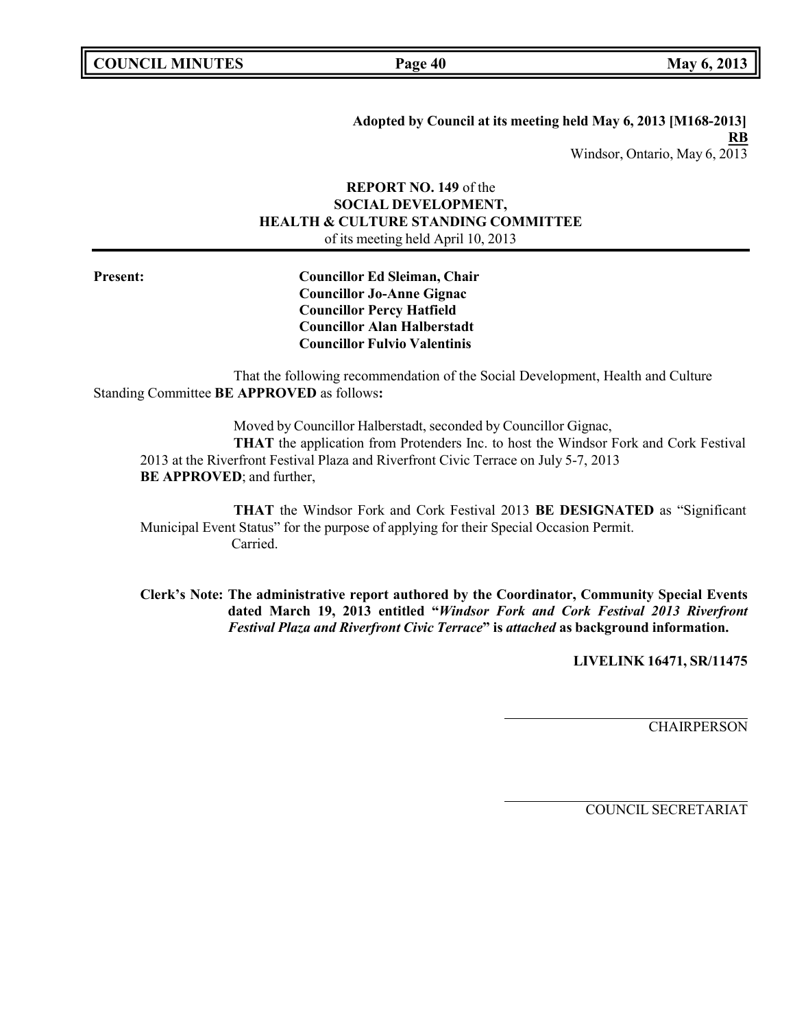**Adopted by Council at its meeting held May 6, 2013 [M168-2013]**
**RB**
Windsor, Ontario, May 6, 2013

**REPORT NO. 149** of the
**SOCIAL DEVELOPMENT,**
**HEALTH & CULTURE STANDING COMMITTEE**
of its meeting held April 10, 2013

---

**Present:**

**Councillor Ed Sleiman, Chair**
**Councillor Jo-Anne Gignac**
**Councillor Percy Hatfield**
**Councillor Alan Halberstadt**
**Councillor Fulvio Valentinis**

That the following recommendation of the Social Development, Health and Culture Standing Committee **BE APPROVED** as follows**:**

Moved by Councillor Halberstadt, seconded by Councillor Gignac,

**THAT** the application from Protenders Inc. to host the Windsor Fork and Cork Festival 2013 at the Riverfront Festival Plaza and Riverfront Civic Terrace on July 5-7, 2013 **BE APPROVED**; and further,

**THAT** the Windsor Fork and Cork Festival 2013 **BE DESIGNATED** as "Significant Municipal Event Status" for the purpose of applying for their Special Occasion Permit.
Carried.

**Clerk's Note: The administrative report authored by the Coordinator, Community Special Events dated March 19, 2013 entitled "*Windsor Fork and Cork Festival 2013 Riverfront Festival Plaza and Riverfront Civic Terrace*" is *attached* as background information.**

**LIVELINK 16471, SR/11475**

CHAIRPERSON

COUNCIL SECRETARIAT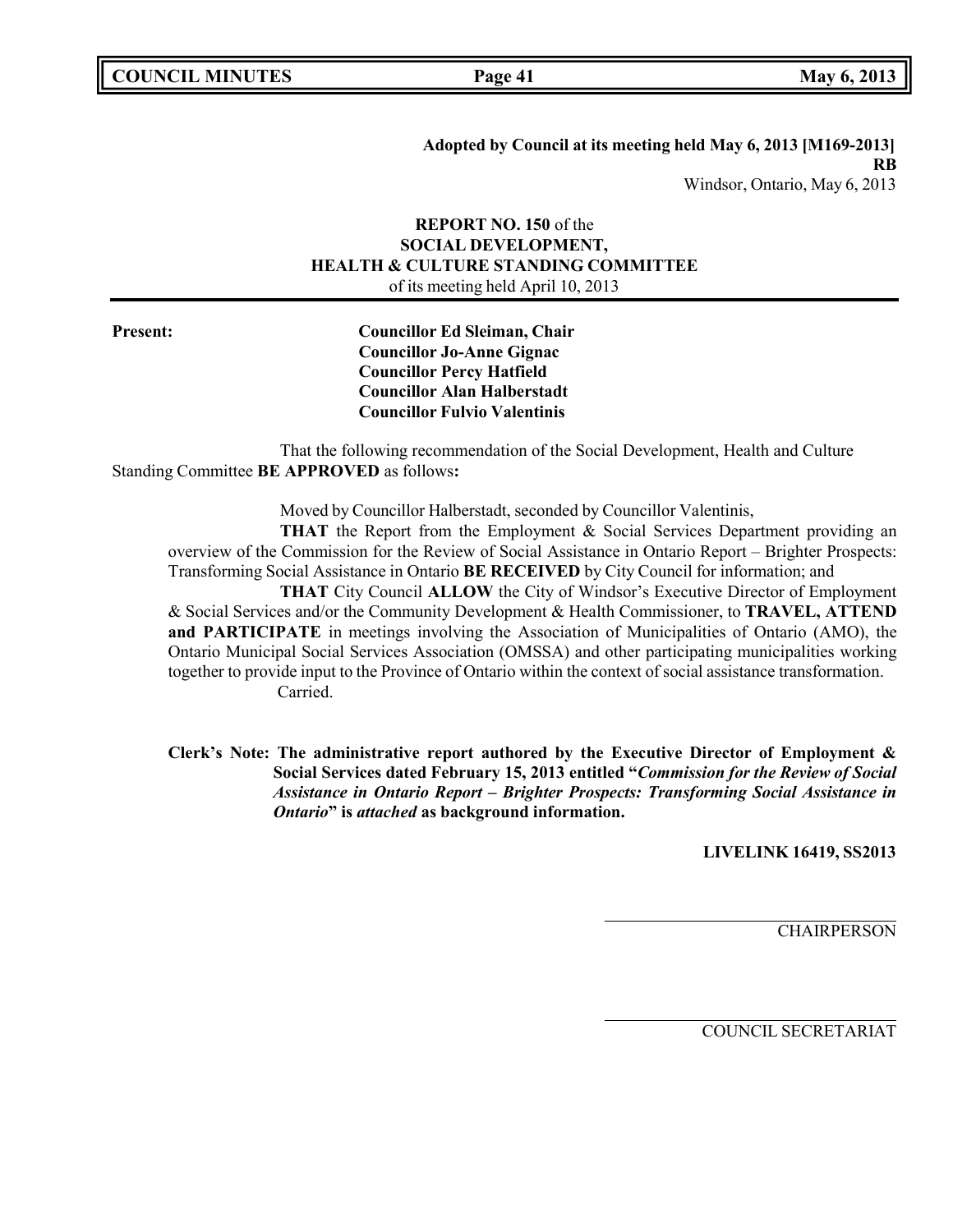**Adopted by Council at its meeting held May 6, 2013 [M169-2013]**
**RB**
Windsor, Ontario, May 6, 2013

**REPORT NO. 150** of the
**SOCIAL DEVELOPMENT,**
**HEALTH & CULTURE STANDING COMMITTEE**
of its meeting held April 10, 2013

---

**Present:**

**Councillor Ed Sleiman, Chair**
**Councillor Jo-Anne Gignac**
**Councillor Percy Hatfield**
**Councillor Alan Halberstadt**
**Councillor Fulvio Valentinis**

That the following recommendation of the Social Development, Health and Culture Standing Committee **BE APPROVED** as follows**:**

Moved by Councillor Halberstadt, seconded by Councillor Valentinis,

**THAT** the Report from the Employment & Social Services Department providing an overview of the Commission for the Review of Social Assistance in Ontario Report – Brighter Prospects: Transforming Social Assistance in Ontario **BE RECEIVED** by City Council for information; and

**THAT** City Council **ALLOW** the City of Windsor's Executive Director of Employment & Social Services and/or the Community Development & Health Commissioner, to **TRAVEL, ATTEND and PARTICIPATE** in meetings involving the Association of Municipalities of Ontario (AMO), the Ontario Municipal Social Services Association (OMSSA) and other participating municipalities working together to provide input to the Province of Ontario within the context of social assistance transformation.

Carried.

**Clerk's Note: The administrative report authored by the Executive Director of Employment & Social Services dated February 15, 2013 entitled "*Commission for the Review of Social Assistance in Ontario Report – Brighter Prospects: Transforming Social Assistance in Ontario*" is *attached* as background information.**

**LIVELINK 16419, SS2013**

CHAIRPERSON

COUNCIL SECRETARIAT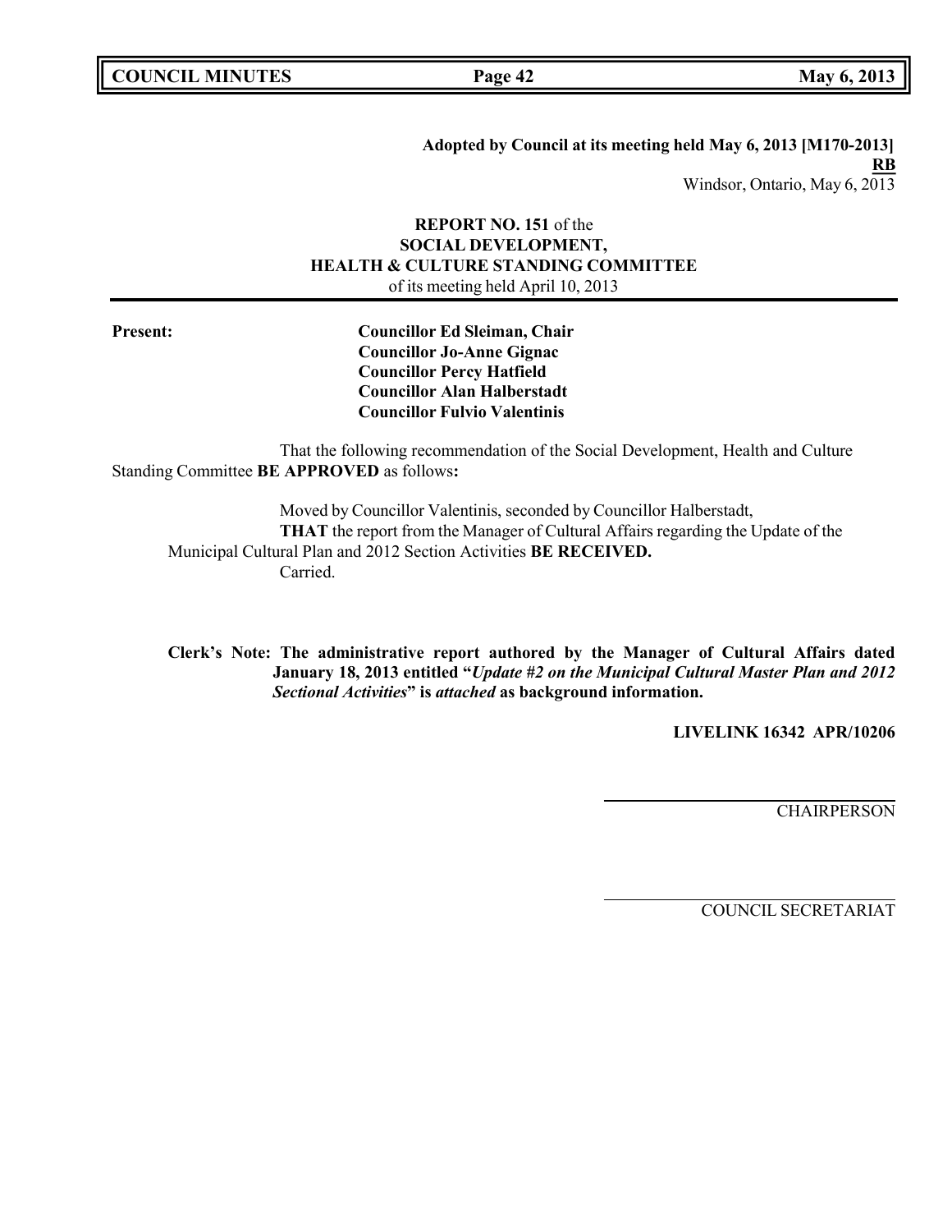**Adopted by Council at its meeting held May 6, 2013 [M170-2013]**
**RB**
Windsor, Ontario, May 6, 2013

**REPORT NO. 151** of the
**SOCIAL DEVELOPMENT,**
**HEALTH & CULTURE STANDING COMMITTEE**
of its meeting held April 10, 2013

**Present:**

**Councillor Ed Sleiman, Chair**
**Councillor Jo-Anne Gignac**
**Councillor Percy Hatfield**
**Councillor Alan Halberstadt**
**Councillor Fulvio Valentinis**

That the following recommendation of the Social Development, Health and Culture Standing Committee **BE APPROVED** as follows**:**

Moved by Councillor Valentinis, seconded by Councillor Halberstadt,
**THAT** the report from the Manager of Cultural Affairs regarding the Update of the Municipal Cultural Plan and 2012 Section Activities **BE RECEIVED.**
Carried.

**Clerk's Note: The administrative report authored by the Manager of Cultural Affairs dated January 18, 2013 entitled "*Update #2 on the Municipal Cultural Master Plan and 2012 Sectional Activities*" is *attached* as background information.**

**LIVELINK 16342 APR/10206**

CHAIRPERSON

COUNCIL SECRETARIAT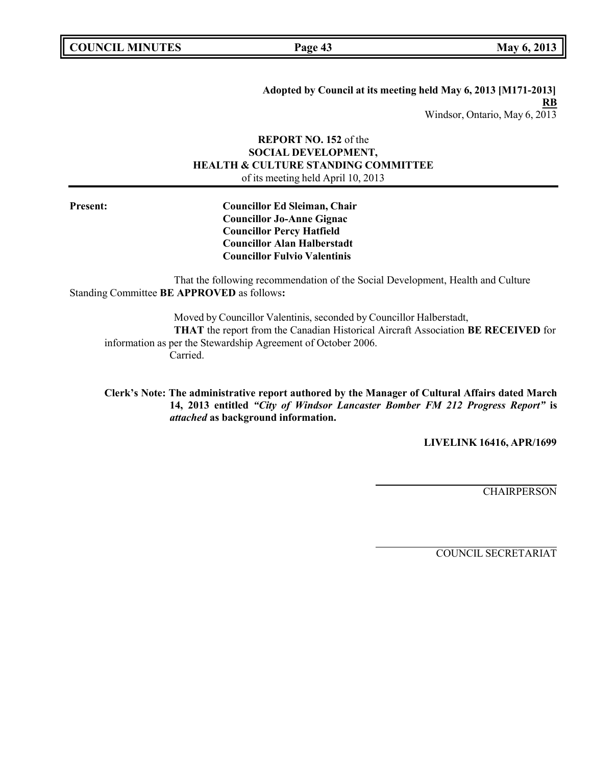**Adopted by Council at its meeting held May 6, 2013 [M171-2013]**
**RB**
Windsor, Ontario, May 6, 2013

**REPORT NO. 152** of the
**SOCIAL DEVELOPMENT,**
**HEALTH & CULTURE STANDING COMMITTEE**
of its meeting held April 10, 2013

---

**Present:**
**Councillor Ed Sleiman, Chair**
**Councillor Jo-Anne Gignac**
**Councillor Percy Hatfield**
**Councillor Alan Halberstadt**
**Councillor Fulvio Valentinis**

That the following recommendation of the Social Development, Health and Culture Standing Committee **BE APPROVED** as follows**:**

Moved by Councillor Valentinis, seconded by Councillor Halberstadt,
**THAT** the report from the Canadian Historical Aircraft Association **BE RECEIVED** for information as per the Stewardship Agreement of October 2006.
Carried.

**Clerk's Note: The administrative report authored by the Manager of Cultural Affairs dated March 14, 2013 entitled *"City of Windsor Lancaster Bomber FM 212 Progress Report"* is *attached* as background information.**

**LIVELINK 16416, APR/1699**

CHAIRPERSON

COUNCIL SECRETARIAT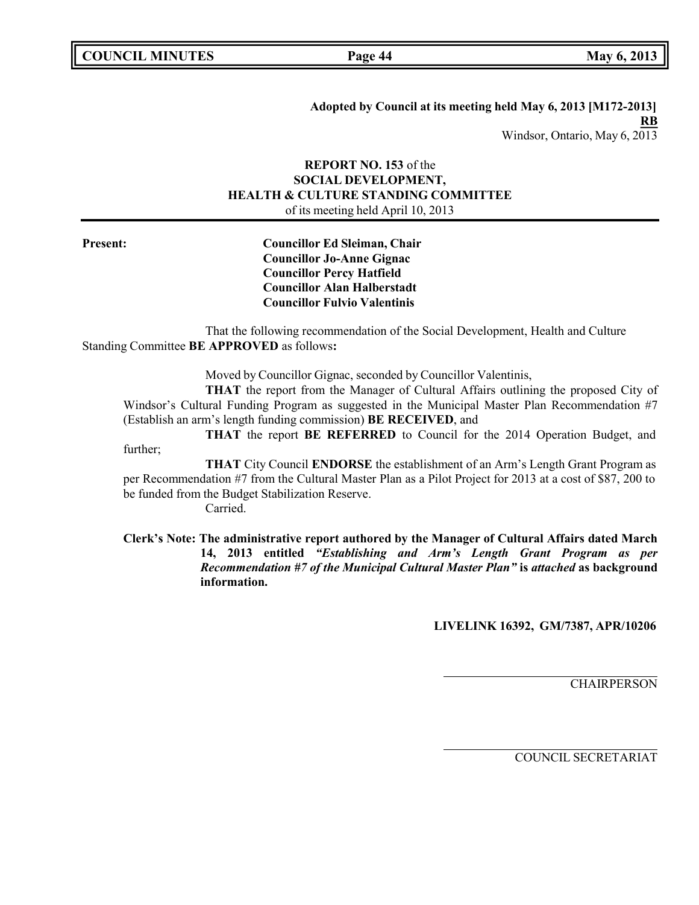**Adopted by Council at its meeting held May 6, 2013 [M172-2013]**
**RB**
Windsor, Ontario, May 6, 2013

**REPORT NO. 153** of the
**SOCIAL DEVELOPMENT,**
**HEALTH & CULTURE STANDING COMMITTEE**
of its meeting held April 10, 2013

**Present:**

**Councillor Ed Sleiman, Chair**
**Councillor Jo-Anne Gignac**
**Councillor Percy Hatfield**
**Councillor Alan Halberstadt**
**Councillor Fulvio Valentinis**

That the following recommendation of the Social Development, Health and Culture Standing Committee **BE APPROVED** as follows**:**

Moved by Councillor Gignac, seconded by Councillor Valentinis,

**THAT** the report from the Manager of Cultural Affairs outlining the proposed City of Windsor's Cultural Funding Program as suggested in the Municipal Master Plan Recommendation #7 (Establish an arm's length funding commission) **BE RECEIVED**, and

**THAT** the report **BE REFERRED** to Council for the 2014 Operation Budget, and further;

**THAT** City Council **ENDORSE** the establishment of an Arm's Length Grant Program as per Recommendation #7 from the Cultural Master Plan as a Pilot Project for 2013 at a cost of $87, 200 to be funded from the Budget Stabilization Reserve.

Carried.

**Clerk's Note: The administrative report authored by the Manager of Cultural Affairs dated March 14, 2013 entitled *"Establishing and Arm's Length Grant Program as per Recommendation #7 of the Municipal Cultural Master Plan"* is *attached* as background information.**

**LIVELINK 16392, GM/7387, APR/10206**

CHAIRPERSON

COUNCIL SECRETARIAT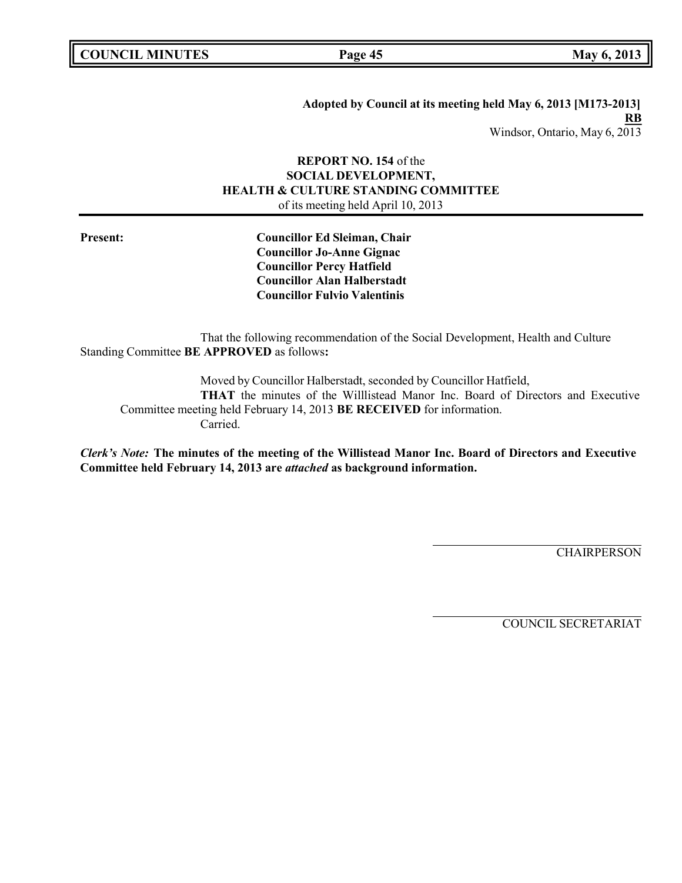**Adopted by Council at its meeting held May 6, 2013 [M173-2013]**
**RB**
Windsor, Ontario, May 6, 2013

**REPORT NO. 154** of the
**SOCIAL DEVELOPMENT,**
**HEALTH & CULTURE STANDING COMMITTEE**
of its meeting held April 10, 2013

**Present:**
**Councillor Ed Sleiman, Chair**
**Councillor Jo-Anne Gignac**
**Councillor Percy Hatfield**
**Councillor Alan Halberstadt**
**Councillor Fulvio Valentinis**

That the following recommendation of the Social Development, Health and Culture Standing Committee **BE APPROVED** as follows**:**

Moved by Councillor Halberstadt, seconded by Councillor Hatfield,
**THAT** the minutes of the Willlistead Manor Inc. Board of Directors and Executive Committee meeting held February 14, 2013 **BE RECEIVED** for information.
Carried.

***Clerk's Note:*** **The minutes of the meeting of the Willistead Manor Inc. Board of Directors and Executive Committee held February 14, 2013 are *attached* as background information.**

CHAIRPERSON

COUNCIL SECRETARIAT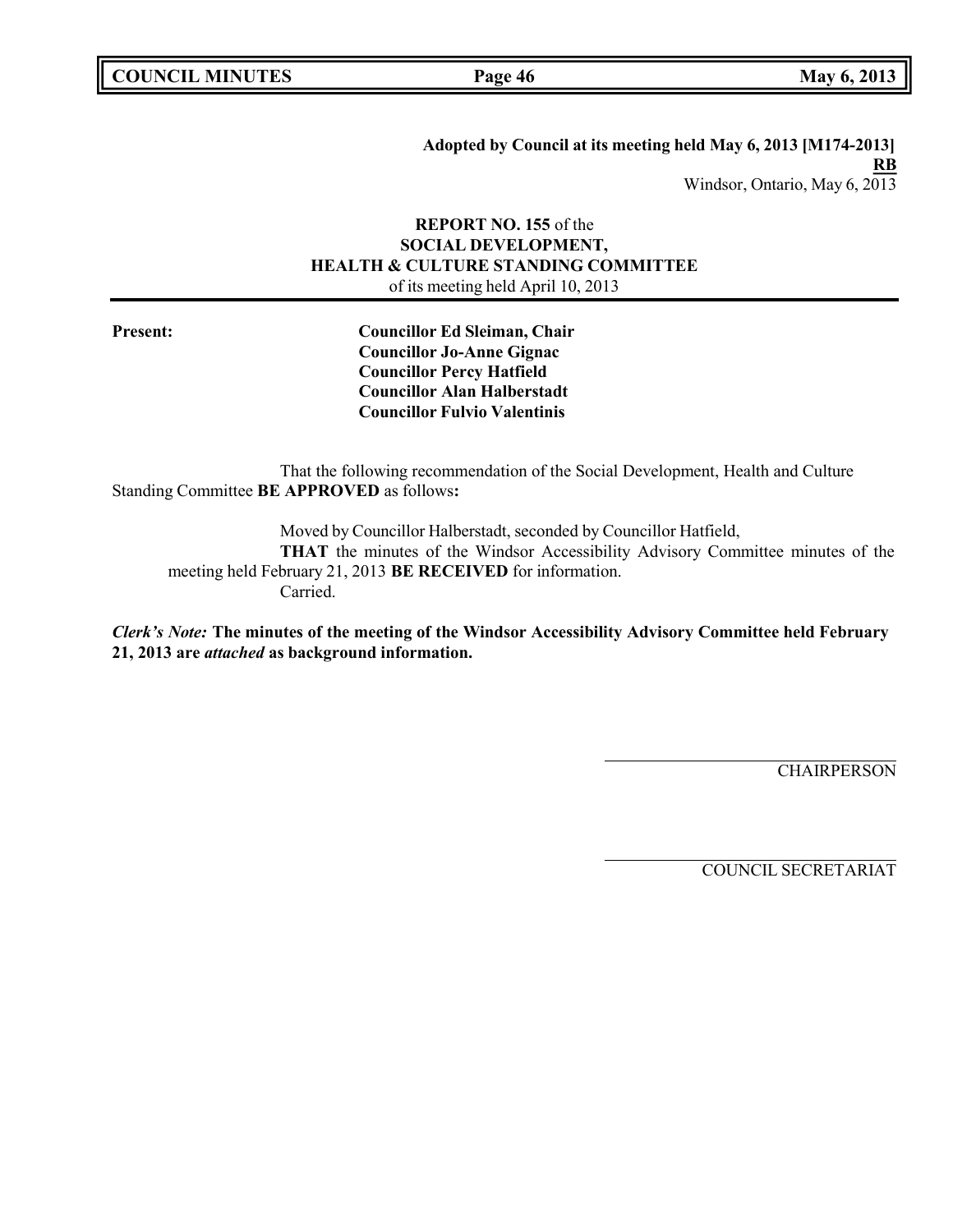**Adopted by Council at its meeting held May 6, 2013 [M174-2013]**
**RB**
Windsor, Ontario, May 6, 2013

**REPORT NO. 155** of the
**SOCIAL DEVELOPMENT,**
**HEALTH & CULTURE STANDING COMMITTEE**
of its meeting held April 10, 2013

**Present:**

**Councillor Ed Sleiman, Chair**
**Councillor Jo-Anne Gignac**
**Councillor Percy Hatfield**
**Councillor Alan Halberstadt**
**Councillor Fulvio Valentinis**

That the following recommendation of the Social Development, Health and Culture Standing Committee **BE APPROVED** as follows**:**

Moved by Councillor Halberstadt, seconded by Councillor Hatfield,

**THAT** the minutes of the Windsor Accessibility Advisory Committee minutes of the meeting held February 21, 2013 **BE RECEIVED** for information.

Carried.

***Clerk's Note:*** **The minutes of the meeting of the Windsor Accessibility Advisory Committee held February 21, 2013 are *attached* as background information.**

CHAIRPERSON

COUNCIL SECRETARIAT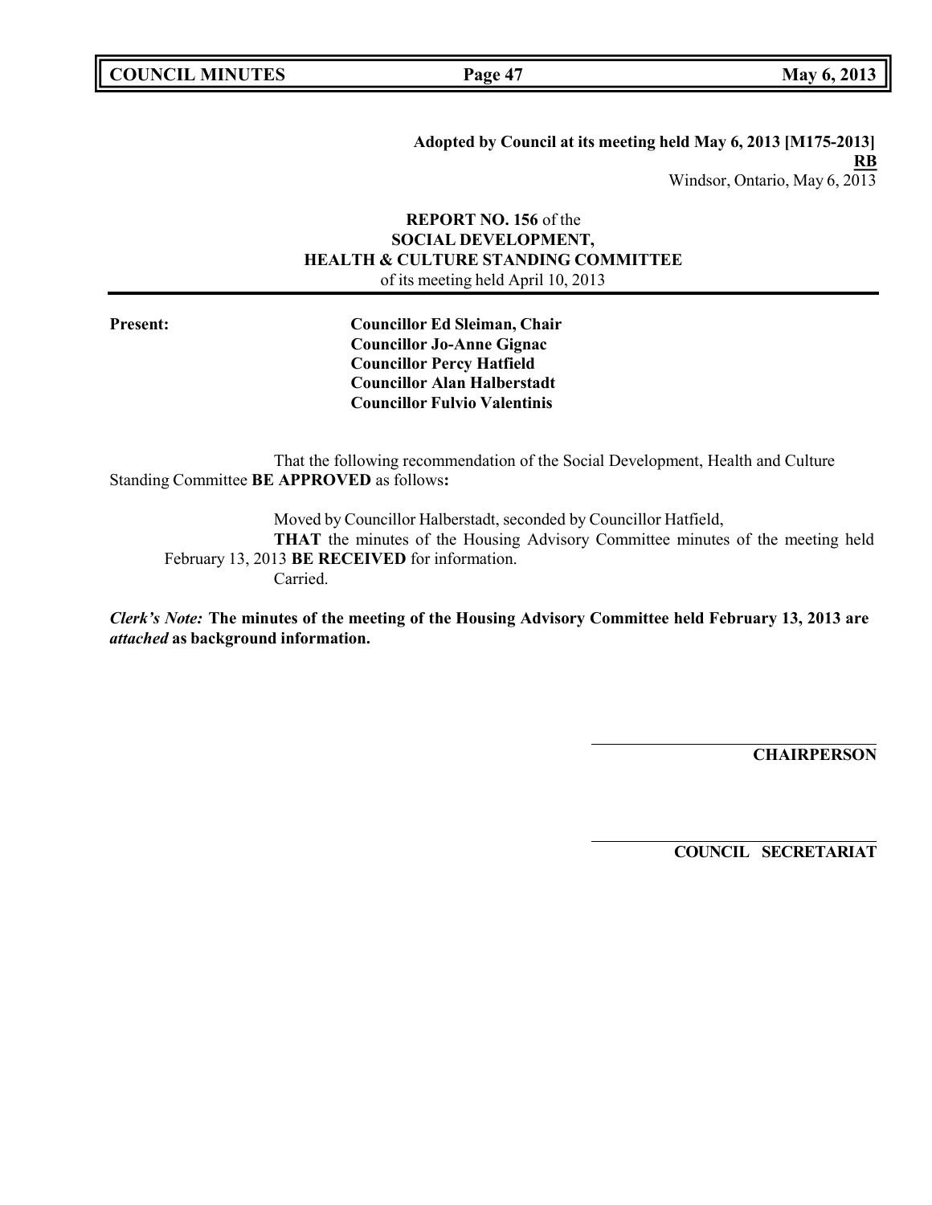**Adopted by Council at its meeting held May 6, 2013 [M175-2013]**
**RB**
Windsor, Ontario, May 6, 2013

**REPORT NO. 156** of the
**SOCIAL DEVELOPMENT,**
**HEALTH & CULTURE STANDING COMMITTEE**
of its meeting held April 10, 2013

---

**Present:**

**Councillor Ed Sleiman, Chair**
**Councillor Jo-Anne Gignac**
**Councillor Percy Hatfield**
**Councillor Alan Halberstadt**
**Councillor Fulvio Valentinis**

That the following recommendation of the Social Development, Health and Culture Standing Committee **BE APPROVED** as follows**:**

Moved by Councillor Halberstadt, seconded by Councillor Hatfield,

**THAT** the minutes of the Housing Advisory Committee minutes of the meeting held February 13, 2013 **BE RECEIVED** for information.

Carried.

***Clerk's Note:*** **The minutes of the meeting of the Housing Advisory Committee held February 13, 2013 are *attached* as background information.**

**CHAIRPERSON**

**COUNCIL SECRETARIAT**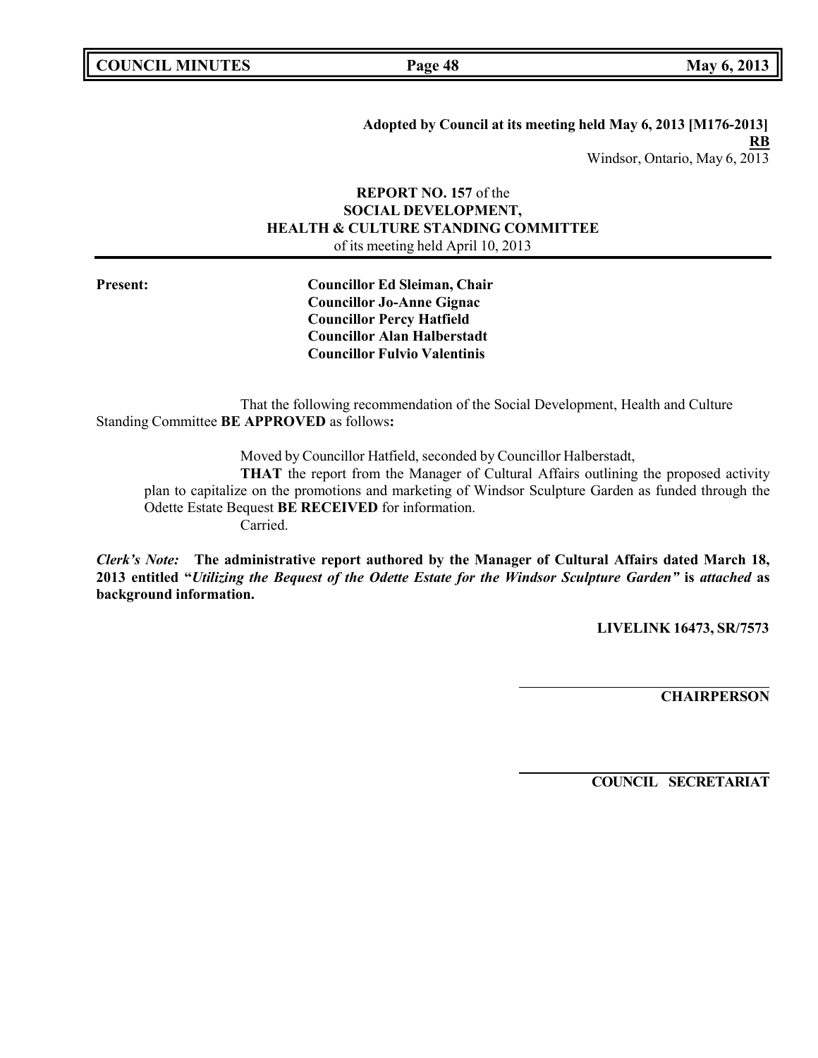**Adopted by Council at its meeting held May 6, 2013 [M176-2013]**
**RB**
Windsor, Ontario, May 6, 2013

**REPORT NO. 157** of the
**SOCIAL DEVELOPMENT,**
**HEALTH & CULTURE STANDING COMMITTEE**
of its meeting held April 10, 2013

**Present:**
**Councillor Ed Sleiman, Chair**
**Councillor Jo-Anne Gignac**
**Councillor Percy Hatfield**
**Councillor Alan Halberstadt**
**Councillor Fulvio Valentinis**

That the following recommendation of the Social Development, Health and Culture Standing Committee **BE APPROVED** as follows**:**

Moved by Councillor Hatfield, seconded by Councillor Halberstadt,
**THAT** the report from the Manager of Cultural Affairs outlining the proposed activity plan to capitalize on the promotions and marketing of Windsor Sculpture Garden as funded through the Odette Estate Bequest **BE RECEIVED** for information.
Carried.

***Clerk's Note:*** **The administrative report authored by the Manager of Cultural Affairs dated March 18, 2013 entitled "*Utilizing the Bequest of the Odette Estate for the Windsor Sculpture Garden"* is *attached* as background information.**

**LIVELINK 16473, SR/7573**

**CHAIRPERSON**

**COUNCIL SECRETARIAT**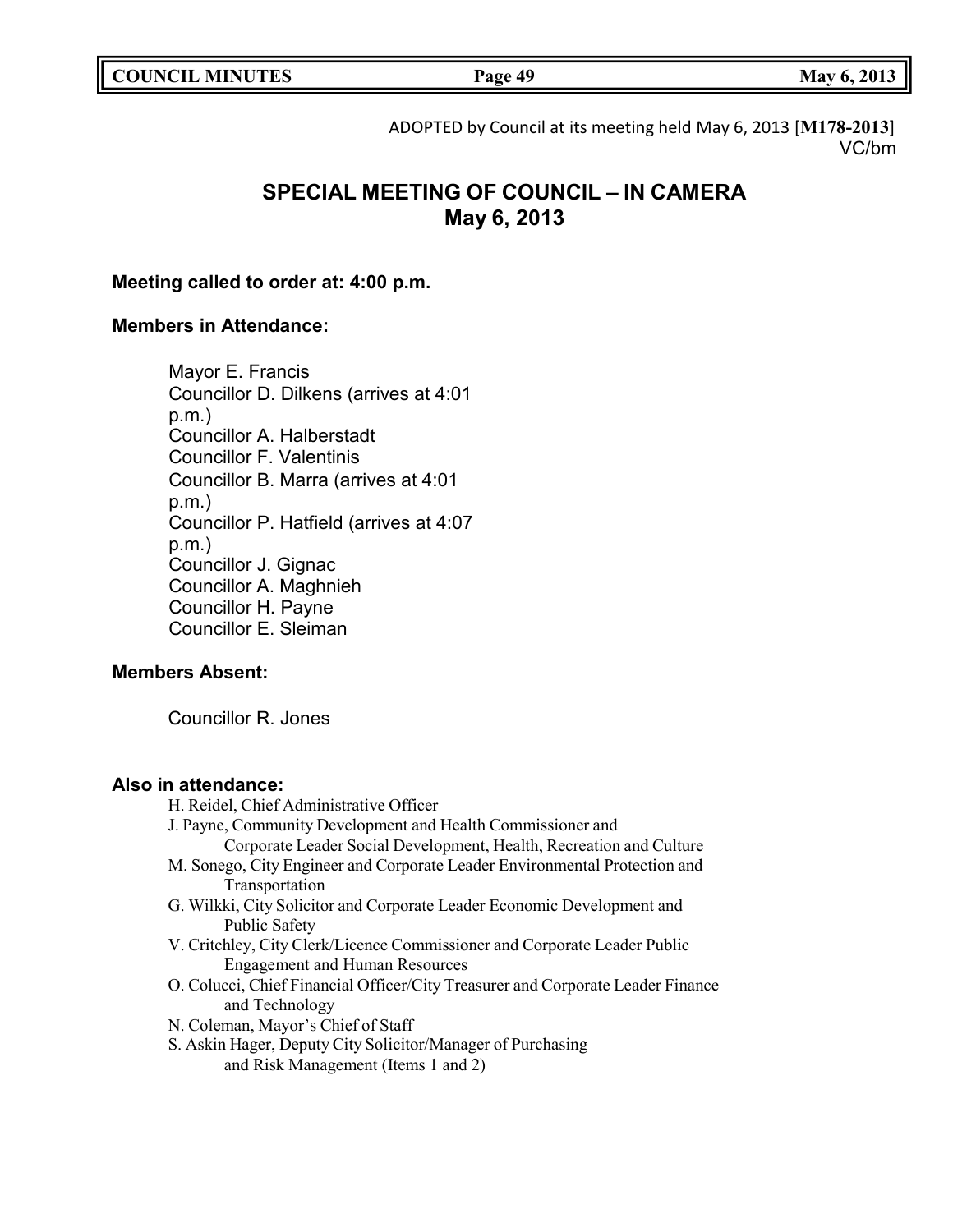ADOPTED by Council at its meeting held May 6, 2013 [**M178-2013**]
VC/bm

# SPECIAL MEETING OF COUNCIL – IN CAMERA
# May 6, 2013

**Meeting called to order at: 4:00 p.m.**

**Members in Attendance:**

Mayor E. Francis
Councillor D. Dilkens (arrives at 4:01 p.m.)
Councillor A. Halberstadt
Councillor F. Valentinis
Councillor B. Marra (arrives at 4:01 p.m.)
Councillor P. Hatfield (arrives at 4:07 p.m.)
Councillor J. Gignac
Councillor A. Maghnieh
Councillor H. Payne
Councillor E. Sleiman

**Members Absent:**

Councillor R. Jones

**Also in attendance:**

H. Reidel, Chief Administrative Officer
J. Payne, Community Development and Health Commissioner and Corporate Leader Social Development, Health, Recreation and Culture
M. Sonego, City Engineer and Corporate Leader Environmental Protection and Transportation
G. Wilkki, City Solicitor and Corporate Leader Economic Development and Public Safety
V. Critchley, City Clerk/Licence Commissioner and Corporate Leader Public Engagement and Human Resources
O. Colucci, Chief Financial Officer/City Treasurer and Corporate Leader Finance and Technology
N. Coleman, Mayor's Chief of Staff
S. Askin Hager, Deputy City Solicitor/Manager of Purchasing and Risk Management (Items 1 and 2)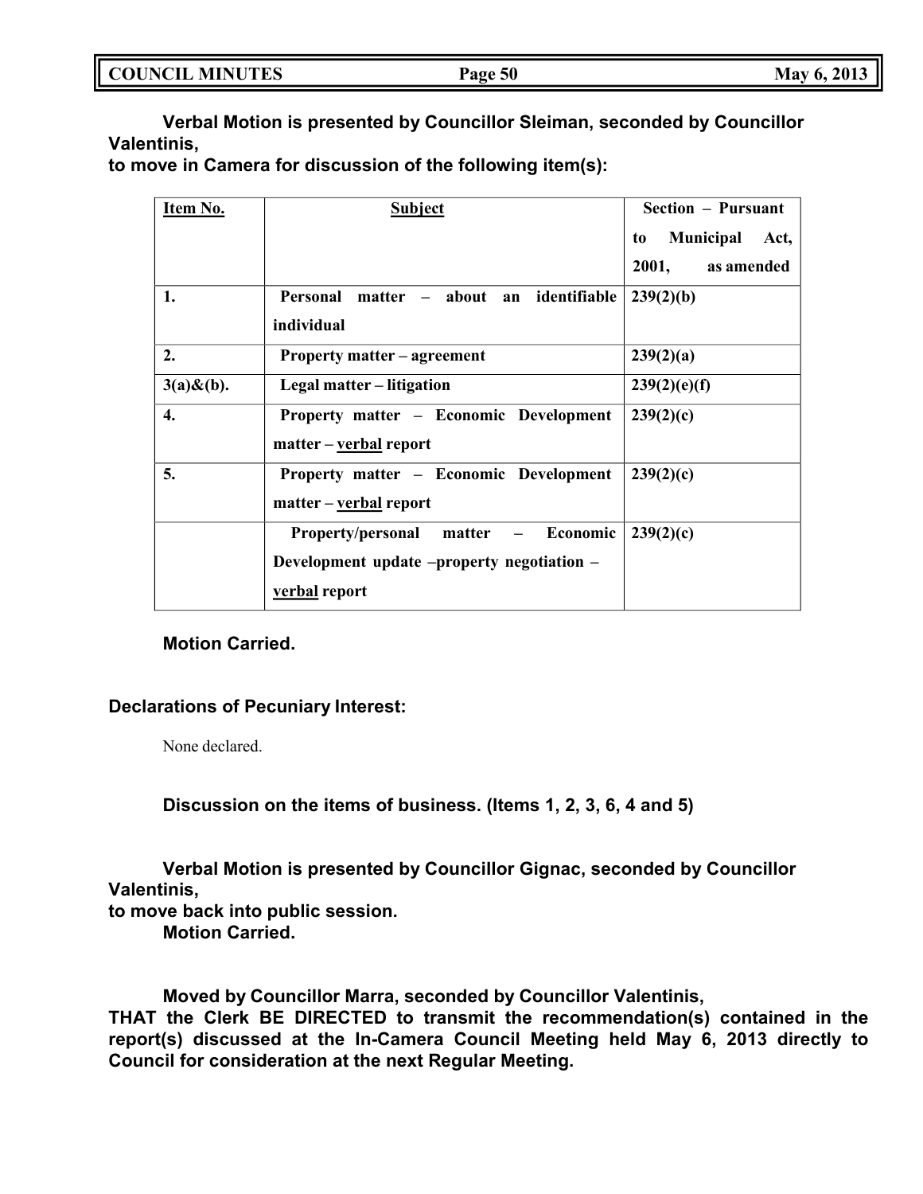**Verbal Motion is presented by Councillor Sleiman, seconded by Councillor Valentinis,**
**to move in Camera for discussion of the following item(s):**

| Item No. | Subject | Section – Pursuant to Municipal Act, 2001, as amended |
|---|---|---|
| 1. | Personal matter – about an identifiable individual | 239(2)(b) |
| 2. | Property matter – agreement | 239(2)(a) |
| 3(a)&(b). | Legal matter – litigation | 239(2)(e)(f) |
| 4. | Property matter – Economic Development matter – verbal report | 239(2)(c) |
| 5. | Property matter – Economic Development matter – verbal report | 239(2)(c) |
| | Property/personal matter – Economic Development update –property negotiation – verbal report | 239(2)(c) |

**Motion Carried.**

**Declarations of Pecuniary Interest:**

None declared.

**Discussion on the items of business. (Items 1, 2, 3, 6, 4 and 5)**

**Verbal Motion is presented by Councillor Gignac, seconded by Councillor Valentinis,**
**to move back into public session.**
**Motion Carried.**

**Moved by Councillor Marra, seconded by Councillor Valentinis,**
**THAT the Clerk BE DIRECTED to transmit the recommendation(s) contained in the report(s) discussed at the In-Camera Council Meeting held May 6, 2013 directly to Council for consideration at the next Regular Meeting.**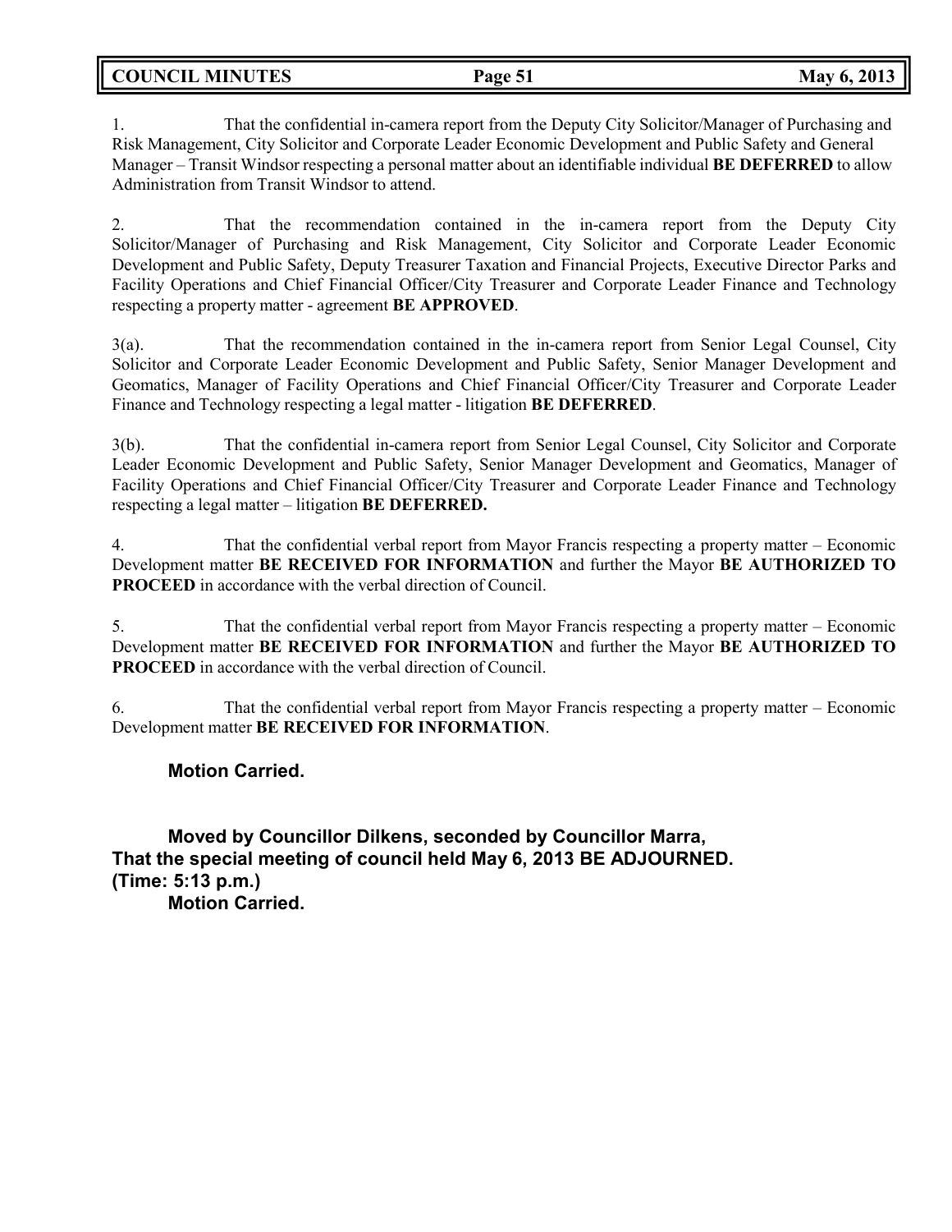1. That the confidential in-camera report from the Deputy City Solicitor/Manager of Purchasing and Risk Management, City Solicitor and Corporate Leader Economic Development and Public Safety and General Manager – Transit Windsor respecting a personal matter about an identifiable individual **BE DEFERRED** to allow Administration from Transit Windsor to attend.

2. That the recommendation contained in the in-camera report from the Deputy City Solicitor/Manager of Purchasing and Risk Management, City Solicitor and Corporate Leader Economic Development and Public Safety, Deputy Treasurer Taxation and Financial Projects, Executive Director Parks and Facility Operations and Chief Financial Officer/City Treasurer and Corporate Leader Finance and Technology respecting a property matter - agreement **BE APPROVED**.

3(a). That the recommendation contained in the in-camera report from Senior Legal Counsel, City Solicitor and Corporate Leader Economic Development and Public Safety, Senior Manager Development and Geomatics, Manager of Facility Operations and Chief Financial Officer/City Treasurer and Corporate Leader Finance and Technology respecting a legal matter - litigation **BE DEFERRED**.

3(b). That the confidential in-camera report from Senior Legal Counsel, City Solicitor and Corporate Leader Economic Development and Public Safety, Senior Manager Development and Geomatics, Manager of Facility Operations and Chief Financial Officer/City Treasurer and Corporate Leader Finance and Technology respecting a legal matter – litigation **BE DEFERRED.**

4. That the confidential verbal report from Mayor Francis respecting a property matter – Economic Development matter **BE RECEIVED FOR INFORMATION** and further the Mayor **BE AUTHORIZED TO PROCEED** in accordance with the verbal direction of Council.

5. That the confidential verbal report from Mayor Francis respecting a property matter – Economic Development matter **BE RECEIVED FOR INFORMATION** and further the Mayor **BE AUTHORIZED TO PROCEED** in accordance with the verbal direction of Council.

6. That the confidential verbal report from Mayor Francis respecting a property matter – Economic Development matter **BE RECEIVED FOR INFORMATION**.

**Motion Carried.**

**Moved by Councillor Dilkens, seconded by Councillor Marra,**
**That the special meeting of council held May 6, 2013 BE ADJOURNED.**
**(Time: 5:13 p.m.)**
**Motion Carried.**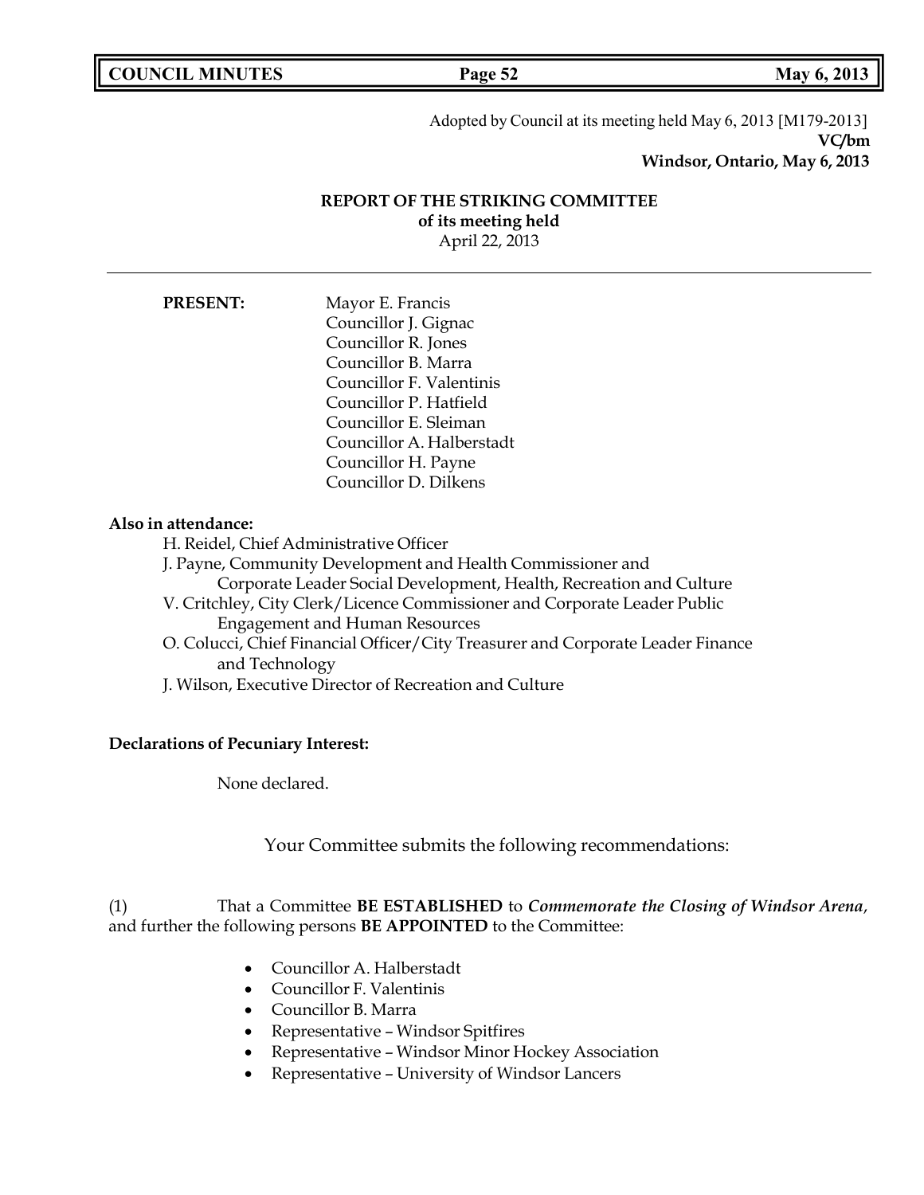Adopted by Council at its meeting held May 6, 2013 [M179-2013]
**VC/bm**
**Windsor, Ontario, May 6, 2013**

## REPORT OF THE STRIKING COMMITTEE
**of its meeting held**
April 22, 2013

---

**PRESENT:**

Mayor E. Francis
Councillor J. Gignac
Councillor R. Jones
Councillor B. Marra
Councillor F. Valentinis
Councillor P. Hatfield
Councillor E. Sleiman
Councillor A. Halberstadt
Councillor H. Payne
Councillor D. Dilkens

**Also in attendance:**

H. Reidel, Chief Administrative Officer
J. Payne, Community Development and Health Commissioner and Corporate Leader Social Development, Health, Recreation and Culture
V. Critchley, City Clerk/Licence Commissioner and Corporate Leader Public Engagement and Human Resources
O. Colucci, Chief Financial Officer/City Treasurer and Corporate Leader Finance and Technology
J. Wilson, Executive Director of Recreation and Culture

**Declarations of Pecuniary Interest:**

None declared.

Your Committee submits the following recommendations:

(1) That a Committee **BE ESTABLISHED** to ***Commemorate the Closing of Windsor Arena***, and further the following persons **BE APPOINTED** to the Committee:

- Councillor A. Halberstadt
- Councillor F. Valentinis
- Councillor B. Marra
- Representative – Windsor Spitfires
- Representative – Windsor Minor Hockey Association
- Representative – University of Windsor Lancers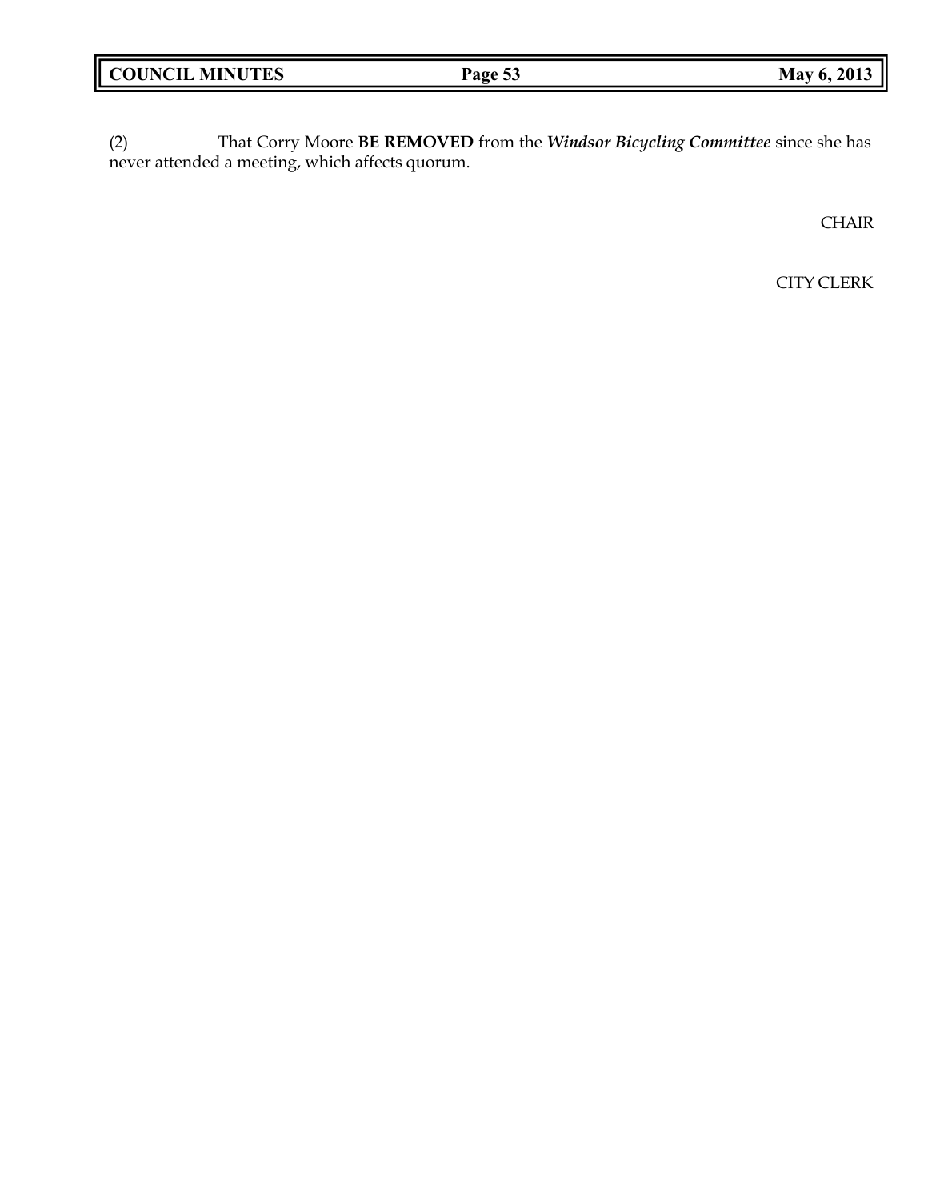(2) That Corry Moore **BE REMOVED** from the ***Windsor Bicycling Committee*** since she has never attended a meeting, which affects quorum.

CHAIR

CITY CLERK